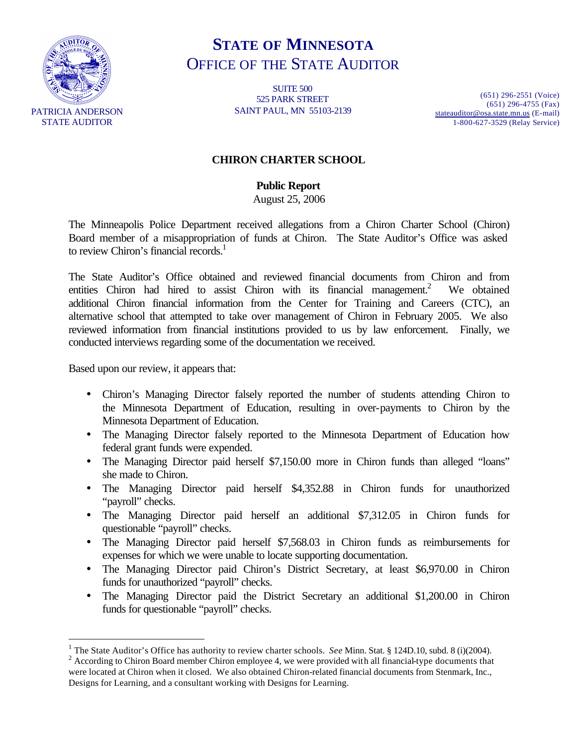# STATE OF MINNESOTA
## OFFICE OF THE STATE AUDITOR

PATRICIA ANDERSON
STATE AUDITOR

SUITE 500
525 PARK STREET
SAINT PAUL, MN 55103-2139

(651) 296-2551 (Voice)
(651) 296-4755 (Fax)
stateauditor@osa.state.mn.us (E-mail)
1-800-627-3529 (Relay Service)

## CHIRON CHARTER SCHOOL

**Public Report**
August 25, 2006

The Minneapolis Police Department received allegations from a Chiron Charter School (Chiron) Board member of a misappropriation of funds at Chiron. The State Auditor's Office was asked to review Chiron's financial records.[1]

The State Auditor's Office obtained and reviewed financial documents from Chiron and from entities Chiron had hired to assist Chiron with its financial management.[2] We obtained additional Chiron financial information from the Center for Training and Careers (CTC), an alternative school that attempted to take over management of Chiron in February 2005. We also reviewed information from financial institutions provided to us by law enforcement. Finally, we conducted interviews regarding some of the documentation we received.

Based upon our review, it appears that:

- Chiron's Managing Director falsely reported the number of students attending Chiron to the Minnesota Department of Education, resulting in over-payments to Chiron by the Minnesota Department of Education.
- The Managing Director falsely reported to the Minnesota Department of Education how federal grant funds were expended.
- The Managing Director paid herself $7,150.00 more in Chiron funds than alleged "loans" she made to Chiron.
- The Managing Director paid herself $4,352.88 in Chiron funds for unauthorized "payroll" checks.
- The Managing Director paid herself an additional $7,312.05 in Chiron funds for questionable "payroll" checks.
- The Managing Director paid herself $7,568.03 in Chiron funds as reimbursements for expenses for which we were unable to locate supporting documentation.
- The Managing Director paid Chiron's District Secretary, at least $6,970.00 in Chiron funds for unauthorized "payroll" checks.
- The Managing Director paid the District Secretary an additional $1,200.00 in Chiron funds for questionable "payroll" checks.

---

[1] The State Auditor's Office has authority to review charter schools. *See* Minn. Stat. § 124D.10, subd. 8 (i)(2004).

[2] According to Chiron Board member Chiron employee 4, we were provided with all financial-type documents that were located at Chiron when it closed. We also obtained Chiron-related financial documents from Stenmark, Inc., Designs for Learning, and a consultant working with Designs for Learning.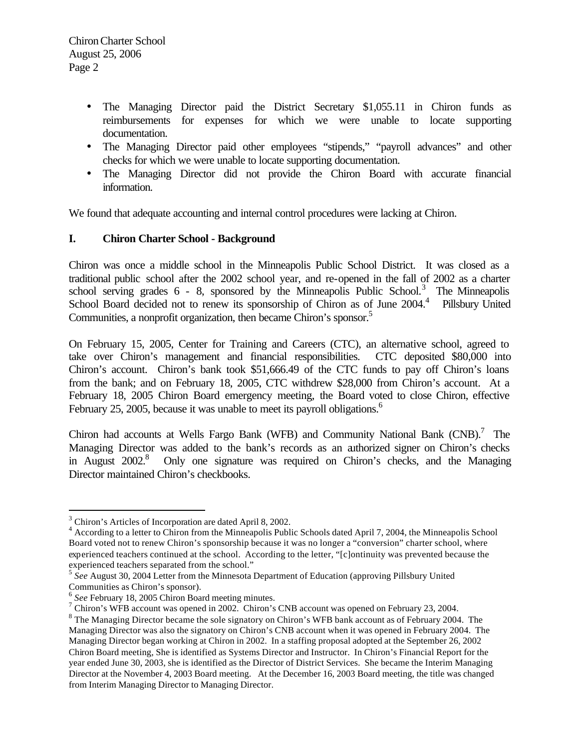- The Managing Director paid the District Secretary $1,055.11 in Chiron funds as reimbursements for expenses for which we were unable to locate supporting documentation.
- The Managing Director paid other employees "stipends," "payroll advances" and other checks for which we were unable to locate supporting documentation.
- The Managing Director did not provide the Chiron Board with accurate financial information.

We found that adequate accounting and internal control procedures were lacking at Chiron.

## I. Chiron Charter School - Background

Chiron was once a middle school in the Minneapolis Public School District. It was closed as a traditional public school after the 2002 school year, and re-opened in the fall of 2002 as a charter school serving grades 6 - 8, sponsored by the Minneapolis Public School.[3] The Minneapolis School Board decided not to renew its sponsorship of Chiron as of June 2004.[4] Pillsbury United Communities, a nonprofit organization, then became Chiron's sponsor.[5]

On February 15, 2005, Center for Training and Careers (CTC), an alternative school, agreed to take over Chiron's management and financial responsibilities. CTC deposited $80,000 into Chiron's account. Chiron's bank took $51,666.49 of the CTC funds to pay off Chiron's loans from the bank; and on February 18, 2005, CTC withdrew $28,000 from Chiron's account. At a February 18, 2005 Chiron Board emergency meeting, the Board voted to close Chiron, effective February 25, 2005, because it was unable to meet its payroll obligations.[6]

Chiron had accounts at Wells Fargo Bank (WFB) and Community National Bank (CNB).[7] The Managing Director was added to the bank's records as an authorized signer on Chiron's checks in August 2002.[8] Only one signature was required on Chiron's checks, and the Managing Director maintained Chiron's checkbooks.

---

[3] Chiron's Articles of Incorporation are dated April 8, 2002.

[4] According to a letter to Chiron from the Minneapolis Public Schools dated April 7, 2004, the Minneapolis School Board voted not to renew Chiron's sponsorship because it was no longer a "conversion" charter school, where experienced teachers continued at the school. According to the letter, "[c]ontinuity was prevented because the experienced teachers separated from the school."

[5] *See* August 30, 2004 Letter from the Minnesota Department of Education (approving Pillsbury United Communities as Chiron's sponsor).

[6] *See* February 18, 2005 Chiron Board meeting minutes.

[7] Chiron's WFB account was opened in 2002. Chiron's CNB account was opened on February 23, 2004.

[8] The Managing Director became the sole signatory on Chiron's WFB bank account as of February 2004. The Managing Director was also the signatory on Chiron's CNB account when it was opened in February 2004. The Managing Director began working at Chiron in 2002. In a staffing proposal adopted at the September 26, 2002 Chiron Board meeting, She is identified as Systems Director and Instructor. In Chiron's Financial Report for the year ended June 30, 2003, she is identified as the Director of District Services. She became the Interim Managing Director at the November 4, 2003 Board meeting. At the December 16, 2003 Board meeting, the title was changed from Interim Managing Director to Managing Director.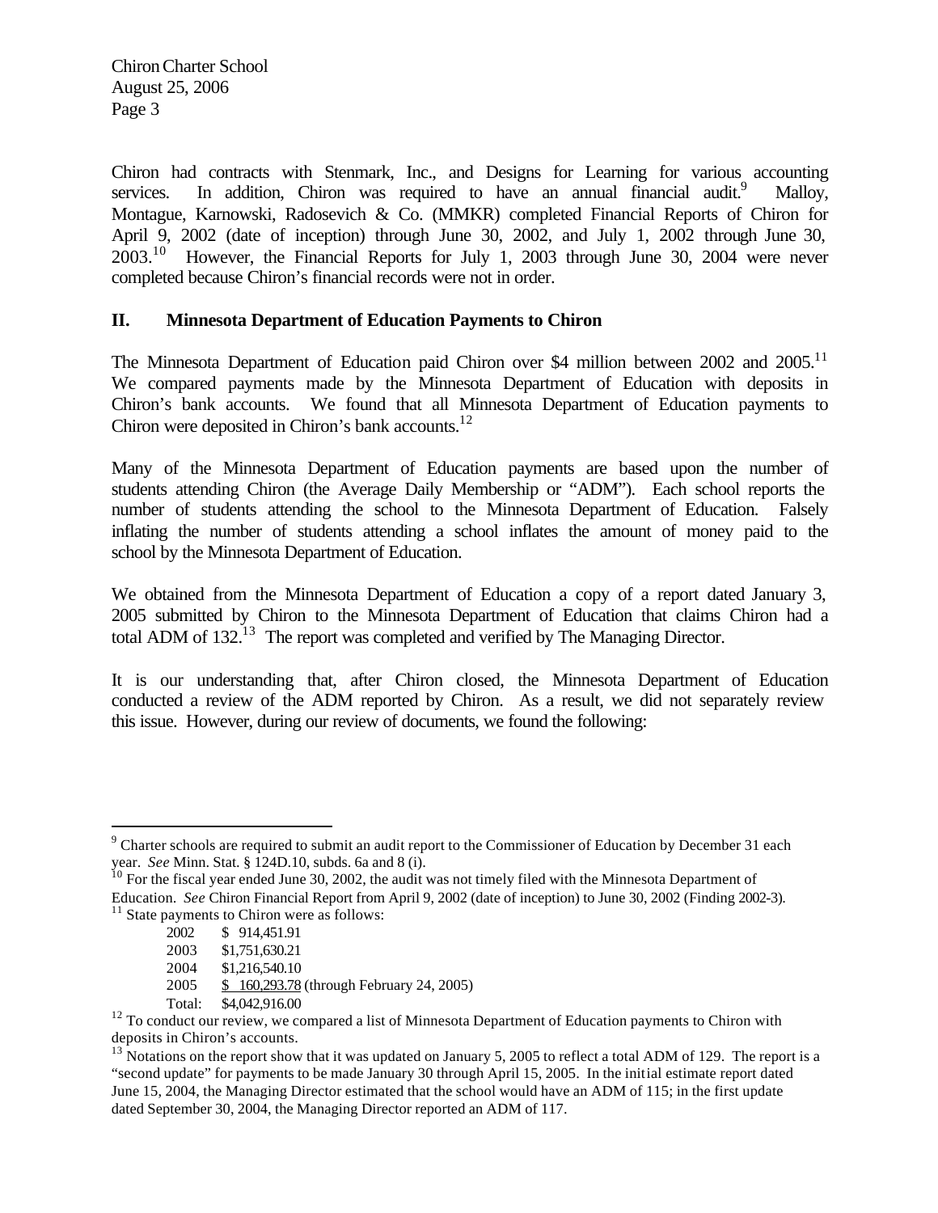Chiron had contracts with Stenmark, Inc., and Designs for Learning for various accounting services. In addition, Chiron was required to have an annual financial audit.[9] Malloy, Montague, Karnowski, Radosevich & Co. (MMKR) completed Financial Reports of Chiron for April 9, 2002 (date of inception) through June 30, 2002, and July 1, 2002 through June 30, 2003.[10] However, the Financial Reports for July 1, 2003 through June 30, 2004 were never completed because Chiron's financial records were not in order.

## II. Minnesota Department of Education Payments to Chiron

The Minnesota Department of Education paid Chiron over $4 million between 2002 and 2005.[11] We compared payments made by the Minnesota Department of Education with deposits in Chiron's bank accounts. We found that all Minnesota Department of Education payments to Chiron were deposited in Chiron's bank accounts.[12]

Many of the Minnesota Department of Education payments are based upon the number of students attending Chiron (the Average Daily Membership or "ADM"). Each school reports the number of students attending the school to the Minnesota Department of Education. Falsely inflating the number of students attending a school inflates the amount of money paid to the school by the Minnesota Department of Education.

We obtained from the Minnesota Department of Education a copy of a report dated January 3, 2005 submitted by Chiron to the Minnesota Department of Education that claims Chiron had a total ADM of 132.[13] The report was completed and verified by The Managing Director.

It is our understanding that, after Chiron closed, the Minnesota Department of Education conducted a review of the ADM reported by Chiron. As a result, we did not separately review this issue. However, during our review of documents, we found the following:

---

[9] Charter schools are required to submit an audit report to the Commissioner of Education by December 31 each year. *See* Minn. Stat. § 124D.10, subds. 6a and 8 (i).

[10] For the fiscal year ended June 30, 2002, the audit was not timely filed with the Minnesota Department of Education. *See* Chiron Financial Report from April 9, 2002 (date of inception) to June 30, 2002 (Finding 2002-3).

[11] State payments to Chiron were as follows:

| | |
|---|---|
| 2002 | $ 914,451.91 |
| 2003 | $1,751,630.21 |
| 2004 | $1,216,540.10 |
| 2005 | $ 160,293.78 (through February 24, 2005) |
| Total: | $4,042,916.00 |

[12] To conduct our review, we compared a list of Minnesota Department of Education payments to Chiron with deposits in Chiron's accounts.

[13] Notations on the report show that it was updated on January 5, 2005 to reflect a total ADM of 129. The report is a "second update" for payments to be made January 30 through April 15, 2005. In the initial estimate report dated June 15, 2004, the Managing Director estimated that the school would have an ADM of 115; in the first update dated September 30, 2004, the Managing Director reported an ADM of 117.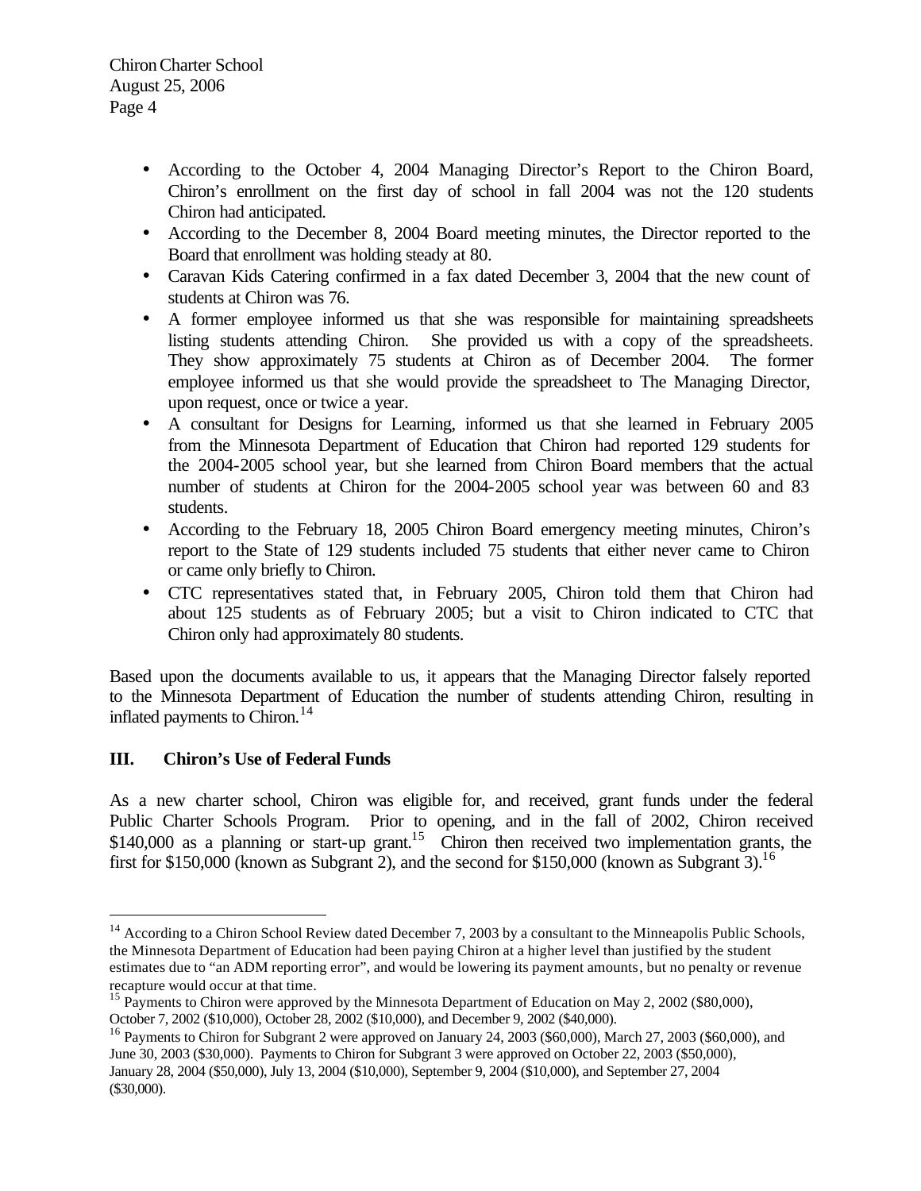- According to the October 4, 2004 Managing Director's Report to the Chiron Board, Chiron's enrollment on the first day of school in fall 2004 was not the 120 students Chiron had anticipated.
- According to the December 8, 2004 Board meeting minutes, the Director reported to the Board that enrollment was holding steady at 80.
- Caravan Kids Catering confirmed in a fax dated December 3, 2004 that the new count of students at Chiron was 76.
- A former employee informed us that she was responsible for maintaining spreadsheets listing students attending Chiron. She provided us with a copy of the spreadsheets. They show approximately 75 students at Chiron as of December 2004. The former employee informed us that she would provide the spreadsheet to The Managing Director, upon request, once or twice a year.
- A consultant for Designs for Learning, informed us that she learned in February 2005 from the Minnesota Department of Education that Chiron had reported 129 students for the 2004-2005 school year, but she learned from Chiron Board members that the actual number of students at Chiron for the 2004-2005 school year was between 60 and 83 students.
- According to the February 18, 2005 Chiron Board emergency meeting minutes, Chiron's report to the State of 129 students included 75 students that either never came to Chiron or came only briefly to Chiron.
- CTC representatives stated that, in February 2005, Chiron told them that Chiron had about 125 students as of February 2005; but a visit to Chiron indicated to CTC that Chiron only had approximately 80 students.

Based upon the documents available to us, it appears that the Managing Director falsely reported to the Minnesota Department of Education the number of students attending Chiron, resulting in inflated payments to Chiron.[14]

## III. Chiron's Use of Federal Funds

As a new charter school, Chiron was eligible for, and received, grant funds under the federal Public Charter Schools Program. Prior to opening, and in the fall of 2002, Chiron received $140,000 as a planning or start-up grant.[15] Chiron then received two implementation grants, the first for $150,000 (known as Subgrant 2), and the second for $150,000 (known as Subgrant 3).[16]

---

[14] According to a Chiron School Review dated December 7, 2003 by a consultant to the Minneapolis Public Schools, the Minnesota Department of Education had been paying Chiron at a higher level than justified by the student estimates due to "an ADM reporting error", and would be lowering its payment amounts, but no penalty or revenue recapture would occur at that time.

[15] Payments to Chiron were approved by the Minnesota Department of Education on May 2, 2002 ($80,000), October 7, 2002 ($10,000), October 28, 2002 ($10,000), and December 9, 2002 ($40,000).

[16] Payments to Chiron for Subgrant 2 were approved on January 24, 2003 ($60,000), March 27, 2003 ($60,000), and June 30, 2003 ($30,000). Payments to Chiron for Subgrant 3 were approved on October 22, 2003 ($50,000), January 28, 2004 ($50,000), July 13, 2004 ($10,000), September 9, 2004 ($10,000), and September 27, 2004 ($30,000).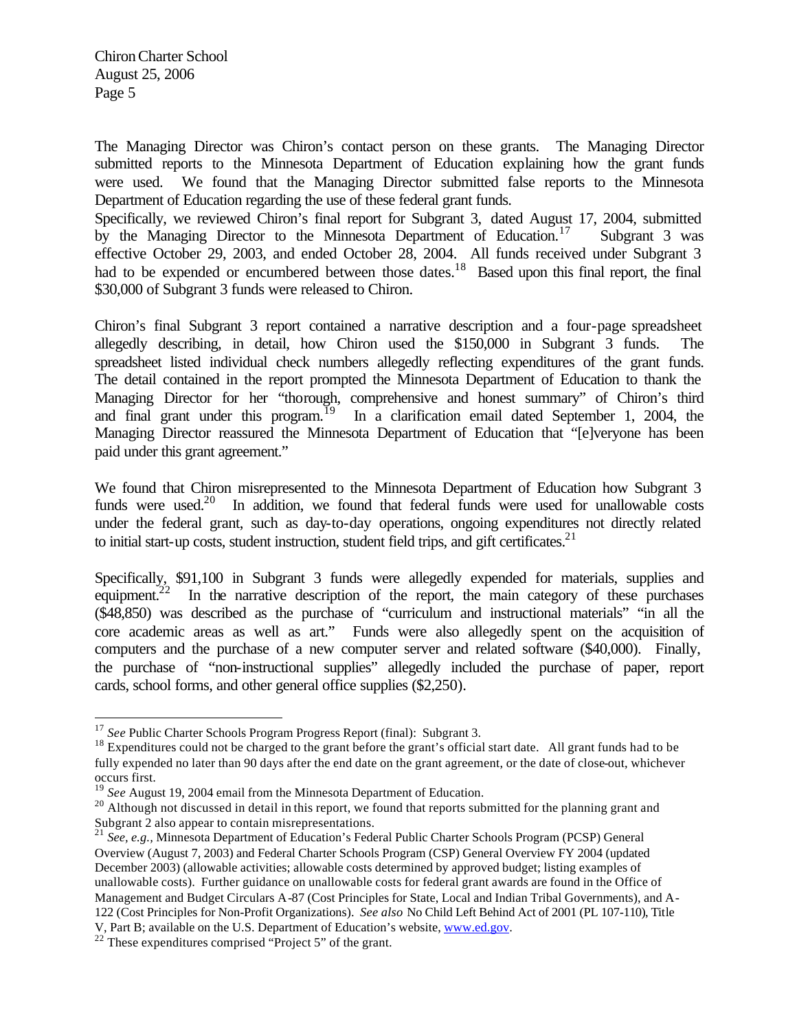The Managing Director was Chiron's contact person on these grants. The Managing Director submitted reports to the Minnesota Department of Education explaining how the grant funds were used. We found that the Managing Director submitted false reports to the Minnesota Department of Education regarding the use of these federal grant funds.

Specifically, we reviewed Chiron's final report for Subgrant 3, dated August 17, 2004, submitted by the Managing Director to the Minnesota Department of Education.[17] Subgrant 3 was effective October 29, 2003, and ended October 28, 2004. All funds received under Subgrant 3 had to be expended or encumbered between those dates.[18] Based upon this final report, the final $30,000 of Subgrant 3 funds were released to Chiron.

Chiron's final Subgrant 3 report contained a narrative description and a four-page spreadsheet allegedly describing, in detail, how Chiron used the $150,000 in Subgrant 3 funds. The spreadsheet listed individual check numbers allegedly reflecting expenditures of the grant funds. The detail contained in the report prompted the Minnesota Department of Education to thank the Managing Director for her "thorough, comprehensive and honest summary" of Chiron's third and final grant under this program.[19] In a clarification email dated September 1, 2004, the Managing Director reassured the Minnesota Department of Education that "[e]veryone has been paid under this grant agreement."

We found that Chiron misrepresented to the Minnesota Department of Education how Subgrant 3 funds were used.[20] In addition, we found that federal funds were used for unallowable costs under the federal grant, such as day-to-day operations, ongoing expenditures not directly related to initial start-up costs, student instruction, student field trips, and gift certificates.[21]

Specifically, $91,100 in Subgrant 3 funds were allegedly expended for materials, supplies and equipment.[22] In the narrative description of the report, the main category of these purchases ($48,850) was described as the purchase of "curriculum and instructional materials" "in all the core academic areas as well as art." Funds were also allegedly spent on the acquisition of computers and the purchase of a new computer server and related software ($40,000). Finally, the purchase of "non-instructional supplies" allegedly included the purchase of paper, report cards, school forms, and other general office supplies ($2,250).

---

[17] *See* Public Charter Schools Program Progress Report (final): Subgrant 3.

[18] Expenditures could not be charged to the grant before the grant's official start date. All grant funds had to be fully expended no later than 90 days after the end date on the grant agreement, or the date of close-out, whichever occurs first.

[19] *See* August 19, 2004 email from the Minnesota Department of Education.

[20] Although not discussed in detail in this report, we found that reports submitted for the planning grant and Subgrant 2 also appear to contain misrepresentations.

[21] *See, e.g.,* Minnesota Department of Education's Federal Public Charter Schools Program (PCSP) General Overview (August 7, 2003) and Federal Charter Schools Program (CSP) General Overview FY 2004 (updated December 2003) (allowable activities; allowable costs determined by approved budget; listing examples of unallowable costs). Further guidance on unallowable costs for federal grant awards are found in the Office of Management and Budget Circulars A-87 (Cost Principles for State, Local and Indian Tribal Governments), and A-122 (Cost Principles for Non-Profit Organizations). *See also* No Child Left Behind Act of 2001 (PL 107-110), Title V, Part B; available on the U.S. Department of Education's website, www.ed.gov.

[22] These expenditures comprised "Project 5" of the grant.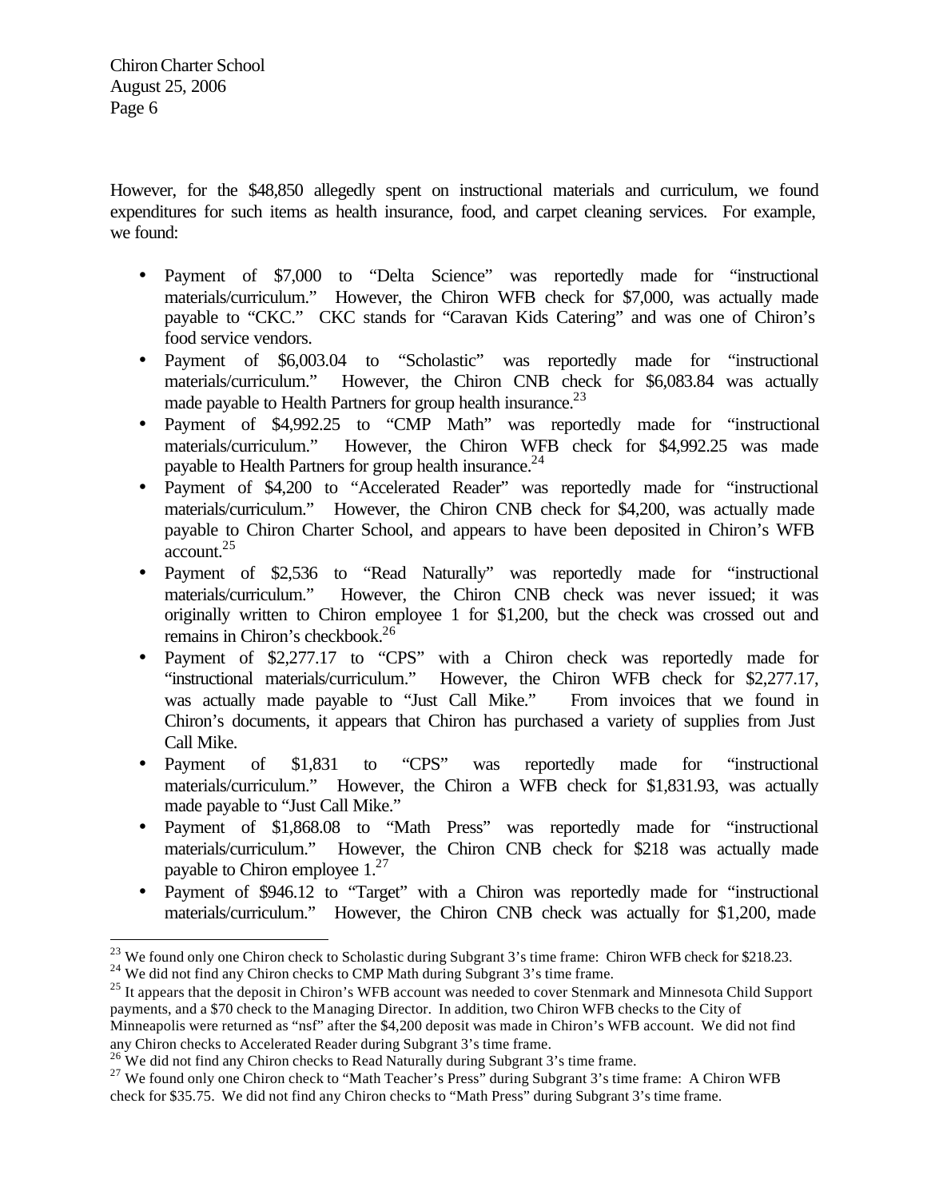However, for the $48,850 allegedly spent on instructional materials and curriculum, we found expenditures for such items as health insurance, food, and carpet cleaning services. For example, we found:

- Payment of $7,000 to "Delta Science" was reportedly made for "instructional materials/curriculum." However, the Chiron WFB check for $7,000, was actually made payable to "CKC." CKC stands for "Caravan Kids Catering" and was one of Chiron's food service vendors.
- Payment of $6,003.04 to "Scholastic" was reportedly made for "instructional materials/curriculum." However, the Chiron CNB check for $6,083.84 was actually made payable to Health Partners for group health insurance.[23]
- Payment of $4,992.25 to "CMP Math" was reportedly made for "instructional materials/curriculum." However, the Chiron WFB check for $4,992.25 was made payable to Health Partners for group health insurance.[24]
- Payment of $4,200 to "Accelerated Reader" was reportedly made for "instructional materials/curriculum." However, the Chiron CNB check for $4,200, was actually made payable to Chiron Charter School, and appears to have been deposited in Chiron's WFB account.[25]
- Payment of $2,536 to "Read Naturally" was reportedly made for "instructional materials/curriculum." However, the Chiron CNB check was never issued; it was originally written to Chiron employee 1 for $1,200, but the check was crossed out and remains in Chiron's checkbook.[26]
- Payment of $2,277.17 to "CPS" with a Chiron check was reportedly made for "instructional materials/curriculum." However, the Chiron WFB check for $2,277.17, was actually made payable to "Just Call Mike." From invoices that we found in Chiron's documents, it appears that Chiron has purchased a variety of supplies from Just Call Mike.
- Payment of $1,831 to "CPS" was reportedly made for "instructional materials/curriculum." However, the Chiron a WFB check for $1,831.93, was actually made payable to "Just Call Mike."
- Payment of $1,868.08 to "Math Press" was reportedly made for "instructional materials/curriculum." However, the Chiron CNB check for $218 was actually made payable to Chiron employee 1.[27]
- Payment of $946.12 to "Target" with a Chiron was reportedly made for "instructional materials/curriculum." However, the Chiron CNB check was actually for $1,200, made

---

[23] We found only one Chiron check to Scholastic during Subgrant 3's time frame: Chiron WFB check for $218.23.

[24] We did not find any Chiron checks to CMP Math during Subgrant 3's time frame.

[25] It appears that the deposit in Chiron's WFB account was needed to cover Stenmark and Minnesota Child Support payments, and a $70 check to the Managing Director. In addition, two Chiron WFB checks to the City of Minneapolis were returned as "nsf" after the $4,200 deposit was made in Chiron's WFB account. We did not find any Chiron checks to Accelerated Reader during Subgrant 3's time frame.

[26] We did not find any Chiron checks to Read Naturally during Subgrant 3's time frame.

[27] We found only one Chiron check to "Math Teacher's Press" during Subgrant 3's time frame: A Chiron WFB check for $35.75. We did not find any Chiron checks to "Math Press" during Subgrant 3's time frame.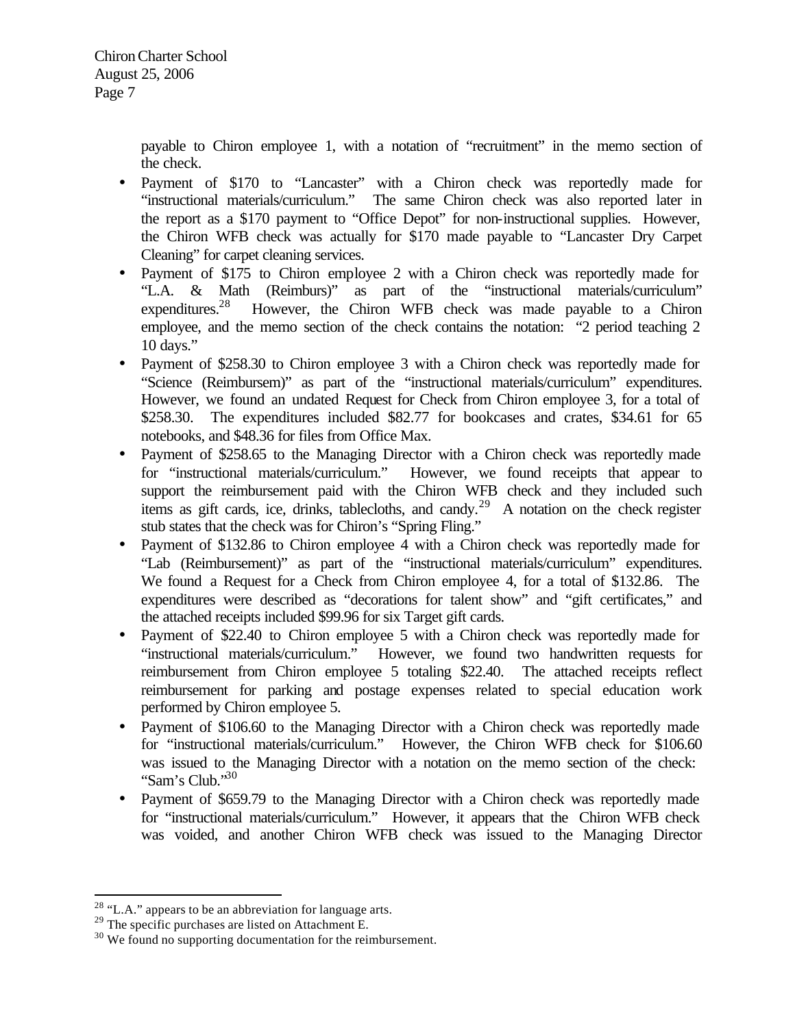payable to Chiron employee 1, with a notation of "recruitment" in the memo section of the check.

- Payment of $170 to "Lancaster" with a Chiron check was reportedly made for "instructional materials/curriculum." The same Chiron check was also reported later in the report as a $170 payment to "Office Depot" for non-instructional supplies. However, the Chiron WFB check was actually for $170 made payable to "Lancaster Dry Carpet Cleaning" for carpet cleaning services.
- Payment of $175 to Chiron employee 2 with a Chiron check was reportedly made for "L.A. & Math (Reimburs)" as part of the "instructional materials/curriculum" expenditures.[28] However, the Chiron WFB check was made payable to a Chiron employee, and the memo section of the check contains the notation: "2 period teaching 2 10 days."
- Payment of $258.30 to Chiron employee 3 with a Chiron check was reportedly made for "Science (Reimbursem)" as part of the "instructional materials/curriculum" expenditures. However, we found an undated Request for Check from Chiron employee 3, for a total of $258.30. The expenditures included $82.77 for bookcases and crates, $34.61 for 65 notebooks, and $48.36 for files from Office Max.
- Payment of $258.65 to the Managing Director with a Chiron check was reportedly made for "instructional materials/curriculum." However, we found receipts that appear to support the reimbursement paid with the Chiron WFB check and they included such items as gift cards, ice, drinks, tablecloths, and candy.[29] A notation on the check register stub states that the check was for Chiron's "Spring Fling."
- Payment of $132.86 to Chiron employee 4 with a Chiron check was reportedly made for "Lab (Reimbursement)" as part of the "instructional materials/curriculum" expenditures. We found a Request for a Check from Chiron employee 4, for a total of $132.86. The expenditures were described as "decorations for talent show" and "gift certificates," and the attached receipts included $99.96 for six Target gift cards.
- Payment of $22.40 to Chiron employee 5 with a Chiron check was reportedly made for "instructional materials/curriculum." However, we found two handwritten requests for reimbursement from Chiron employee 5 totaling $22.40. The attached receipts reflect reimbursement for parking and postage expenses related to special education work performed by Chiron employee 5.
- Payment of $106.60 to the Managing Director with a Chiron check was reportedly made for "instructional materials/curriculum." However, the Chiron WFB check for $106.60 was issued to the Managing Director with a notation on the memo section of the check: "Sam's Club."[30]
- Payment of $659.79 to the Managing Director with a Chiron check was reportedly made for "instructional materials/curriculum." However, it appears that the Chiron WFB check was voided, and another Chiron WFB check was issued to the Managing Director

---

[28] "L.A." appears to be an abbreviation for language arts.

[29] The specific purchases are listed on Attachment E.

[30] We found no supporting documentation for the reimbursement.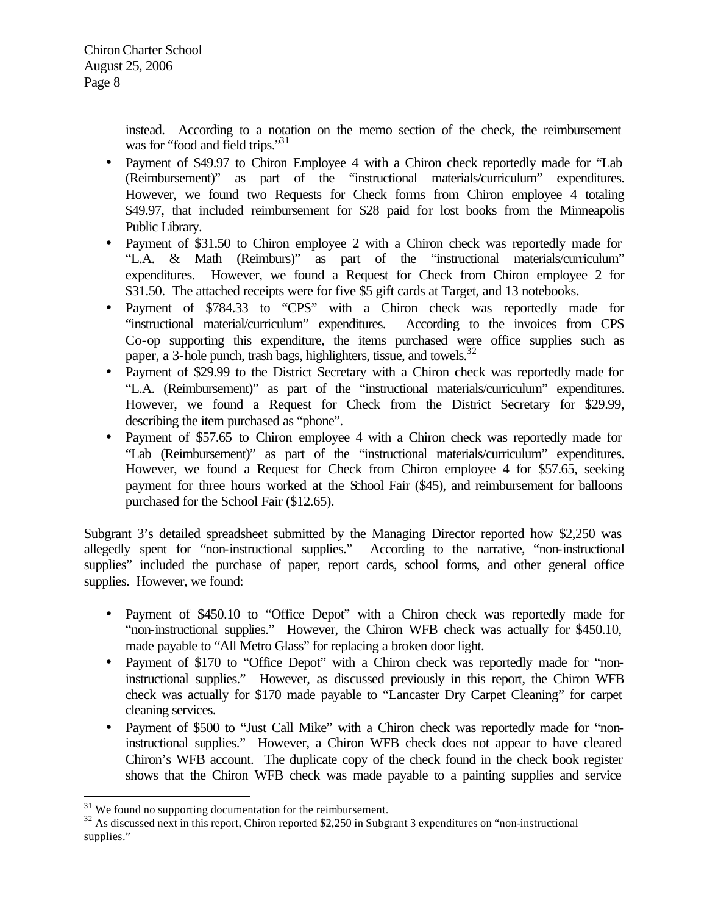instead. According to a notation on the memo section of the check, the reimbursement was for "food and field trips."[31]

- Payment of $49.97 to Chiron Employee 4 with a Chiron check reportedly made for "Lab (Reimbursement)" as part of the "instructional materials/curriculum" expenditures. However, we found two Requests for Check forms from Chiron employee 4 totaling $49.97, that included reimbursement for $28 paid for lost books from the Minneapolis Public Library.
- Payment of $31.50 to Chiron employee 2 with a Chiron check was reportedly made for "L.A. & Math (Reimburs)" as part of the "instructional materials/curriculum" expenditures. However, we found a Request for Check from Chiron employee 2 for $31.50. The attached receipts were for five $5 gift cards at Target, and 13 notebooks.
- Payment of $784.33 to "CPS" with a Chiron check was reportedly made for "instructional material/curriculum" expenditures. According to the invoices from CPS Co-op supporting this expenditure, the items purchased were office supplies such as paper, a 3-hole punch, trash bags, highlighters, tissue, and towels.[32]
- Payment of $29.99 to the District Secretary with a Chiron check was reportedly made for "L.A. (Reimbursement)" as part of the "instructional materials/curriculum" expenditures. However, we found a Request for Check from the District Secretary for $29.99, describing the item purchased as "phone".
- Payment of $57.65 to Chiron employee 4 with a Chiron check was reportedly made for "Lab (Reimbursement)" as part of the "instructional materials/curriculum" expenditures. However, we found a Request for Check from Chiron employee 4 for $57.65, seeking payment for three hours worked at the School Fair ($45), and reimbursement for balloons purchased for the School Fair ($12.65).

Subgrant 3's detailed spreadsheet submitted by the Managing Director reported how $2,250 was allegedly spent for "non-instructional supplies." According to the narrative, "non-instructional supplies" included the purchase of paper, report cards, school forms, and other general office supplies. However, we found:

- Payment of $450.10 to "Office Depot" with a Chiron check was reportedly made for "non-instructional supplies." However, the Chiron WFB check was actually for $450.10, made payable to "All Metro Glass" for replacing a broken door light.
- Payment of $170 to "Office Depot" with a Chiron check was reportedly made for "non-instructional supplies." However, as discussed previously in this report, the Chiron WFB check was actually for $170 made payable to "Lancaster Dry Carpet Cleaning" for carpet cleaning services.
- Payment of $500 to "Just Call Mike" with a Chiron check was reportedly made for "non-instructional supplies." However, a Chiron WFB check does not appear to have cleared Chiron's WFB account. The duplicate copy of the check found in the check book register shows that the Chiron WFB check was made payable to a painting supplies and service

---

[31] We found no supporting documentation for the reimbursement.

[32] As discussed next in this report, Chiron reported $2,250 in Subgrant 3 expenditures on "non-instructional supplies."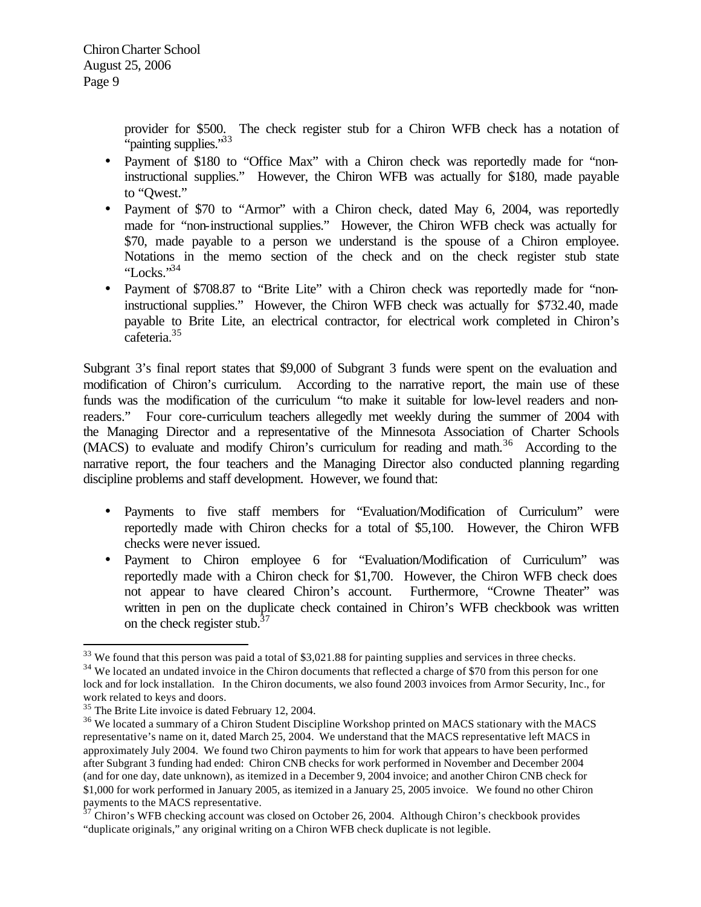provider for $500. The check register stub for a Chiron WFB check has a notation of "painting supplies."[33]

- Payment of $180 to "Office Max" with a Chiron check was reportedly made for "non-instructional supplies." However, the Chiron WFB was actually for $180, made payable to "Qwest."
- Payment of $70 to "Armor" with a Chiron check, dated May 6, 2004, was reportedly made for "non-instructional supplies." However, the Chiron WFB check was actually for $70, made payable to a person we understand is the spouse of a Chiron employee. Notations in the memo section of the check and on the check register stub state "Locks."[34]
- Payment of $708.87 to "Brite Lite" with a Chiron check was reportedly made for "non-instructional supplies." However, the Chiron WFB check was actually for $732.40, made payable to Brite Lite, an electrical contractor, for electrical work completed in Chiron's cafeteria.[35]

Subgrant 3's final report states that $9,000 of Subgrant 3 funds were spent on the evaluation and modification of Chiron's curriculum. According to the narrative report, the main use of these funds was the modification of the curriculum "to make it suitable for low-level readers and non-readers." Four core-curriculum teachers allegedly met weekly during the summer of 2004 with the Managing Director and a representative of the Minnesota Association of Charter Schools (MACS) to evaluate and modify Chiron's curriculum for reading and math.[36] According to the narrative report, the four teachers and the Managing Director also conducted planning regarding discipline problems and staff development. However, we found that:

- Payments to five staff members for "Evaluation/Modification of Curriculum" were reportedly made with Chiron checks for a total of $5,100. However, the Chiron WFB checks were never issued.
- Payment to Chiron employee 6 for "Evaluation/Modification of Curriculum" was reportedly made with a Chiron check for $1,700. However, the Chiron WFB check does not appear to have cleared Chiron's account. Furthermore, "Crowne Theater" was written in pen on the duplicate check contained in Chiron's WFB checkbook was written on the check register stub.[37]

---

[33] We found that this person was paid a total of $3,021.88 for painting supplies and services in three checks.

[34] We located an undated invoice in the Chiron documents that reflected a charge of $70 from this person for one lock and for lock installation. In the Chiron documents, we also found 2003 invoices from Armor Security, Inc., for work related to keys and doors.

[35] The Brite Lite invoice is dated February 12, 2004.

[36] We located a summary of a Chiron Student Discipline Workshop printed on MACS stationary with the MACS representative's name on it, dated March 25, 2004. We understand that the MACS representative left MACS in approximately July 2004. We found two Chiron payments to him for work that appears to have been performed after Subgrant 3 funding had ended: Chiron CNB checks for work performed in November and December 2004 (and for one day, date unknown), as itemized in a December 9, 2004 invoice; and another Chiron CNB check for $1,000 for work performed in January 2005, as itemized in a January 25, 2005 invoice. We found no other Chiron payments to the MACS representative.

[37] Chiron's WFB checking account was closed on October 26, 2004. Although Chiron's checkbook provides "duplicate originals," any original writing on a Chiron WFB check duplicate is not legible.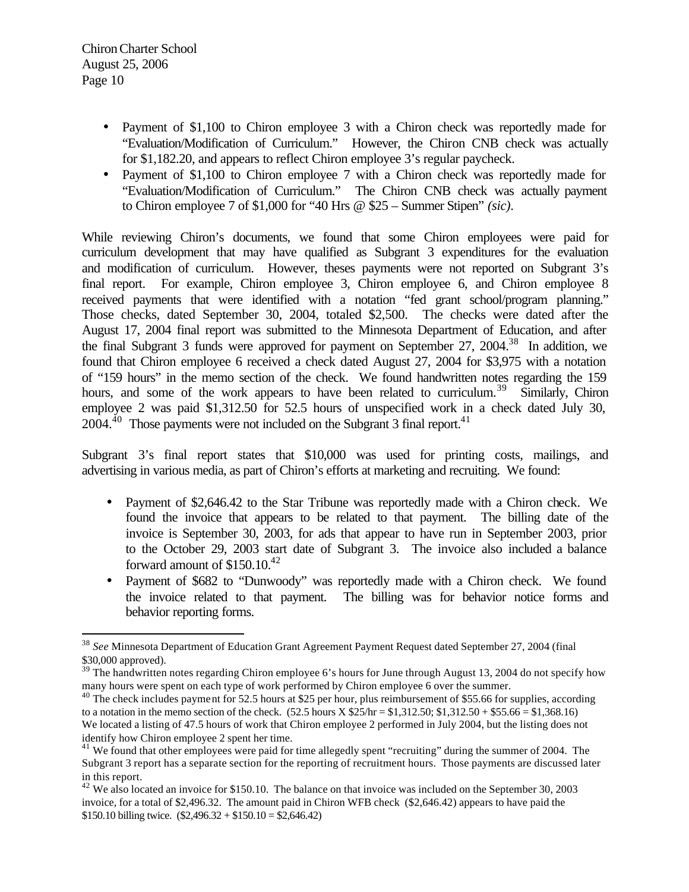- Payment of $1,100 to Chiron employee 3 with a Chiron check was reportedly made for "Evaluation/Modification of Curriculum." However, the Chiron CNB check was actually for $1,182.20, and appears to reflect Chiron employee 3's regular paycheck.
- Payment of $1,100 to Chiron employee 7 with a Chiron check was reportedly made for "Evaluation/Modification of Curriculum." The Chiron CNB check was actually payment to Chiron employee 7 of $1,000 for "40 Hrs @ $25 – Summer Stipen" *(sic)*.

While reviewing Chiron's documents, we found that some Chiron employees were paid for curriculum development that may have qualified as Subgrant 3 expenditures for the evaluation and modification of curriculum. However, theses payments were not reported on Subgrant 3's final report. For example, Chiron employee 3, Chiron employee 6, and Chiron employee 8 received payments that were identified with a notation "fed grant school/program planning." Those checks, dated September 30, 2004, totaled $2,500. The checks were dated after the August 17, 2004 final report was submitted to the Minnesota Department of Education, and after the final Subgrant 3 funds were approved for payment on September 27, 2004.[38] In addition, we found that Chiron employee 6 received a check dated August 27, 2004 for $3,975 with a notation of "159 hours" in the memo section of the check. We found handwritten notes regarding the 159 hours, and some of the work appears to have been related to curriculum.[39] Similarly, Chiron employee 2 was paid $1,312.50 for 52.5 hours of unspecified work in a check dated July 30, 2004.[40] Those payments were not included on the Subgrant 3 final report.[41]

Subgrant 3's final report states that $10,000 was used for printing costs, mailings, and advertising in various media, as part of Chiron's efforts at marketing and recruiting. We found:

- Payment of $2,646.42 to the Star Tribune was reportedly made with a Chiron check. We found the invoice that appears to be related to that payment. The billing date of the invoice is September 30, 2003, for ads that appear to have run in September 2003, prior to the October 29, 2003 start date of Subgrant 3. The invoice also included a balance forward amount of $150.10.[42]
- Payment of $682 to "Dunwoody" was reportedly made with a Chiron check. We found the invoice related to that payment. The billing was for behavior notice forms and behavior reporting forms.

---

[38] *See* Minnesota Department of Education Grant Agreement Payment Request dated September 27, 2004 (final $30,000 approved).

[39] The handwritten notes regarding Chiron employee 6's hours for June through August 13, 2004 do not specify how many hours were spent on each type of work performed by Chiron employee 6 over the summer.

[40] The check includes payment for 52.5 hours at $25 per hour, plus reimbursement of $55.66 for supplies, according to a notation in the memo section of the check. (52.5 hours X $25/hr = $1,312.50; $1,312.50 + $55.66 = $1,368.16) We located a listing of 47.5 hours of work that Chiron employee 2 performed in July 2004, but the listing does not identify how Chiron employee 2 spent her time.

[41] We found that other employees were paid for time allegedly spent "recruiting" during the summer of 2004. The Subgrant 3 report has a separate section for the reporting of recruitment hours. Those payments are discussed later in this report.

[42] We also located an invoice for $150.10. The balance on that invoice was included on the September 30, 2003 invoice, for a total of $2,496.32. The amount paid in Chiron WFB check ($2,646.42) appears to have paid the $150.10 billing twice. ($2,496.32 + $150.10 = $2,646.42)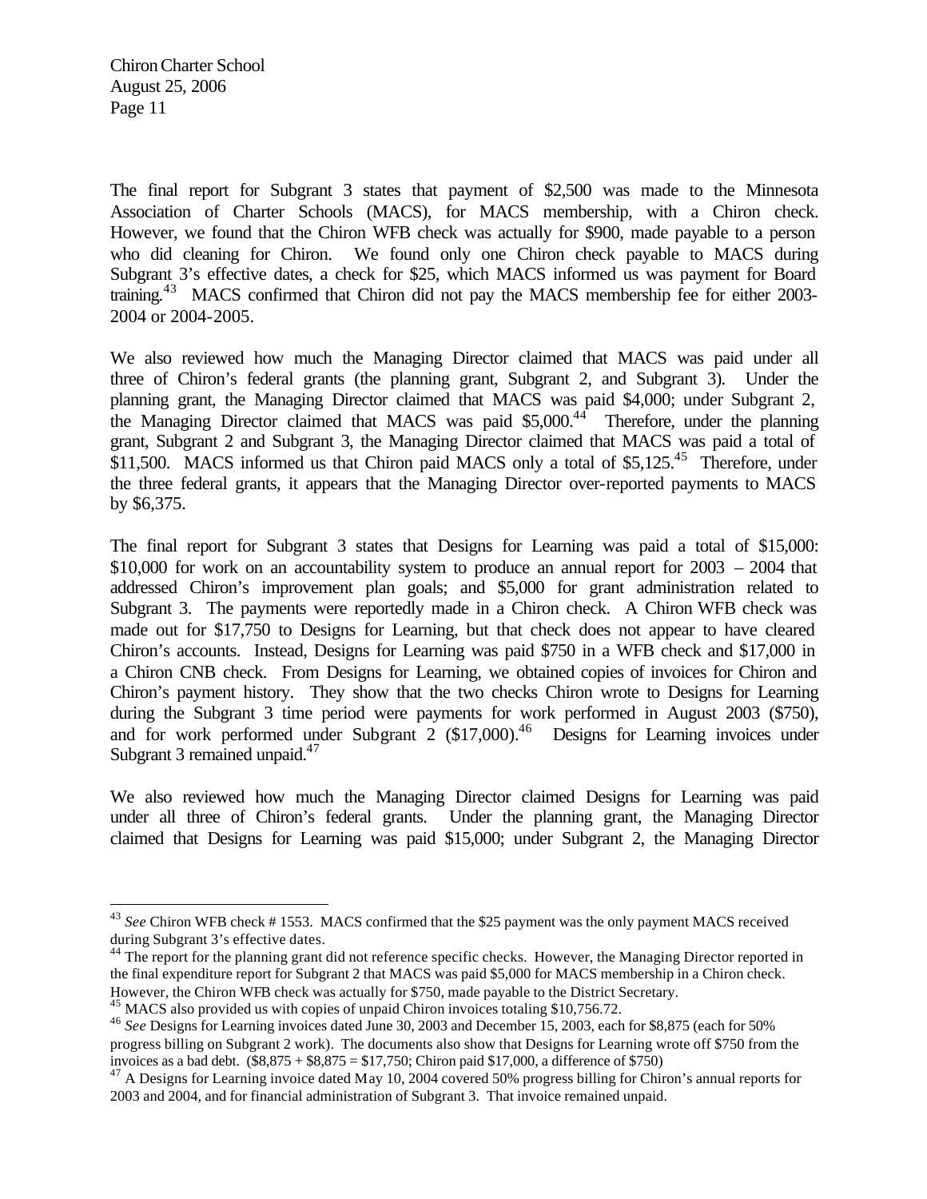The final report for Subgrant 3 states that payment of $2,500 was made to the Minnesota Association of Charter Schools (MACS), for MACS membership, with a Chiron check. However, we found that the Chiron WFB check was actually for $900, made payable to a person who did cleaning for Chiron. We found only one Chiron check payable to MACS during Subgrant 3's effective dates, a check for $25, which MACS informed us was payment for Board training.[43] MACS confirmed that Chiron did not pay the MACS membership fee for either 2003-2004 or 2004-2005.

We also reviewed how much the Managing Director claimed that MACS was paid under all three of Chiron's federal grants (the planning grant, Subgrant 2, and Subgrant 3). Under the planning grant, the Managing Director claimed that MACS was paid $4,000; under Subgrant 2, the Managing Director claimed that MACS was paid $5,000.[44] Therefore, under the planning grant, Subgrant 2 and Subgrant 3, the Managing Director claimed that MACS was paid a total of $11,500. MACS informed us that Chiron paid MACS only a total of $5,125.[45] Therefore, under the three federal grants, it appears that the Managing Director over-reported payments to MACS by $6,375.

The final report for Subgrant 3 states that Designs for Learning was paid a total of $15,000: $10,000 for work on an accountability system to produce an annual report for 2003 – 2004 that addressed Chiron's improvement plan goals; and $5,000 for grant administration related to Subgrant 3. The payments were reportedly made in a Chiron check. A Chiron WFB check was made out for $17,750 to Designs for Learning, but that check does not appear to have cleared Chiron's accounts. Instead, Designs for Learning was paid $750 in a WFB check and $17,000 in a Chiron CNB check. From Designs for Learning, we obtained copies of invoices for Chiron and Chiron's payment history. They show that the two checks Chiron wrote to Designs for Learning during the Subgrant 3 time period were payments for work performed in August 2003 ($750), and for work performed under Subgrant 2 ($17,000).[46] Designs for Learning invoices under Subgrant 3 remained unpaid.[47]

We also reviewed how much the Managing Director claimed Designs for Learning was paid under all three of Chiron's federal grants. Under the planning grant, the Managing Director claimed that Designs for Learning was paid $15,000; under Subgrant 2, the Managing Director

---

[43] *See* Chiron WFB check # 1553. MACS confirmed that the $25 payment was the only payment MACS received during Subgrant 3's effective dates.

[44] The report for the planning grant did not reference specific checks. However, the Managing Director reported in the final expenditure report for Subgrant 2 that MACS was paid $5,000 for MACS membership in a Chiron check. However, the Chiron WFB check was actually for $750, made payable to the District Secretary.

[45] MACS also provided us with copies of unpaid Chiron invoices totaling $10,756.72.

[46] *See* Designs for Learning invoices dated June 30, 2003 and December 15, 2003, each for $8,875 (each for 50% progress billing on Subgrant 2 work). The documents also show that Designs for Learning wrote off $750 from the invoices as a bad debt. ($8,875 + $8,875 = $17,750; Chiron paid $17,000, a difference of $750)

[47] A Designs for Learning invoice dated May 10, 2004 covered 50% progress billing for Chiron's annual reports for 2003 and 2004, and for financial administration of Subgrant 3. That invoice remained unpaid.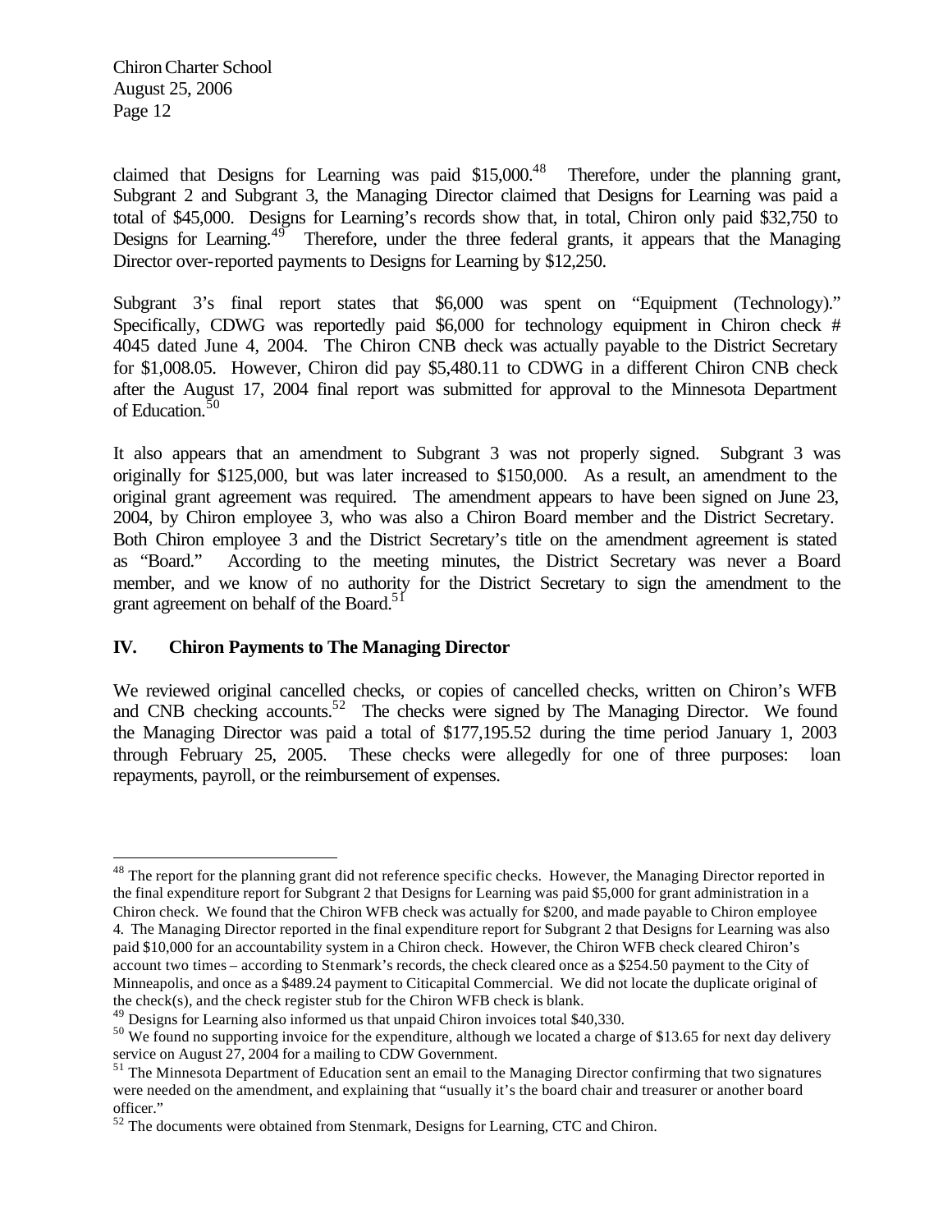claimed that Designs for Learning was paid $15,000.[48] Therefore, under the planning grant, Subgrant 2 and Subgrant 3, the Managing Director claimed that Designs for Learning was paid a total of $45,000. Designs for Learning's records show that, in total, Chiron only paid $32,750 to Designs for Learning.[49] Therefore, under the three federal grants, it appears that the Managing Director over-reported payments to Designs for Learning by $12,250.

Subgrant 3's final report states that $6,000 was spent on "Equipment (Technology)." Specifically, CDWG was reportedly paid $6,000 for technology equipment in Chiron check # 4045 dated June 4, 2004. The Chiron CNB check was actually payable to the District Secretary for $1,008.05. However, Chiron did pay $5,480.11 to CDWG in a different Chiron CNB check after the August 17, 2004 final report was submitted for approval to the Minnesota Department of Education.[50]

It also appears that an amendment to Subgrant 3 was not properly signed. Subgrant 3 was originally for $125,000, but was later increased to $150,000. As a result, an amendment to the original grant agreement was required. The amendment appears to have been signed on June 23, 2004, by Chiron employee 3, who was also a Chiron Board member and the District Secretary. Both Chiron employee 3 and the District Secretary's title on the amendment agreement is stated as "Board." According to the meeting minutes, the District Secretary was never a Board member, and we know of no authority for the District Secretary to sign the amendment to the grant agreement on behalf of the Board.[51]

## IV. Chiron Payments to The Managing Director

We reviewed original cancelled checks, or copies of cancelled checks, written on Chiron's WFB and CNB checking accounts.[52] The checks were signed by The Managing Director. We found the Managing Director was paid a total of $177,195.52 during the time period January 1, 2003 through February 25, 2005. These checks were allegedly for one of three purposes: loan repayments, payroll, or the reimbursement of expenses.

---

[48] The report for the planning grant did not reference specific checks. However, the Managing Director reported in the final expenditure report for Subgrant 2 that Designs for Learning was paid $5,000 for grant administration in a Chiron check. We found that the Chiron WFB check was actually for $200, and made payable to Chiron employee 4. The Managing Director reported in the final expenditure report for Subgrant 2 that Designs for Learning was also paid $10,000 for an accountability system in a Chiron check. However, the Chiron WFB check cleared Chiron's account two times – according to Stenmark's records, the check cleared once as a $254.50 payment to the City of Minneapolis, and once as a $489.24 payment to Citicapital Commercial. We did not locate the duplicate original of the check(s), and the check register stub for the Chiron WFB check is blank.

[49] Designs for Learning also informed us that unpaid Chiron invoices total $40,330.

[50] We found no supporting invoice for the expenditure, although we located a charge of $13.65 for next day delivery service on August 27, 2004 for a mailing to CDW Government.

[51] The Minnesota Department of Education sent an email to the Managing Director confirming that two signatures were needed on the amendment, and explaining that "usually it's the board chair and treasurer or another board officer."

[52] The documents were obtained from Stenmark, Designs for Learning, CTC and Chiron.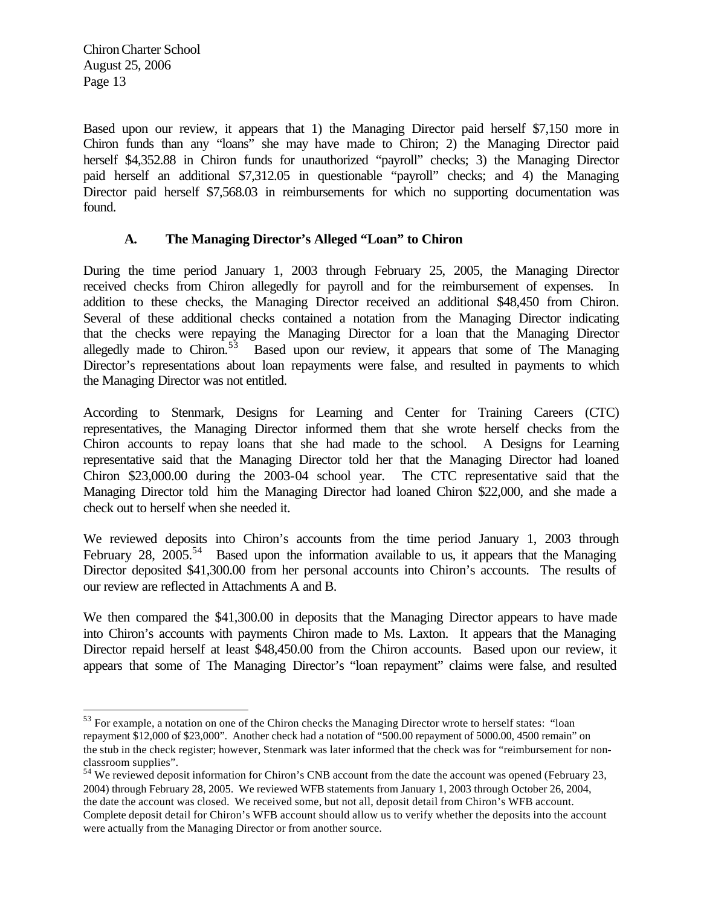Based upon our review, it appears that 1) the Managing Director paid herself $7,150 more in Chiron funds than any "loans" she may have made to Chiron; 2) the Managing Director paid herself $4,352.88 in Chiron funds for unauthorized "payroll" checks; 3) the Managing Director paid herself an additional $7,312.05 in questionable "payroll" checks; and 4) the Managing Director paid herself $7,568.03 in reimbursements for which no supporting documentation was found.

### A. The Managing Director's Alleged "Loan" to Chiron

During the time period January 1, 2003 through February 25, 2005, the Managing Director received checks from Chiron allegedly for payroll and for the reimbursement of expenses. In addition to these checks, the Managing Director received an additional $48,450 from Chiron. Several of these additional checks contained a notation from the Managing Director indicating that the checks were repaying the Managing Director for a loan that the Managing Director allegedly made to Chiron.[53] Based upon our review, it appears that some of The Managing Director's representations about loan repayments were false, and resulted in payments to which the Managing Director was not entitled.

According to Stenmark, Designs for Learning and Center for Training Careers (CTC) representatives, the Managing Director informed them that she wrote herself checks from the Chiron accounts to repay loans that she had made to the school. A Designs for Learning representative said that the Managing Director told her that the Managing Director had loaned Chiron $23,000.00 during the 2003-04 school year. The CTC representative said that the Managing Director told him the Managing Director had loaned Chiron $22,000, and she made a check out to herself when she needed it.

We reviewed deposits into Chiron's accounts from the time period January 1, 2003 through February 28, 2005.[54] Based upon the information available to us, it appears that the Managing Director deposited $41,300.00 from her personal accounts into Chiron's accounts. The results of our review are reflected in Attachments A and B.

We then compared the $41,300.00 in deposits that the Managing Director appears to have made into Chiron's accounts with payments Chiron made to Ms. Laxton. It appears that the Managing Director repaid herself at least $48,450.00 from the Chiron accounts. Based upon our review, it appears that some of The Managing Director's "loan repayment" claims were false, and resulted

---

[53] For example, a notation on one of the Chiron checks the Managing Director wrote to herself states: "loan repayment $12,000 of $23,000". Another check had a notation of "500.00 repayment of 5000.00, 4500 remain" on the stub in the check register; however, Stenmark was later informed that the check was for "reimbursement for non-classroom supplies".

[54] We reviewed deposit information for Chiron's CNB account from the date the account was opened (February 23, 2004) through February 28, 2005. We reviewed WFB statements from January 1, 2003 through October 26, 2004, the date the account was closed. We received some, but not all, deposit detail from Chiron's WFB account. Complete deposit detail for Chiron's WFB account should allow us to verify whether the deposits into the account were actually from the Managing Director or from another source.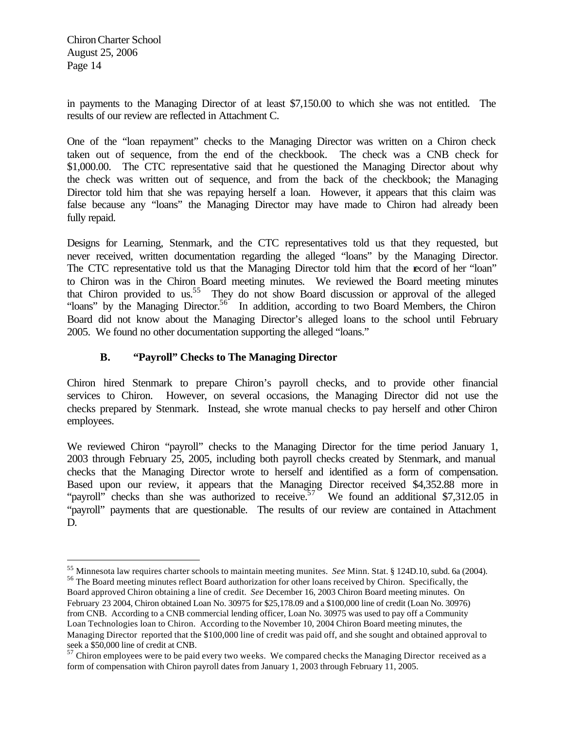in payments to the Managing Director of at least $7,150.00 to which she was not entitled. The results of our review are reflected in Attachment C.

One of the "loan repayment" checks to the Managing Director was written on a Chiron check taken out of sequence, from the end of the checkbook. The check was a CNB check for $1,000.00. The CTC representative said that he questioned the Managing Director about why the check was written out of sequence, and from the back of the checkbook; the Managing Director told him that she was repaying herself a loan. However, it appears that this claim was false because any "loans" the Managing Director may have made to Chiron had already been fully repaid.

Designs for Learning, Stenmark, and the CTC representatives told us that they requested, but never received, written documentation regarding the alleged "loans" by the Managing Director. The CTC representative told us that the Managing Director told him that the record of her "loan" to Chiron was in the Chiron Board meeting minutes. We reviewed the Board meeting minutes that Chiron provided to us.[55] They do not show Board discussion or approval of the alleged "loans" by the Managing Director.[56] In addition, according to two Board Members, the Chiron Board did not know about the Managing Director's alleged loans to the school until February 2005. We found no other documentation supporting the alleged "loans."

### B. "Payroll" Checks to The Managing Director

Chiron hired Stenmark to prepare Chiron's payroll checks, and to provide other financial services to Chiron. However, on several occasions, the Managing Director did not use the checks prepared by Stenmark. Instead, she wrote manual checks to pay herself and other Chiron employees.

We reviewed Chiron "payroll" checks to the Managing Director for the time period January 1, 2003 through February 25, 2005, including both payroll checks created by Stenmark, and manual checks that the Managing Director wrote to herself and identified as a form of compensation. Based upon our review, it appears that the Managing Director received $4,352.88 more in "payroll" checks than she was authorized to receive.[57] We found an additional $7,312.05 in "payroll" payments that are questionable. The results of our review are contained in Attachment D.

---

[55] Minnesota law requires charter schools to maintain meeting munites. *See* Minn. Stat. § 124D.10, subd. 6a (2004).

[56] The Board meeting minutes reflect Board authorization for other loans received by Chiron. Specifically, the Board approved Chiron obtaining a line of credit. *See* December 16, 2003 Chiron Board meeting minutes. On February 23 2004, Chiron obtained Loan No. 30975 for $25,178.09 and a $100,000 line of credit (Loan No. 30976) from CNB. According to a CNB commercial lending officer, Loan No. 30975 was used to pay off a Community Loan Technologies loan to Chiron. According to the November 10, 2004 Chiron Board meeting minutes, the Managing Director reported that the $100,000 line of credit was paid off, and she sought and obtained approval to seek a $50,000 line of credit at CNB.

[57] Chiron employees were to be paid every two weeks. We compared checks the Managing Director received as a form of compensation with Chiron payroll dates from January 1, 2003 through February 11, 2005.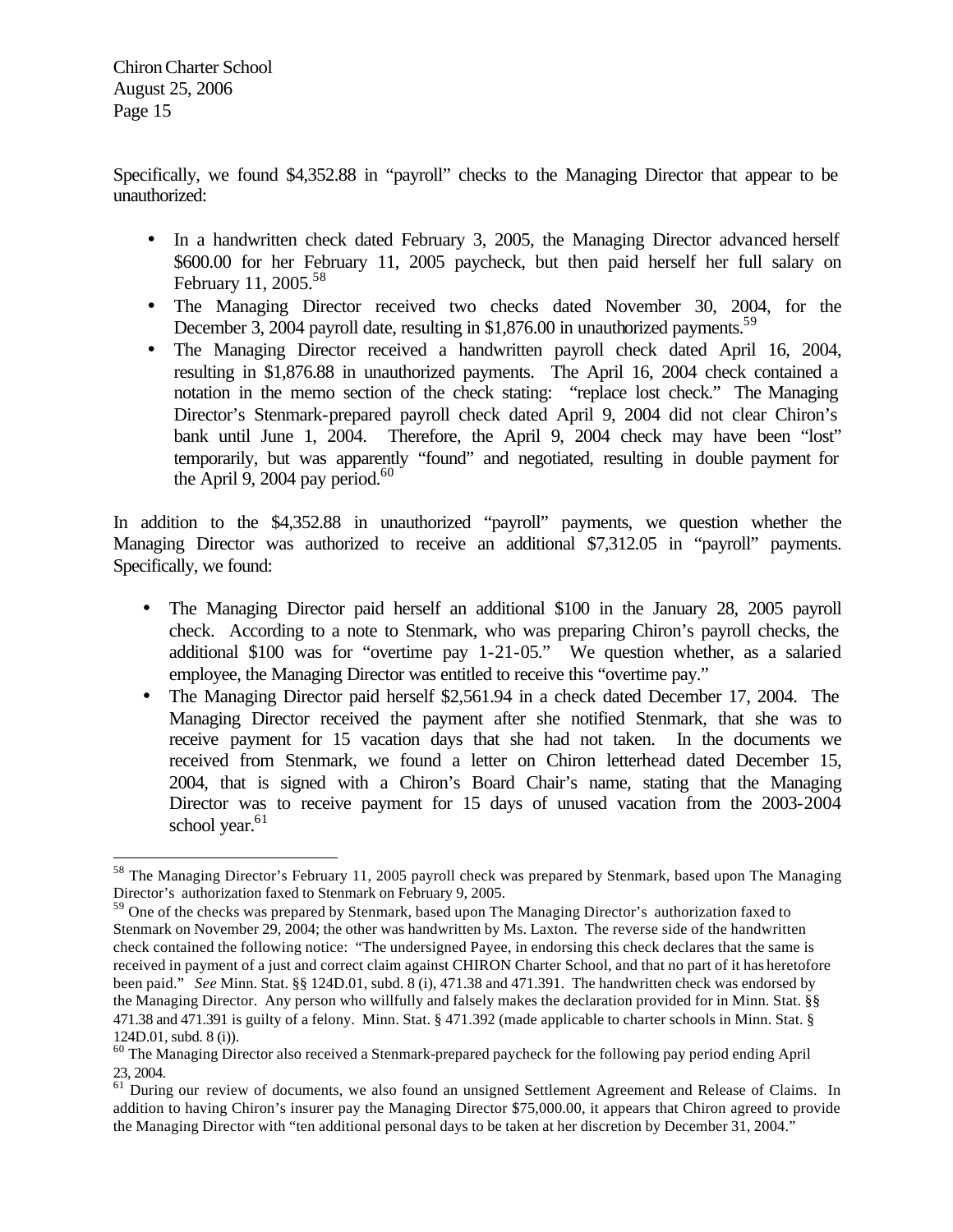Specifically, we found $4,352.88 in "payroll" checks to the Managing Director that appear to be unauthorized:

- In a handwritten check dated February 3, 2005, the Managing Director advanced herself $600.00 for her February 11, 2005 paycheck, but then paid herself her full salary on February 11, 2005.[58]
- The Managing Director received two checks dated November 30, 2004, for the December 3, 2004 payroll date, resulting in $1,876.00 in unauthorized payments.[59]
- The Managing Director received a handwritten payroll check dated April 16, 2004, resulting in $1,876.88 in unauthorized payments. The April 16, 2004 check contained a notation in the memo section of the check stating: "replace lost check." The Managing Director's Stenmark-prepared payroll check dated April 9, 2004 did not clear Chiron's bank until June 1, 2004. Therefore, the April 9, 2004 check may have been "lost" temporarily, but was apparently "found" and negotiated, resulting in double payment for the April 9, 2004 pay period.[60]

In addition to the $4,352.88 in unauthorized "payroll" payments, we question whether the Managing Director was authorized to receive an additional $7,312.05 in "payroll" payments. Specifically, we found:

- The Managing Director paid herself an additional $100 in the January 28, 2005 payroll check. According to a note to Stenmark, who was preparing Chiron's payroll checks, the additional $100 was for "overtime pay 1-21-05." We question whether, as a salaried employee, the Managing Director was entitled to receive this "overtime pay."
- The Managing Director paid herself $2,561.94 in a check dated December 17, 2004. The Managing Director received the payment after she notified Stenmark, that she was to receive payment for 15 vacation days that she had not taken. In the documents we received from Stenmark, we found a letter on Chiron letterhead dated December 15, 2004, that is signed with a Chiron's Board Chair's name, stating that the Managing Director was to receive payment for 15 days of unused vacation from the 2003-2004 school year.[61]

---

[58] The Managing Director's February 11, 2005 payroll check was prepared by Stenmark, based upon The Managing Director's authorization faxed to Stenmark on February 9, 2005.

[59] One of the checks was prepared by Stenmark, based upon The Managing Director's authorization faxed to Stenmark on November 29, 2004; the other was handwritten by Ms. Laxton. The reverse side of the handwritten check contained the following notice: "The undersigned Payee, in endorsing this check declares that the same is received in payment of a just and correct claim against CHIRON Charter School, and that no part of it has heretofore been paid." *See* Minn. Stat. §§ 124D.01, subd. 8 (i), 471.38 and 471.391. The handwritten check was endorsed by the Managing Director. Any person who willfully and falsely makes the declaration provided for in Minn. Stat. §§ 471.38 and 471.391 is guilty of a felony. Minn. Stat. § 471.392 (made applicable to charter schools in Minn. Stat. § 124D.01, subd. 8 (i)).

[60] The Managing Director also received a Stenmark-prepared paycheck for the following pay period ending April 23, 2004.

[61] During our review of documents, we also found an unsigned Settlement Agreement and Release of Claims. In addition to having Chiron's insurer pay the Managing Director $75,000.00, it appears that Chiron agreed to provide the Managing Director with "ten additional personal days to be taken at her discretion by December 31, 2004."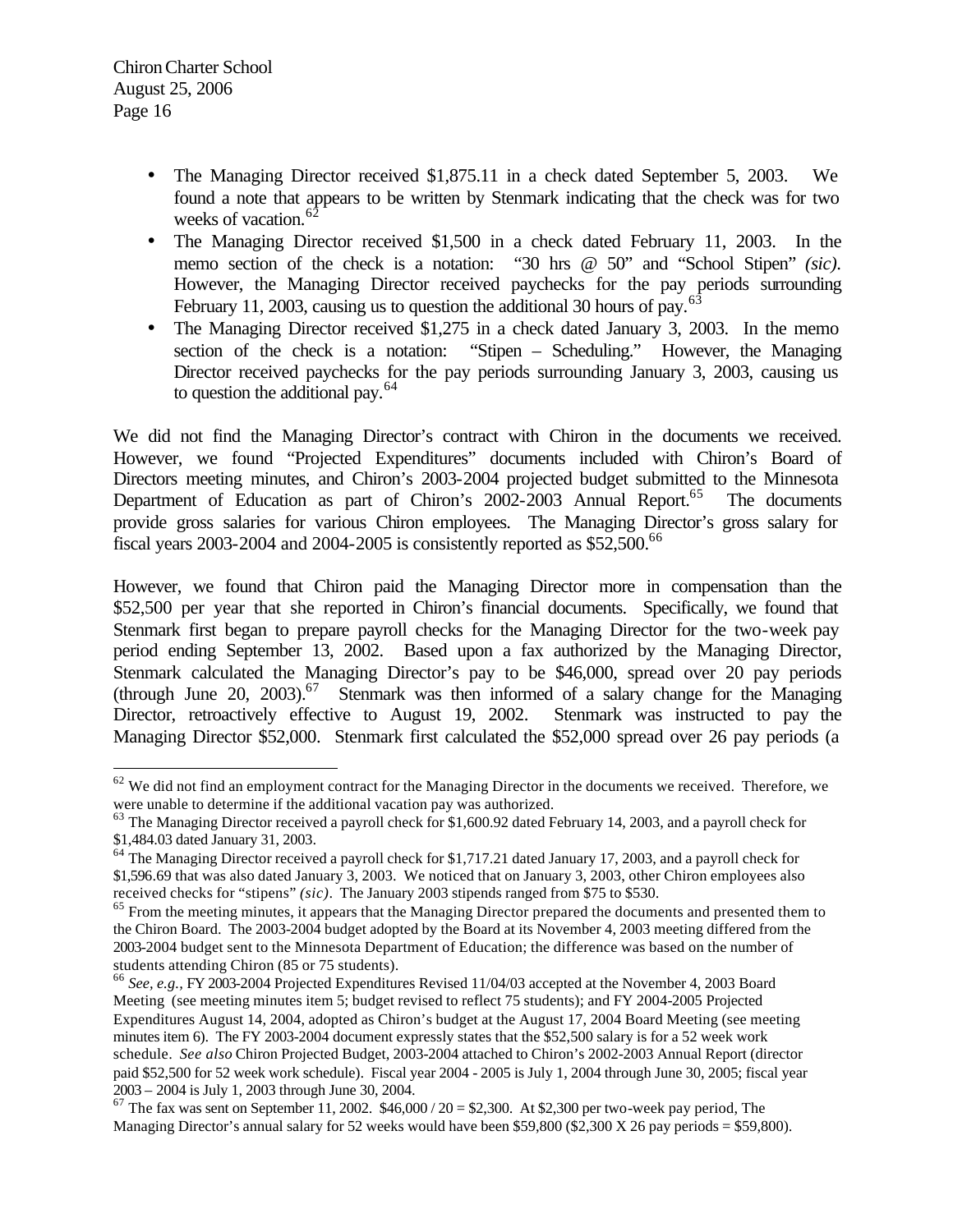- The Managing Director received $1,875.11 in a check dated September 5, 2003. We found a note that appears to be written by Stenmark indicating that the check was for two weeks of vacation.[62]
- The Managing Director received $1,500 in a check dated February 11, 2003. In the memo section of the check is a notation: "30 hrs @ 50" and "School Stipen" *(sic)*. However, the Managing Director received paychecks for the pay periods surrounding February 11, 2003, causing us to question the additional 30 hours of pay.[63]
- The Managing Director received $1,275 in a check dated January 3, 2003. In the memo section of the check is a notation: "Stipen – Scheduling." However, the Managing Director received paychecks for the pay periods surrounding January 3, 2003, causing us to question the additional pay.[64]

We did not find the Managing Director's contract with Chiron in the documents we received. However, we found "Projected Expenditures" documents included with Chiron's Board of Directors meeting minutes, and Chiron's 2003-2004 projected budget submitted to the Minnesota Department of Education as part of Chiron's 2002-2003 Annual Report.[65] The documents provide gross salaries for various Chiron employees. The Managing Director's gross salary for fiscal years 2003-2004 and 2004-2005 is consistently reported as $52,500.[66]

However, we found that Chiron paid the Managing Director more in compensation than the $52,500 per year that she reported in Chiron's financial documents. Specifically, we found that Stenmark first began to prepare payroll checks for the Managing Director for the two-week pay period ending September 13, 2002. Based upon a fax authorized by the Managing Director, Stenmark calculated the Managing Director's pay to be $46,000, spread over 20 pay periods (through June 20, 2003).[67] Stenmark was then informed of a salary change for the Managing Director, retroactively effective to August 19, 2002. Stenmark was instructed to pay the Managing Director $52,000. Stenmark first calculated the $52,000 spread over 26 pay periods (a

---

[62] We did not find an employment contract for the Managing Director in the documents we received. Therefore, we were unable to determine if the additional vacation pay was authorized.

[63] The Managing Director received a payroll check for $1,600.92 dated February 14, 2003, and a payroll check for $1,484.03 dated January 31, 2003.

[64] The Managing Director received a payroll check for $1,717.21 dated January 17, 2003, and a payroll check for $1,596.69 that was also dated January 3, 2003. We noticed that on January 3, 2003, other Chiron employees also received checks for "stipens" *(sic)*. The January 2003 stipends ranged from $75 to $530.

[65] From the meeting minutes, it appears that the Managing Director prepared the documents and presented them to the Chiron Board. The 2003-2004 budget adopted by the Board at its November 4, 2003 meeting differed from the 2003-2004 budget sent to the Minnesota Department of Education; the difference was based on the number of students attending Chiron (85 or 75 students).

[66] *See, e.g.*, FY 2003-2004 Projected Expenditures Revised 11/04/03 accepted at the November 4, 2003 Board Meeting (see meeting minutes item 5; budget revised to reflect 75 students); and FY 2004-2005 Projected Expenditures August 14, 2004, adopted as Chiron's budget at the August 17, 2004 Board Meeting (see meeting minutes item 6). The FY 2003-2004 document expressly states that the $52,500 salary is for a 52 week work schedule. *See also* Chiron Projected Budget, 2003-2004 attached to Chiron's 2002-2003 Annual Report (director paid $52,500 for 52 week work schedule). Fiscal year 2004 - 2005 is July 1, 2004 through June 30, 2005; fiscal year 2003 – 2004 is July 1, 2003 through June 30, 2004.

[67] The fax was sent on September 11, 2002. $46,000 / 20 = $2,300. At $2,300 per two-week pay period, The Managing Director's annual salary for 52 weeks would have been $59,800 ($2,300 X 26 pay periods = $59,800).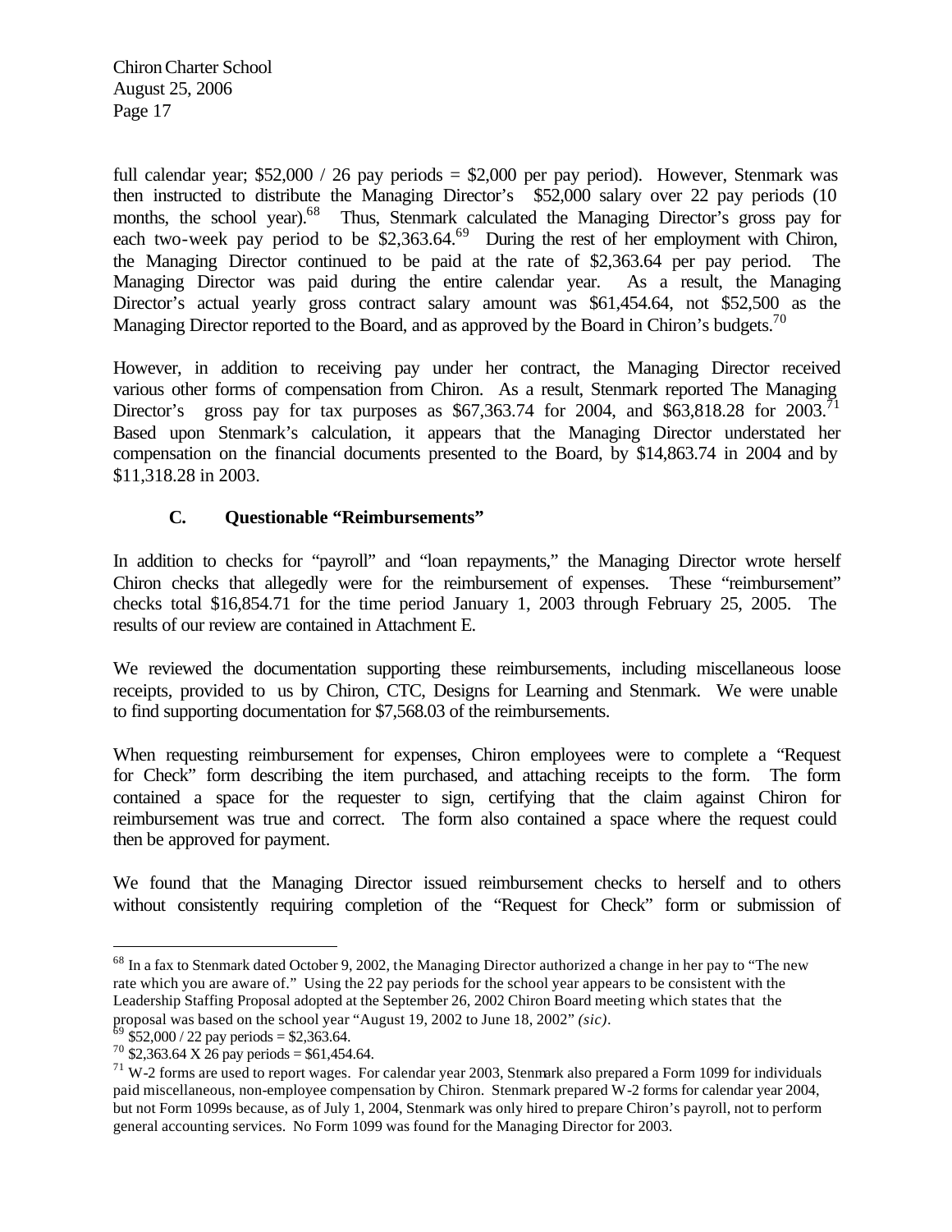full calendar year; \$52,000 / 26 pay periods = \$2,000 per pay period). However, Stenmark was then instructed to distribute the Managing Director's \$52,000 salary over 22 pay periods (10 months, the school year).[68] Thus, Stenmark calculated the Managing Director's gross pay for each two-week pay period to be \$2,363.64.[69] During the rest of her employment with Chiron, the Managing Director continued to be paid at the rate of \$2,363.64 per pay period. The Managing Director was paid during the entire calendar year. As a result, the Managing Director's actual yearly gross contract salary amount was \$61,454.64, not \$52,500 as the Managing Director reported to the Board, and as approved by the Board in Chiron's budgets.[70]

However, in addition to receiving pay under her contract, the Managing Director received various other forms of compensation from Chiron. As a result, Stenmark reported The Managing Director's gross pay for tax purposes as \$67,363.74 for 2004, and \$63,818.28 for 2003.[71] Based upon Stenmark's calculation, it appears that the Managing Director understated her compensation on the financial documents presented to the Board, by \$14,863.74 in 2004 and by \$11,318.28 in 2003.

### C. Questionable "Reimbursements"

In addition to checks for "payroll" and "loan repayments," the Managing Director wrote herself Chiron checks that allegedly were for the reimbursement of expenses. These "reimbursement" checks total \$16,854.71 for the time period January 1, 2003 through February 25, 2005. The results of our review are contained in Attachment E.

We reviewed the documentation supporting these reimbursements, including miscellaneous loose receipts, provided to us by Chiron, CTC, Designs for Learning and Stenmark. We were unable to find supporting documentation for \$7,568.03 of the reimbursements.

When requesting reimbursement for expenses, Chiron employees were to complete a "Request for Check" form describing the item purchased, and attaching receipts to the form. The form contained a space for the requester to sign, certifying that the claim against Chiron for reimbursement was true and correct. The form also contained a space where the request could then be approved for payment.

We found that the Managing Director issued reimbursement checks to herself and to others without consistently requiring completion of the "Request for Check" form or submission of

---

[68] In a fax to Stenmark dated October 9, 2002, the Managing Director authorized a change in her pay to "The new rate which you are aware of." Using the 22 pay periods for the school year appears to be consistent with the Leadership Staffing Proposal adopted at the September 26, 2002 Chiron Board meeting which states that the proposal was based on the school year "August 19, 2002 to June 18, 2002" *(sic)*.

[69] \$52,000 / 22 pay periods = \$2,363.64.

[70] \$2,363.64 X 26 pay periods = \$61,454.64.

[71] W-2 forms are used to report wages. For calendar year 2003, Stenmark also prepared a Form 1099 for individuals paid miscellaneous, non-employee compensation by Chiron. Stenmark prepared W-2 forms for calendar year 2004, but not Form 1099s because, as of July 1, 2004, Stenmark was only hired to prepare Chiron's payroll, not to perform general accounting services. No Form 1099 was found for the Managing Director for 2003.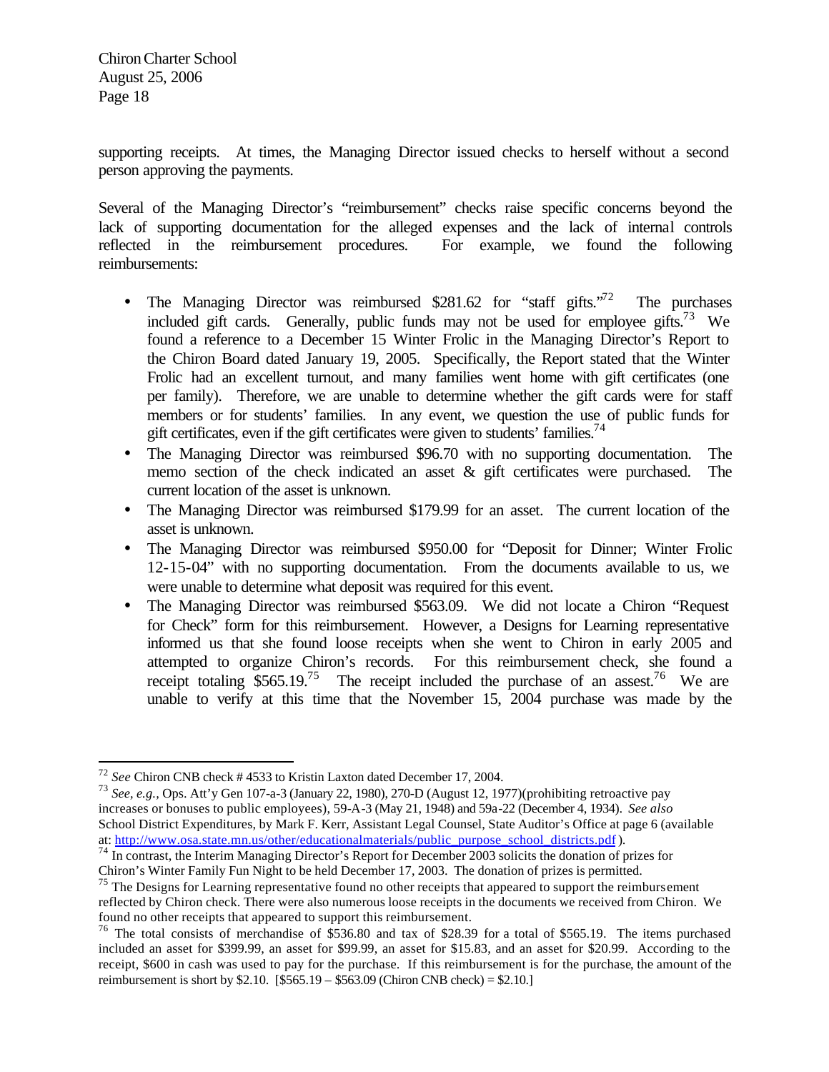supporting receipts. At times, the Managing Director issued checks to herself without a second person approving the payments.

Several of the Managing Director's "reimbursement" checks raise specific concerns beyond the lack of supporting documentation for the alleged expenses and the lack of internal controls reflected in the reimbursement procedures. For example, we found the following reimbursements:

- The Managing Director was reimbursed $281.62 for "staff gifts."[72] The purchases included gift cards. Generally, public funds may not be used for employee gifts.[73] We found a reference to a December 15 Winter Frolic in the Managing Director's Report to the Chiron Board dated January 19, 2005. Specifically, the Report stated that the Winter Frolic had an excellent turnout, and many families went home with gift certificates (one per family). Therefore, we are unable to determine whether the gift cards were for staff members or for students' families. In any event, we question the use of public funds for gift certificates, even if the gift certificates were given to students' families.[74]
- The Managing Director was reimbursed $96.70 with no supporting documentation. The memo section of the check indicated an asset & gift certificates were purchased. The current location of the asset is unknown.
- The Managing Director was reimbursed $179.99 for an asset. The current location of the asset is unknown.
- The Managing Director was reimbursed $950.00 for "Deposit for Dinner; Winter Frolic 12-15-04" with no supporting documentation. From the documents available to us, we were unable to determine what deposit was required for this event.
- The Managing Director was reimbursed $563.09. We did not locate a Chiron "Request for Check" form for this reimbursement. However, a Designs for Learning representative informed us that she found loose receipts when she went to Chiron in early 2005 and attempted to organize Chiron's records. For this reimbursement check, she found a receipt totaling $565.19.[75] The receipt included the purchase of an assest.[76] We are unable to verify at this time that the November 15, 2004 purchase was made by the

---

[72] *See* Chiron CNB check # 4533 to Kristin Laxton dated December 17, 2004.

[73] *See, e.g.,* Ops. Att'y Gen 107-a-3 (January 22, 1980), 270-D (August 12, 1977)(prohibiting retroactive pay increases or bonuses to public employees), 59-A-3 (May 21, 1948) and 59a-22 (December 4, 1934). *See also* School District Expenditures, by Mark F. Kerr, Assistant Legal Counsel, State Auditor's Office at page 6 (available at: http://www.osa.state.mn.us/other/educationalmaterials/public_purpose_school_districts.pdf ).

[74] In contrast, the Interim Managing Director's Report for December 2003 solicits the donation of prizes for Chiron's Winter Family Fun Night to be held December 17, 2003. The donation of prizes is permitted.

[75] The Designs for Learning representative found no other receipts that appeared to support the reimbursement reflected by Chiron check. There were also numerous loose receipts in the documents we received from Chiron. We found no other receipts that appeared to support this reimbursement.

[76] The total consists of merchandise of $536.80 and tax of $28.39 for a total of $565.19. The items purchased included an asset for $399.99, an asset for $99.99, an asset for $15.83, and an asset for $20.99. According to the receipt, $600 in cash was used to pay for the purchase. If this reimbursement is for the purchase, the amount of the reimbursement is short by $2.10. [$565.19 – $563.09 (Chiron CNB check) = $2.10.]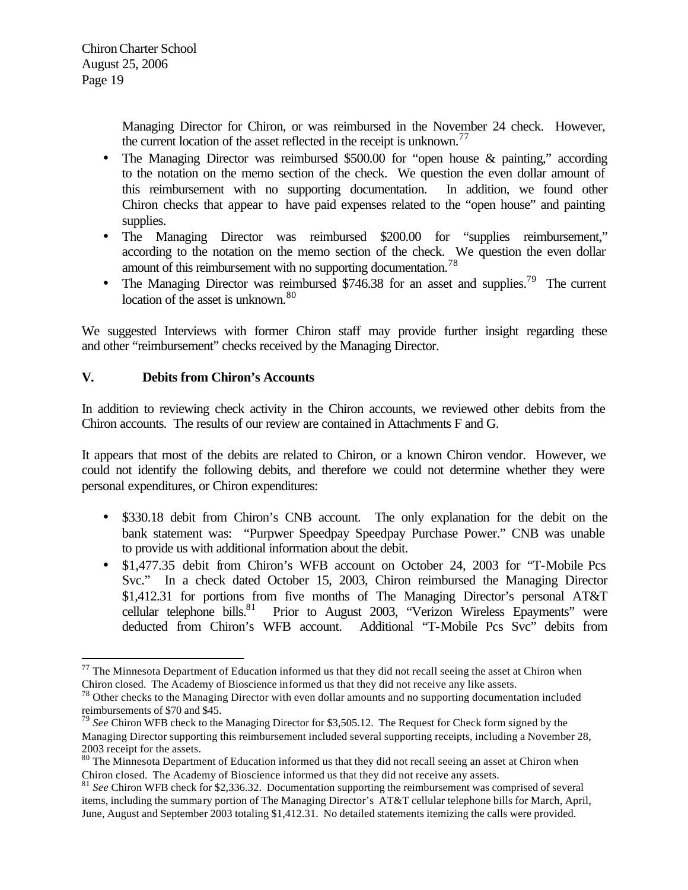Managing Director for Chiron, or was reimbursed in the November 24 check. However, the current location of the asset reflected in the receipt is unknown.[77]

- The Managing Director was reimbursed $500.00 for "open house & painting," according to the notation on the memo section of the check. We question the even dollar amount of this reimbursement with no supporting documentation. In addition, we found other Chiron checks that appear to have paid expenses related to the "open house" and painting supplies.
- The Managing Director was reimbursed $200.00 for "supplies reimbursement," according to the notation on the memo section of the check. We question the even dollar amount of this reimbursement with no supporting documentation.[78]
- The Managing Director was reimbursed $746.38 for an asset and supplies.[79] The current location of the asset is unknown.[80]

We suggested Interviews with former Chiron staff may provide further insight regarding these and other "reimbursement" checks received by the Managing Director.

## V. Debits from Chiron's Accounts

In addition to reviewing check activity in the Chiron accounts, we reviewed other debits from the Chiron accounts. The results of our review are contained in Attachments F and G.

It appears that most of the debits are related to Chiron, or a known Chiron vendor. However, we could not identify the following debits, and therefore we could not determine whether they were personal expenditures, or Chiron expenditures:

- $330.18 debit from Chiron's CNB account. The only explanation for the debit on the bank statement was: "Purpwer Speedpay Speedpay Purchase Power." CNB was unable to provide us with additional information about the debit.
- $1,477.35 debit from Chiron's WFB account on October 24, 2003 for "T-Mobile Pcs Svc." In a check dated October 15, 2003, Chiron reimbursed the Managing Director $1,412.31 for portions from five months of The Managing Director's personal AT&T cellular telephone bills.[81] Prior to August 2003, "Verizon Wireless Epayments" were deducted from Chiron's WFB account. Additional "T-Mobile Pcs Svc" debits from

---

[77] The Minnesota Department of Education informed us that they did not recall seeing the asset at Chiron when Chiron closed. The Academy of Bioscience informed us that they did not receive any like assets.

[78] Other checks to the Managing Director with even dollar amounts and no supporting documentation included reimbursements of $70 and $45.

[79] *See* Chiron WFB check to the Managing Director for $3,505.12. The Request for Check form signed by the Managing Director supporting this reimbursement included several supporting receipts, including a November 28, 2003 receipt for the assets.

[80] The Minnesota Department of Education informed us that they did not recall seeing an asset at Chiron when Chiron closed. The Academy of Bioscience informed us that they did not receive any assets.

[81] *See* Chiron WFB check for $2,336.32. Documentation supporting the reimbursement was comprised of several items, including the summary portion of The Managing Director's AT&T cellular telephone bills for March, April, June, August and September 2003 totaling $1,412.31. No detailed statements itemizing the calls were provided.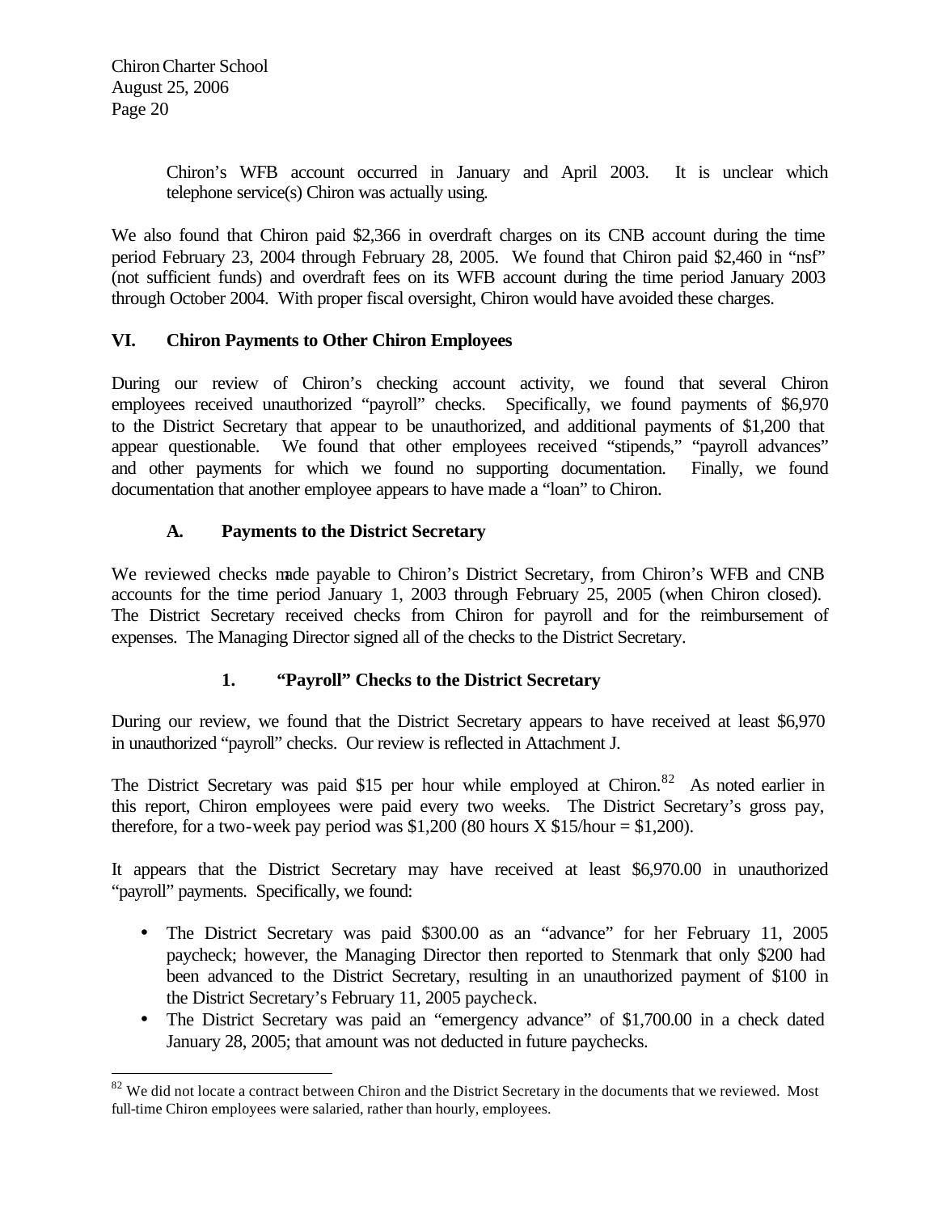Chiron's WFB account occurred in January and April 2003. It is unclear which telephone service(s) Chiron was actually using.

We also found that Chiron paid $2,366 in overdraft charges on its CNB account during the time period February 23, 2004 through February 28, 2005. We found that Chiron paid $2,460 in "nsf" (not sufficient funds) and overdraft fees on its WFB account during the time period January 2003 through October 2004. With proper fiscal oversight, Chiron would have avoided these charges.

## VI. Chiron Payments to Other Chiron Employees

During our review of Chiron's checking account activity, we found that several Chiron employees received unauthorized "payroll" checks. Specifically, we found payments of $6,970 to the District Secretary that appear to be unauthorized, and additional payments of $1,200 that appear questionable. We found that other employees received "stipends," "payroll advances" and other payments for which we found no supporting documentation. Finally, we found documentation that another employee appears to have made a "loan" to Chiron.

### A. Payments to the District Secretary

We reviewed checks made payable to Chiron's District Secretary, from Chiron's WFB and CNB accounts for the time period January 1, 2003 through February 25, 2005 (when Chiron closed). The District Secretary received checks from Chiron for payroll and for the reimbursement of expenses. The Managing Director signed all of the checks to the District Secretary.

#### 1. "Payroll" Checks to the District Secretary

During our review, we found that the District Secretary appears to have received at least $6,970 in unauthorized "payroll" checks. Our review is reflected in Attachment J.

The District Secretary was paid $15 per hour while employed at Chiron.[82] As noted earlier in this report, Chiron employees were paid every two weeks. The District Secretary's gross pay, therefore, for a two-week pay period was $1,200 (80 hours X $15/hour = $1,200).

It appears that the District Secretary may have received at least $6,970.00 in unauthorized "payroll" payments. Specifically, we found:

- The District Secretary was paid $300.00 as an "advance" for her February 11, 2005 paycheck; however, the Managing Director then reported to Stenmark that only $200 had been advanced to the District Secretary, resulting in an unauthorized payment of $100 in the District Secretary's February 11, 2005 paycheck.
- The District Secretary was paid an "emergency advance" of $1,700.00 in a check dated January 28, 2005; that amount was not deducted in future paychecks.

---

[82] We did not locate a contract between Chiron and the District Secretary in the documents that we reviewed. Most full-time Chiron employees were salaried, rather than hourly, employees.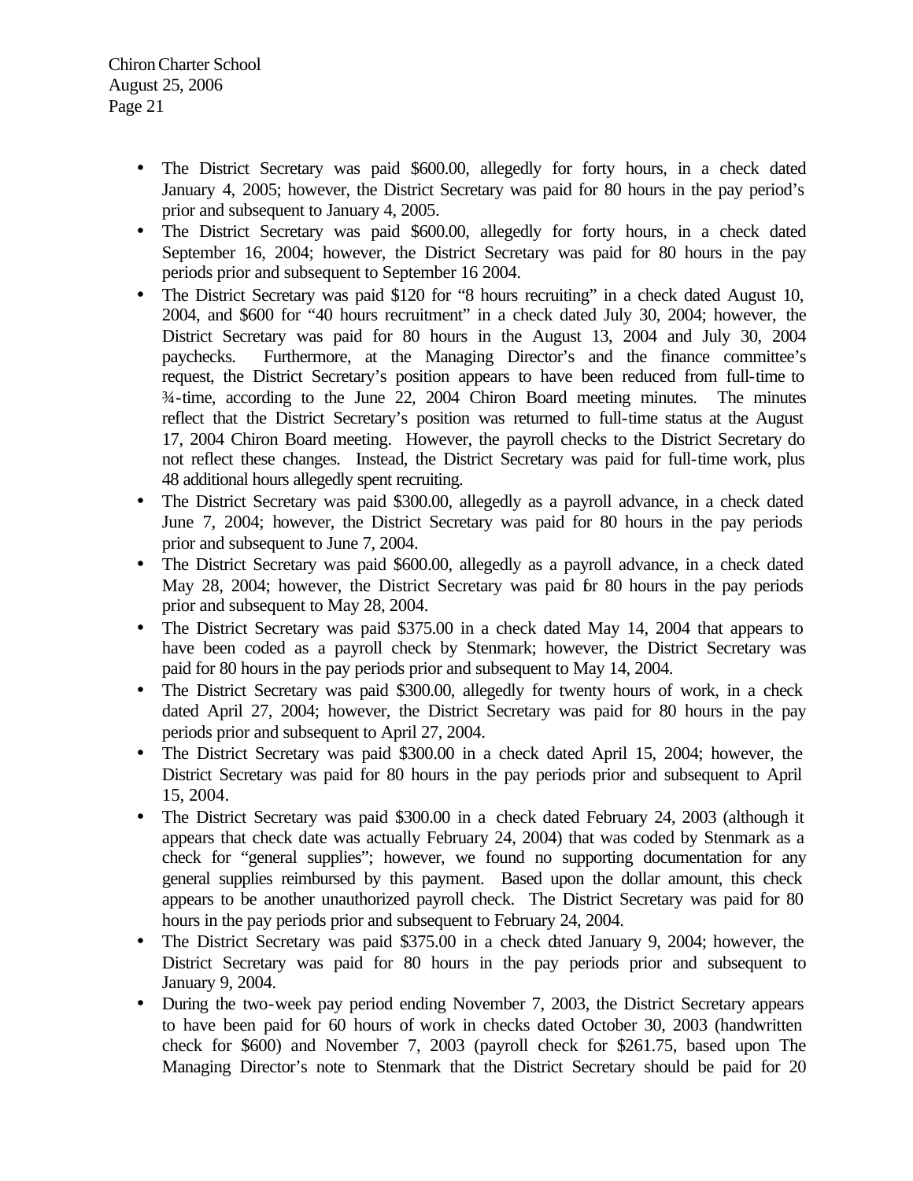- The District Secretary was paid $600.00, allegedly for forty hours, in a check dated January 4, 2005; however, the District Secretary was paid for 80 hours in the pay period's prior and subsequent to January 4, 2005.
- The District Secretary was paid $600.00, allegedly for forty hours, in a check dated September 16, 2004; however, the District Secretary was paid for 80 hours in the pay periods prior and subsequent to September 16 2004.
- The District Secretary was paid $120 for "8 hours recruiting" in a check dated August 10, 2004, and $600 for "40 hours recruitment" in a check dated July 30, 2004; however, the District Secretary was paid for 80 hours in the August 13, 2004 and July 30, 2004 paychecks. Furthermore, at the Managing Director's and the finance committee's request, the District Secretary's position appears to have been reduced from full-time to ¾-time, according to the June 22, 2004 Chiron Board meeting minutes. The minutes reflect that the District Secretary's position was returned to full-time status at the August 17, 2004 Chiron Board meeting. However, the payroll checks to the District Secretary do not reflect these changes. Instead, the District Secretary was paid for full-time work, plus 48 additional hours allegedly spent recruiting.
- The District Secretary was paid $300.00, allegedly as a payroll advance, in a check dated June 7, 2004; however, the District Secretary was paid for 80 hours in the pay periods prior and subsequent to June 7, 2004.
- The District Secretary was paid $600.00, allegedly as a payroll advance, in a check dated May 28, 2004; however, the District Secretary was paid for 80 hours in the pay periods prior and subsequent to May 28, 2004.
- The District Secretary was paid $375.00 in a check dated May 14, 2004 that appears to have been coded as a payroll check by Stenmark; however, the District Secretary was paid for 80 hours in the pay periods prior and subsequent to May 14, 2004.
- The District Secretary was paid $300.00, allegedly for twenty hours of work, in a check dated April 27, 2004; however, the District Secretary was paid for 80 hours in the pay periods prior and subsequent to April 27, 2004.
- The District Secretary was paid $300.00 in a check dated April 15, 2004; however, the District Secretary was paid for 80 hours in the pay periods prior and subsequent to April 15, 2004.
- The District Secretary was paid $300.00 in a check dated February 24, 2003 (although it appears that check date was actually February 24, 2004) that was coded by Stenmark as a check for "general supplies"; however, we found no supporting documentation for any general supplies reimbursed by this payment. Based upon the dollar amount, this check appears to be another unauthorized payroll check. The District Secretary was paid for 80 hours in the pay periods prior and subsequent to February 24, 2004.
- The District Secretary was paid $375.00 in a check dated January 9, 2004; however, the District Secretary was paid for 80 hours in the pay periods prior and subsequent to January 9, 2004.
- During the two-week pay period ending November 7, 2003, the District Secretary appears to have been paid for 60 hours of work in checks dated October 30, 2003 (handwritten check for $600) and November 7, 2003 (payroll check for $261.75, based upon The Managing Director's note to Stenmark that the District Secretary should be paid for 20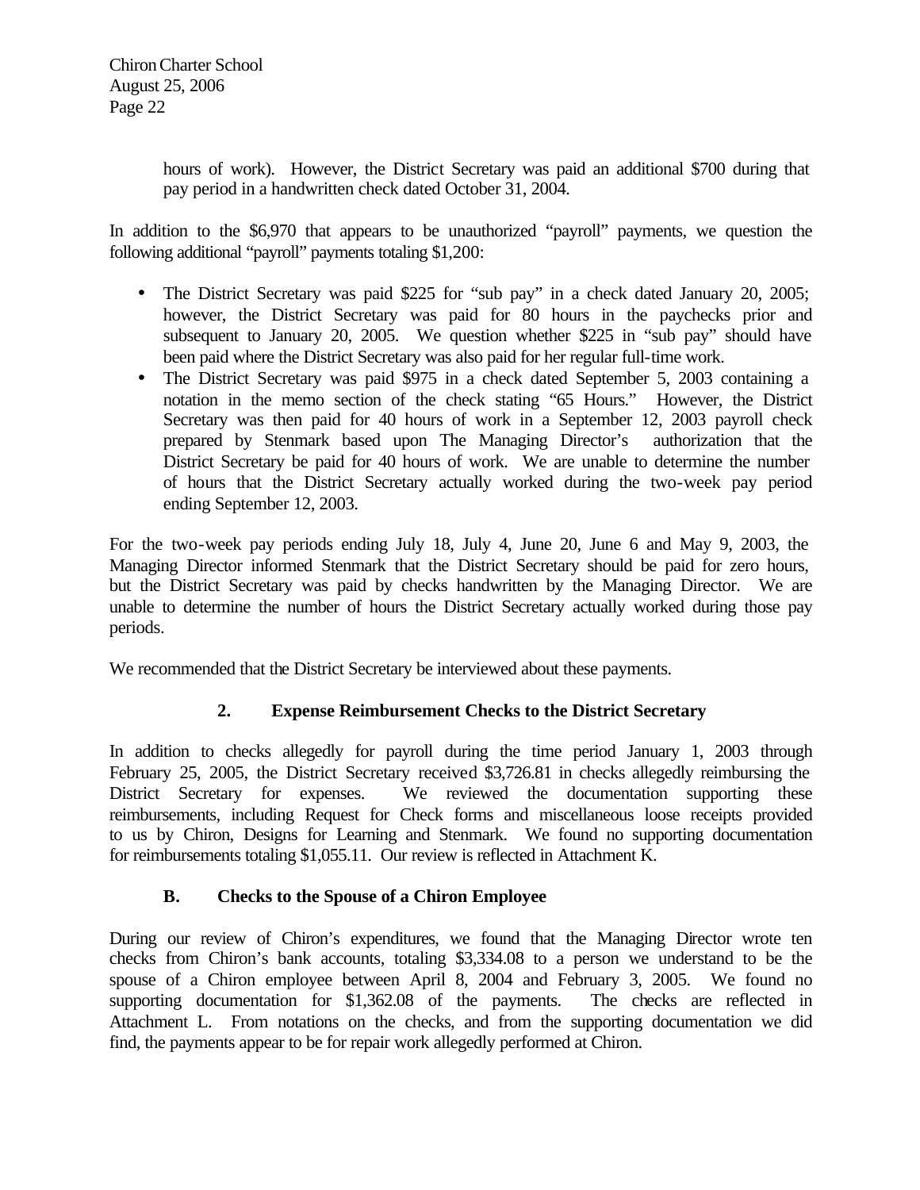hours of work). However, the District Secretary was paid an additional $700 during that pay period in a handwritten check dated October 31, 2004.

In addition to the $6,970 that appears to be unauthorized "payroll" payments, we question the following additional "payroll" payments totaling $1,200:

- The District Secretary was paid $225 for "sub pay" in a check dated January 20, 2005; however, the District Secretary was paid for 80 hours in the paychecks prior and subsequent to January 20, 2005. We question whether $225 in "sub pay" should have been paid where the District Secretary was also paid for her regular full-time work.
- The District Secretary was paid $975 in a check dated September 5, 2003 containing a notation in the memo section of the check stating "65 Hours." However, the District Secretary was then paid for 40 hours of work in a September 12, 2003 payroll check prepared by Stenmark based upon The Managing Director's authorization that the District Secretary be paid for 40 hours of work. We are unable to determine the number of hours that the District Secretary actually worked during the two-week pay period ending September 12, 2003.

For the two-week pay periods ending July 18, July 4, June 20, June 6 and May 9, 2003, the Managing Director informed Stenmark that the District Secretary should be paid for zero hours, but the District Secretary was paid by checks handwritten by the Managing Director. We are unable to determine the number of hours the District Secretary actually worked during those pay periods.

We recommended that the District Secretary be interviewed about these payments.

### 2. Expense Reimbursement Checks to the District Secretary

In addition to checks allegedly for payroll during the time period January 1, 2003 through February 25, 2005, the District Secretary received $3,726.81 in checks allegedly reimbursing the District Secretary for expenses. We reviewed the documentation supporting these reimbursements, including Request for Check forms and miscellaneous loose receipts provided to us by Chiron, Designs for Learning and Stenmark. We found no supporting documentation for reimbursements totaling $1,055.11. Our review is reflected in Attachment K.

## B. Checks to the Spouse of a Chiron Employee

During our review of Chiron's expenditures, we found that the Managing Director wrote ten checks from Chiron's bank accounts, totaling $3,334.08 to a person we understand to be the spouse of a Chiron employee between April 8, 2004 and February 3, 2005. We found no supporting documentation for $1,362.08 of the payments. The checks are reflected in Attachment L. From notations on the checks, and from the supporting documentation we did find, the payments appear to be for repair work allegedly performed at Chiron.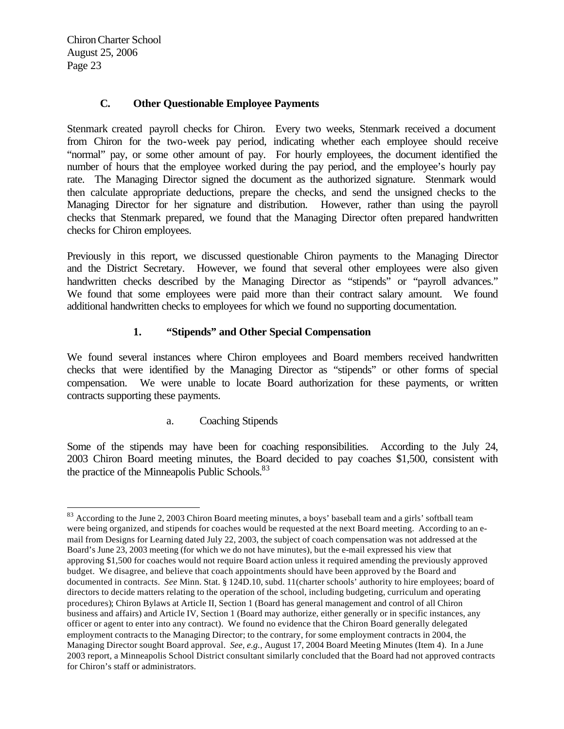### C. Other Questionable Employee Payments

Stenmark created payroll checks for Chiron. Every two weeks, Stenmark received a document from Chiron for the two-week pay period, indicating whether each employee should receive "normal" pay, or some other amount of pay. For hourly employees, the document identified the number of hours that the employee worked during the pay period, and the employee's hourly pay rate. The Managing Director signed the document as the authorized signature. Stenmark would then calculate appropriate deductions, prepare the checks, and send the unsigned checks to the Managing Director for her signature and distribution. However, rather than using the payroll checks that Stenmark prepared, we found that the Managing Director often prepared handwritten checks for Chiron employees.

Previously in this report, we discussed questionable Chiron payments to the Managing Director and the District Secretary. However, we found that several other employees were also given handwritten checks described by the Managing Director as "stipends" or "payroll advances." We found that some employees were paid more than their contract salary amount. We found additional handwritten checks to employees for which we found no supporting documentation.

#### 1. "Stipends" and Other Special Compensation

We found several instances where Chiron employees and Board members received handwritten checks that were identified by the Managing Director as "stipends" or other forms of special compensation. We were unable to locate Board authorization for these payments, or written contracts supporting these payments.

a. Coaching Stipends

Some of the stipends may have been for coaching responsibilities. According to the July 24, 2003 Chiron Board meeting minutes, the Board decided to pay coaches $1,500, consistent with the practice of the Minneapolis Public Schools.[83]

---

[83] According to the June 2, 2003 Chiron Board meeting minutes, a boys' baseball team and a girls' softball team were being organized, and stipends for coaches would be requested at the next Board meeting. According to an e-mail from Designs for Learning dated July 22, 2003, the subject of coach compensation was not addressed at the Board's June 23, 2003 meeting (for which we do not have minutes), but the e-mail expressed his view that approving $1,500 for coaches would not require Board action unless it required amending the previously approved budget. We disagree, and believe that coach appointments should have been approved by the Board and documented in contracts. *See* Minn. Stat. § 124D.10, subd. 11(charter schools' authority to hire employees; board of directors to decide matters relating to the operation of the school, including budgeting, curriculum and operating procedures); Chiron Bylaws at Article II, Section 1 (Board has general management and control of all Chiron business and affairs) and Article IV, Section 1 (Board may authorize, either generally or in specific instances, any officer or agent to enter into any contract). We found no evidence that the Chiron Board generally delegated employment contracts to the Managing Director; to the contrary, for some employment contracts in 2004, the Managing Director sought Board approval. *See, e.g.,* August 17, 2004 Board Meeting Minutes (Item 4). In a June 2003 report, a Minneapolis School District consultant similarly concluded that the Board had not approved contracts for Chiron's staff or administrators.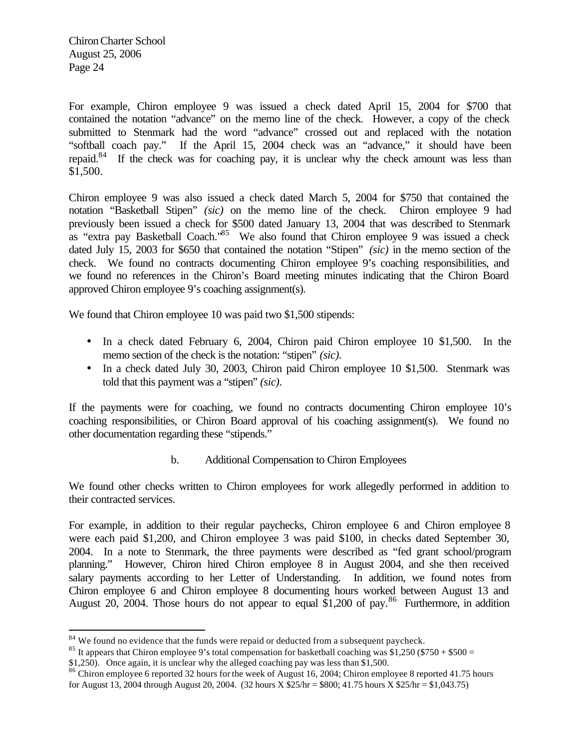For example, Chiron employee 9 was issued a check dated April 15, 2004 for $700 that contained the notation "advance" on the memo line of the check. However, a copy of the check submitted to Stenmark had the word "advance" crossed out and replaced with the notation "softball coach pay." If the April 15, 2004 check was an "advance," it should have been repaid.[84] If the check was for coaching pay, it is unclear why the check amount was less than $1,500.

Chiron employee 9 was also issued a check dated March 5, 2004 for $750 that contained the notation "Basketball Stipen" *(sic)* on the memo line of the check. Chiron employee 9 had previously been issued a check for $500 dated January 13, 2004 that was described to Stenmark as "extra pay Basketball Coach."[85] We also found that Chiron employee 9 was issued a check dated July 15, 2003 for $650 that contained the notation "Stipen" *(sic)* in the memo section of the check. We found no contracts documenting Chiron employee 9's coaching responsibilities, and we found no references in the Chiron's Board meeting minutes indicating that the Chiron Board approved Chiron employee 9's coaching assignment(s).

We found that Chiron employee 10 was paid two $1,500 stipends:

- In a check dated February 6, 2004, Chiron paid Chiron employee 10 $1,500. In the memo section of the check is the notation: "stipen" *(sic)*.
- In a check dated July 30, 2003, Chiron paid Chiron employee 10 $1,500. Stenmark was told that this payment was a "stipen" *(sic)*.

If the payments were for coaching, we found no contracts documenting Chiron employee 10's coaching responsibilities, or Chiron Board approval of his coaching assignment(s). We found no other documentation regarding these "stipends."

### b. Additional Compensation to Chiron Employees

We found other checks written to Chiron employees for work allegedly performed in addition to their contracted services.

For example, in addition to their regular paychecks, Chiron employee 6 and Chiron employee 8 were each paid $1,200, and Chiron employee 3 was paid $100, in checks dated September 30, 2004. In a note to Stenmark, the three payments were described as "fed grant school/program planning." However, Chiron hired Chiron employee 8 in August 2004, and she then received salary payments according to her Letter of Understanding. In addition, we found notes from Chiron employee 6 and Chiron employee 8 documenting hours worked between August 13 and August 20, 2004. Those hours do not appear to equal $1,200 of pay.[86] Furthermore, in addition

---

[84] We found no evidence that the funds were repaid or deducted from a subsequent paycheck.

[85] It appears that Chiron employee 9's total compensation for basketball coaching was $1,250 ($750 + $500 = $1,250). Once again, it is unclear why the alleged coaching pay was less than $1,500.

[86] Chiron employee 6 reported 32 hours for the week of August 16, 2004; Chiron employee 8 reported 41.75 hours for August 13, 2004 through August 20, 2004. (32 hours X $25/hr = $800; 41.75 hours X $25/hr = $1,043.75)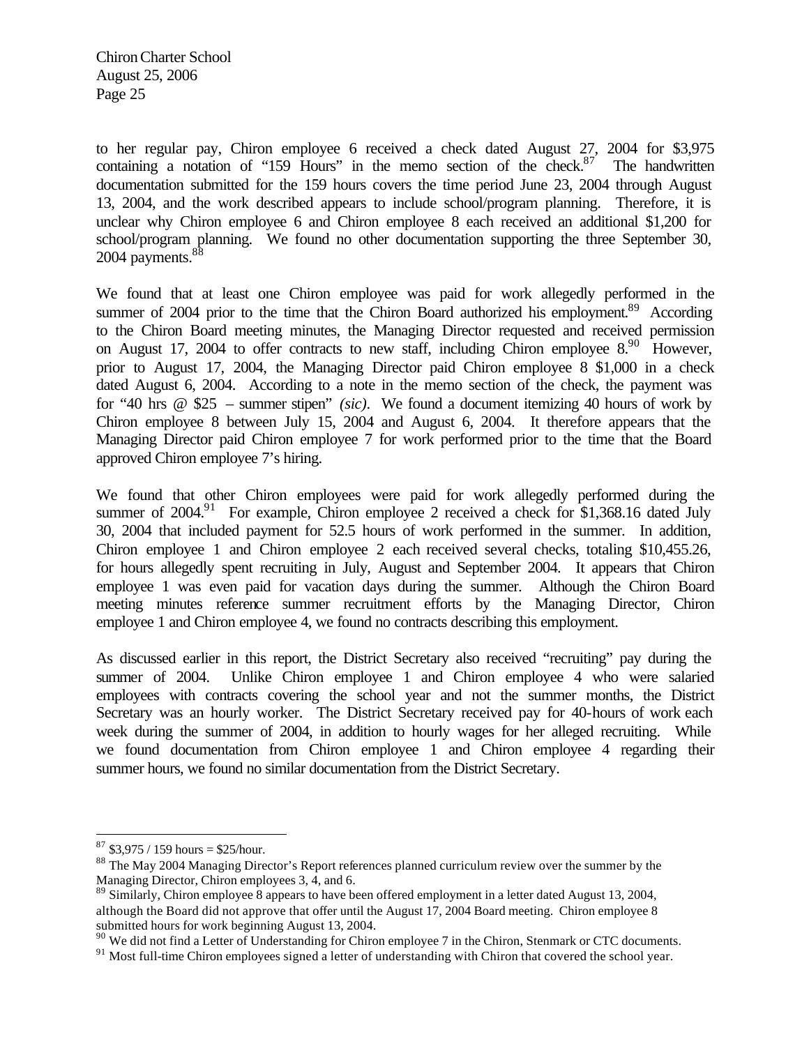to her regular pay, Chiron employee 6 received a check dated August 27, 2004 for $3,975 containing a notation of "159 Hours" in the memo section of the check.[87] The handwritten documentation submitted for the 159 hours covers the time period June 23, 2004 through August 13, 2004, and the work described appears to include school/program planning. Therefore, it is unclear why Chiron employee 6 and Chiron employee 8 each received an additional $1,200 for school/program planning. We found no other documentation supporting the three September 30, 2004 payments.[88]

We found that at least one Chiron employee was paid for work allegedly performed in the summer of 2004 prior to the time that the Chiron Board authorized his employment.[89] According to the Chiron Board meeting minutes, the Managing Director requested and received permission on August 17, 2004 to offer contracts to new staff, including Chiron employee 8.[90] However, prior to August 17, 2004, the Managing Director paid Chiron employee 8 $1,000 in a check dated August 6, 2004. According to a note in the memo section of the check, the payment was for "40 hrs @ $25 – summer stipen" *(sic)*. We found a document itemizing 40 hours of work by Chiron employee 8 between July 15, 2004 and August 6, 2004. It therefore appears that the Managing Director paid Chiron employee 7 for work performed prior to the time that the Board approved Chiron employee 7's hiring.

We found that other Chiron employees were paid for work allegedly performed during the summer of 2004.[91] For example, Chiron employee 2 received a check for $1,368.16 dated July 30, 2004 that included payment for 52.5 hours of work performed in the summer. In addition, Chiron employee 1 and Chiron employee 2 each received several checks, totaling $10,455.26, for hours allegedly spent recruiting in July, August and September 2004. It appears that Chiron employee 1 was even paid for vacation days during the summer. Although the Chiron Board meeting minutes reference summer recruitment efforts by the Managing Director, Chiron employee 1 and Chiron employee 4, we found no contracts describing this employment.

As discussed earlier in this report, the District Secretary also received "recruiting" pay during the summer of 2004. Unlike Chiron employee 1 and Chiron employee 4 who were salaried employees with contracts covering the school year and not the summer months, the District Secretary was an hourly worker. The District Secretary received pay for 40-hours of work each week during the summer of 2004, in addition to hourly wages for her alleged recruiting. While we found documentation from Chiron employee 1 and Chiron employee 4 regarding their summer hours, we found no similar documentation from the District Secretary.

---

[87] $3,975 / 159 hours = $25/hour.

[88] The May 2004 Managing Director's Report references planned curriculum review over the summer by the Managing Director, Chiron employees 3, 4, and 6.

[89] Similarly, Chiron employee 8 appears to have been offered employment in a letter dated August 13, 2004, although the Board did not approve that offer until the August 17, 2004 Board meeting. Chiron employee 8 submitted hours for work beginning August 13, 2004.

[90] We did not find a Letter of Understanding for Chiron employee 7 in the Chiron, Stenmark or CTC documents.

[91] Most full-time Chiron employees signed a letter of understanding with Chiron that covered the school year.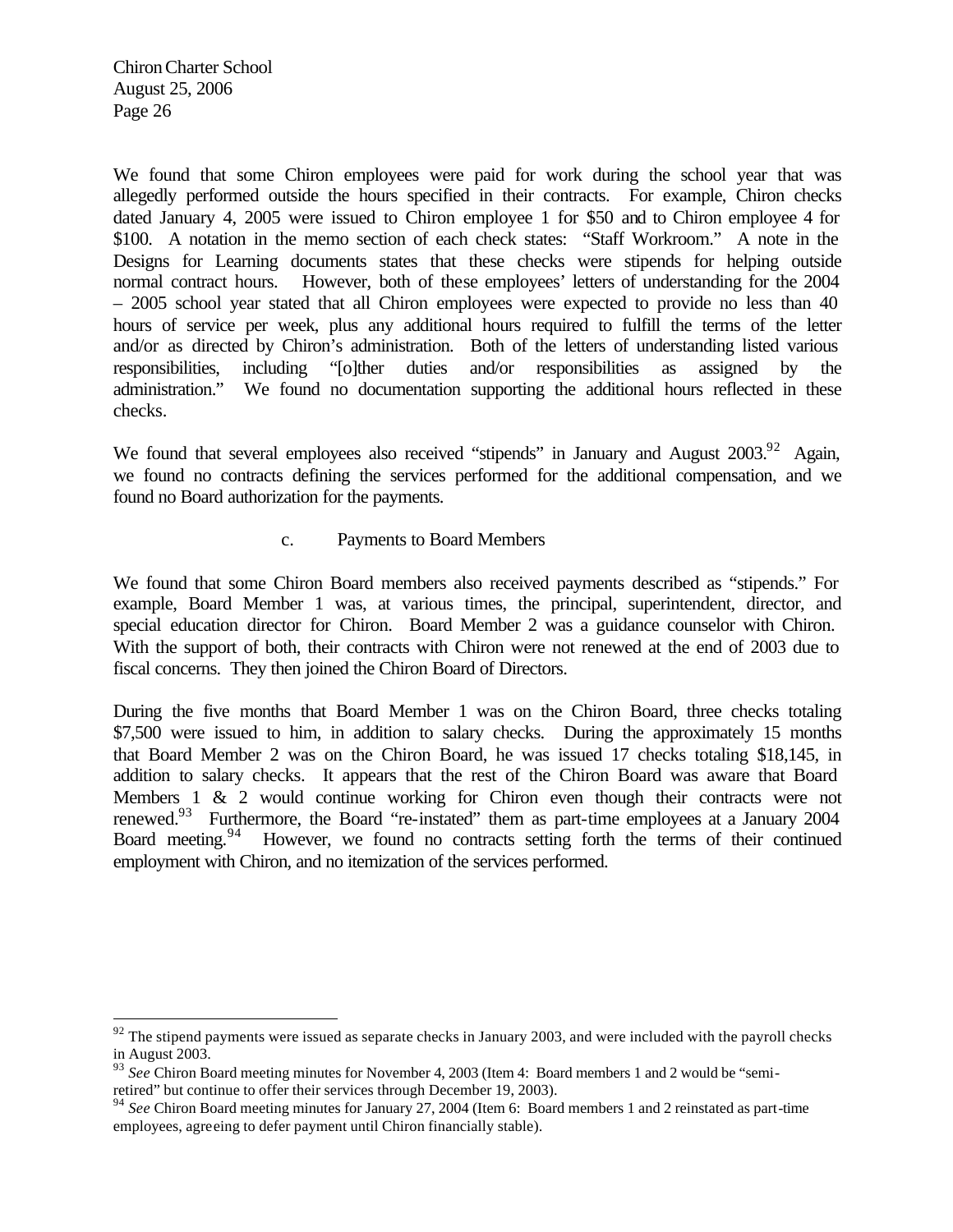We found that some Chiron employees were paid for work during the school year that was allegedly performed outside the hours specified in their contracts. For example, Chiron checks dated January 4, 2005 were issued to Chiron employee 1 for $50 and to Chiron employee 4 for $100. A notation in the memo section of each check states: "Staff Workroom." A note in the Designs for Learning documents states that these checks were stipends for helping outside normal contract hours. However, both of these employees' letters of understanding for the 2004 – 2005 school year stated that all Chiron employees were expected to provide no less than 40 hours of service per week, plus any additional hours required to fulfill the terms of the letter and/or as directed by Chiron's administration. Both of the letters of understanding listed various responsibilities, including "[o]ther duties and/or responsibilities as assigned by the administration." We found no documentation supporting the additional hours reflected in these checks.

We found that several employees also received "stipends" in January and August 2003.[92] Again, we found no contracts defining the services performed for the additional compensation, and we found no Board authorization for the payments.

c. Payments to Board Members

We found that some Chiron Board members also received payments described as "stipends." For example, Board Member 1 was, at various times, the principal, superintendent, director, and special education director for Chiron. Board Member 2 was a guidance counselor with Chiron. With the support of both, their contracts with Chiron were not renewed at the end of 2003 due to fiscal concerns. They then joined the Chiron Board of Directors.

During the five months that Board Member 1 was on the Chiron Board, three checks totaling $7,500 were issued to him, in addition to salary checks. During the approximately 15 months that Board Member 2 was on the Chiron Board, he was issued 17 checks totaling $18,145, in addition to salary checks. It appears that the rest of the Chiron Board was aware that Board Members 1 & 2 would continue working for Chiron even though their contracts were not renewed.[93] Furthermore, the Board "re-instated" them as part-time employees at a January 2004 Board meeting.[94] However, we found no contracts setting forth the terms of their continued employment with Chiron, and no itemization of the services performed.

---

[92] The stipend payments were issued as separate checks in January 2003, and were included with the payroll checks in August 2003.

[93] *See* Chiron Board meeting minutes for November 4, 2003 (Item 4: Board members 1 and 2 would be "semi-retired" but continue to offer their services through December 19, 2003).

[94] *See* Chiron Board meeting minutes for January 27, 2004 (Item 6: Board members 1 and 2 reinstated as part-time employees, agreeing to defer payment until Chiron financially stable).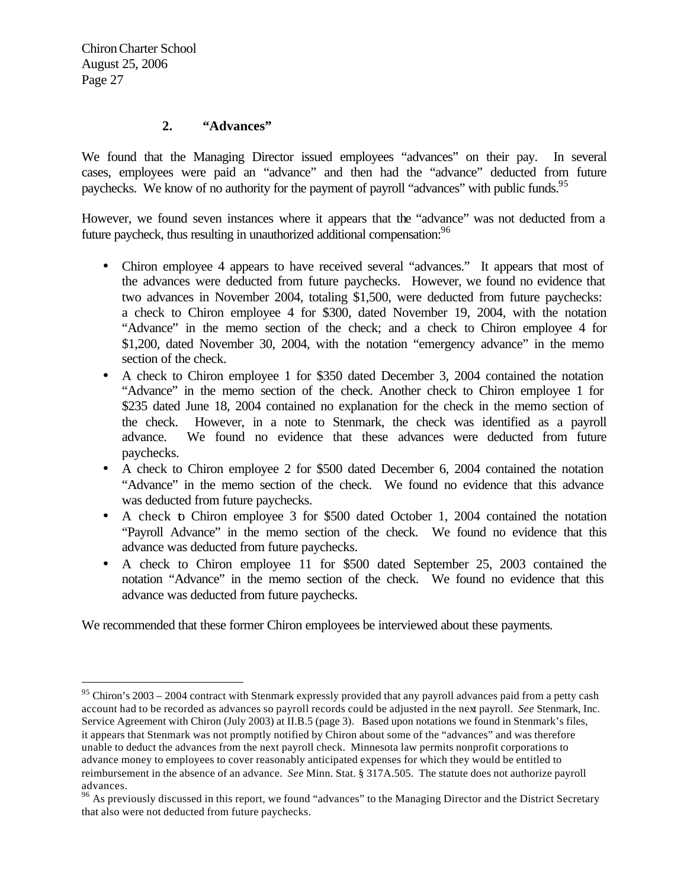### 2. "Advances"

We found that the Managing Director issued employees "advances" on their pay. In several cases, employees were paid an "advance" and then had the "advance" deducted from future paychecks. We know of no authority for the payment of payroll "advances" with public funds.[95]

However, we found seven instances where it appears that the "advance" was not deducted from a future paycheck, thus resulting in unauthorized additional compensation:[96]

- Chiron employee 4 appears to have received several "advances." It appears that most of the advances were deducted from future paychecks. However, we found no evidence that two advances in November 2004, totaling $1,500, were deducted from future paychecks: a check to Chiron employee 4 for $300, dated November 19, 2004, with the notation "Advance" in the memo section of the check; and a check to Chiron employee 4 for $1,200, dated November 30, 2004, with the notation "emergency advance" in the memo section of the check.
- A check to Chiron employee 1 for $350 dated December 3, 2004 contained the notation "Advance" in the memo section of the check. Another check to Chiron employee 1 for $235 dated June 18, 2004 contained no explanation for the check in the memo section of the check. However, in a note to Stenmark, the check was identified as a payroll advance. We found no evidence that these advances were deducted from future paychecks.
- A check to Chiron employee 2 for $500 dated December 6, 2004 contained the notation "Advance" in the memo section of the check. We found no evidence that this advance was deducted from future paychecks.
- A check to Chiron employee 3 for $500 dated October 1, 2004 contained the notation "Payroll Advance" in the memo section of the check. We found no evidence that this advance was deducted from future paychecks.
- A check to Chiron employee 11 for $500 dated September 25, 2003 contained the notation "Advance" in the memo section of the check. We found no evidence that this advance was deducted from future paychecks.

We recommended that these former Chiron employees be interviewed about these payments.

---

[95] Chiron's 2003 – 2004 contract with Stenmark expressly provided that any payroll advances paid from a petty cash account had to be recorded as advances so payroll records could be adjusted in the next payroll. *See* Stenmark, Inc. Service Agreement with Chiron (July 2003) at II.B.5 (page 3). Based upon notations we found in Stenmark's files, it appears that Stenmark was not promptly notified by Chiron about some of the "advances" and was therefore unable to deduct the advances from the next payroll check. Minnesota law permits nonprofit corporations to advance money to employees to cover reasonably anticipated expenses for which they would be entitled to reimbursement in the absence of an advance. *See* Minn. Stat. § 317A.505. The statute does not authorize payroll advances.

[96] As previously discussed in this report, we found "advances" to the Managing Director and the District Secretary that also were not deducted from future paychecks.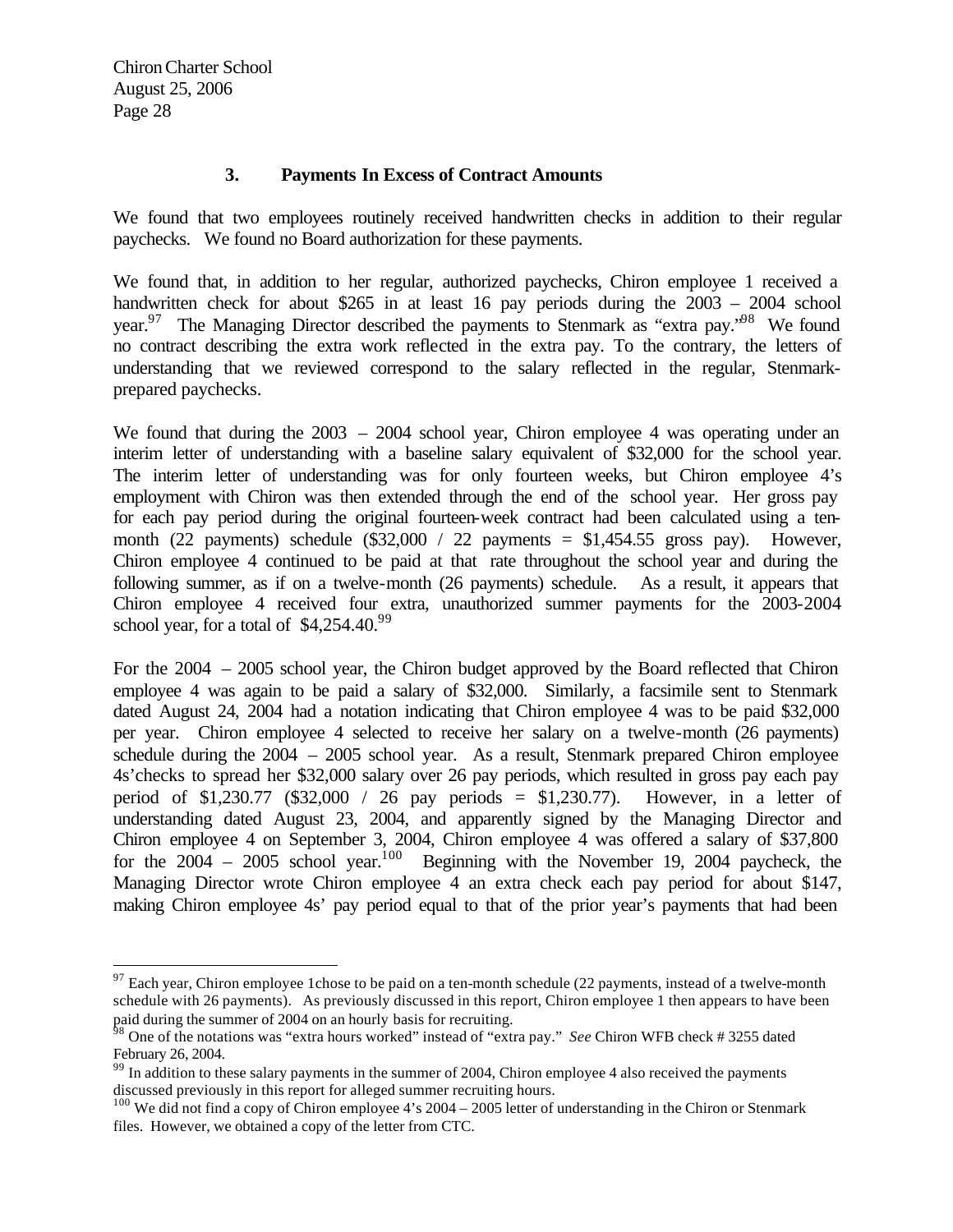### 3. Payments In Excess of Contract Amounts

We found that two employees routinely received handwritten checks in addition to their regular paychecks. We found no Board authorization for these payments.

We found that, in addition to her regular, authorized paychecks, Chiron employee 1 received a handwritten check for about $265 in at least 16 pay periods during the 2003 – 2004 school year.[97] The Managing Director described the payments to Stenmark as "extra pay."[98] We found no contract describing the extra work reflected in the extra pay. To the contrary, the letters of understanding that we reviewed correspond to the salary reflected in the regular, Stenmark-prepared paychecks.

We found that during the 2003 – 2004 school year, Chiron employee 4 was operating under an interim letter of understanding with a baseline salary equivalent of $32,000 for the school year. The interim letter of understanding was for only fourteen weeks, but Chiron employee 4's employment with Chiron was then extended through the end of the school year. Her gross pay for each pay period during the original fourteen-week contract had been calculated using a ten-month (22 payments) schedule ($32,000 / 22 payments = $1,454.55 gross pay). However, Chiron employee 4 continued to be paid at that rate throughout the school year and during the following summer, as if on a twelve-month (26 payments) schedule. As a result, it appears that Chiron employee 4 received four extra, unauthorized summer payments for the 2003-2004 school year, for a total of $4,254.40.[99]

For the 2004 – 2005 school year, the Chiron budget approved by the Board reflected that Chiron employee 4 was again to be paid a salary of $32,000. Similarly, a facsimile sent to Stenmark dated August 24, 2004 had a notation indicating that Chiron employee 4 was to be paid $32,000 per year. Chiron employee 4 selected to receive her salary on a twelve-month (26 payments) schedule during the 2004 – 2005 school year. As a result, Stenmark prepared Chiron employee 4s' checks to spread her $32,000 salary over 26 pay periods, which resulted in gross pay each pay period of $1,230.77 ($32,000 / 26 pay periods = $1,230.77). However, in a letter of understanding dated August 23, 2004, and apparently signed by the Managing Director and Chiron employee 4 on September 3, 2004, Chiron employee 4 was offered a salary of $37,800 for the 2004 – 2005 school year.[100] Beginning with the November 19, 2004 paycheck, the Managing Director wrote Chiron employee 4 an extra check each pay period for about $147, making Chiron employee 4s' pay period equal to that of the prior year's payments that had been

---

[97] Each year, Chiron employee 1chose to be paid on a ten-month schedule (22 payments, instead of a twelve-month schedule with 26 payments). As previously discussed in this report, Chiron employee 1 then appears to have been paid during the summer of 2004 on an hourly basis for recruiting.

[98] One of the notations was "extra hours worked" instead of "extra pay." *See* Chiron WFB check # 3255 dated February 26, 2004.

[99] In addition to these salary payments in the summer of 2004, Chiron employee 4 also received the payments discussed previously in this report for alleged summer recruiting hours.

[100] We did not find a copy of Chiron employee 4's 2004 – 2005 letter of understanding in the Chiron or Stenmark files. However, we obtained a copy of the letter from CTC.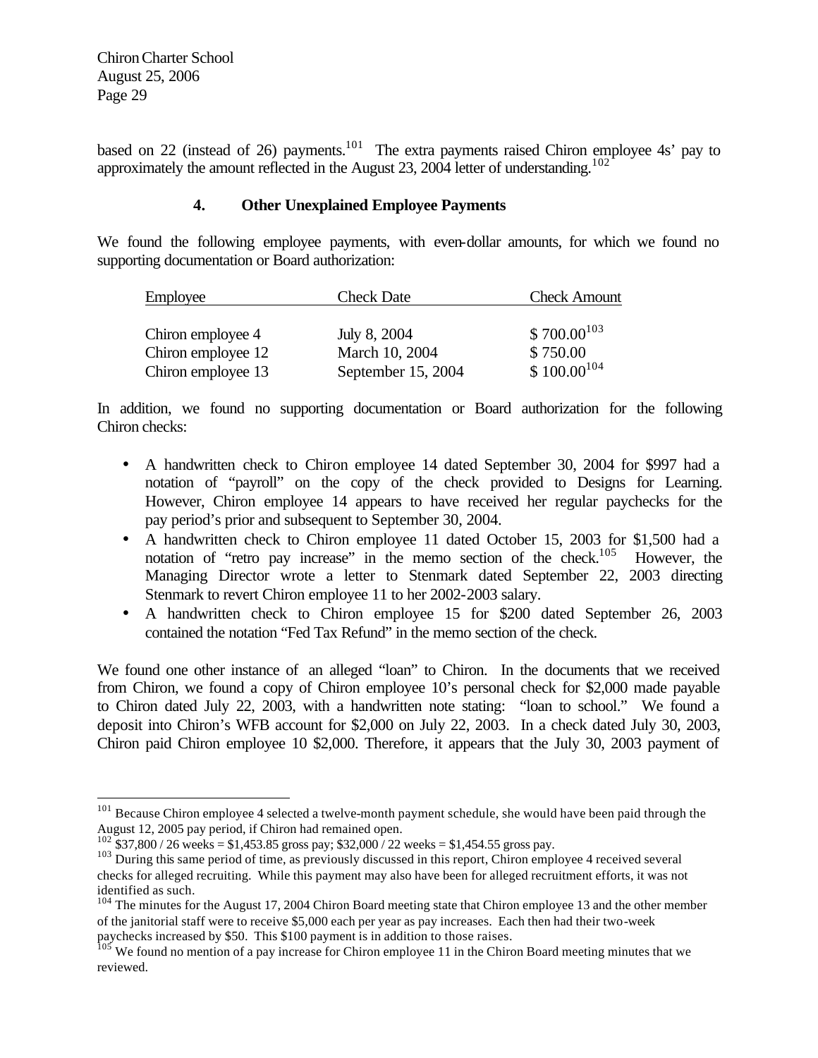based on 22 (instead of 26) payments.[101] The extra payments raised Chiron employee 4s' pay to approximately the amount reflected in the August 23, 2004 letter of understanding.[102]

### 4. Other Unexplained Employee Payments

We found the following employee payments, with even-dollar amounts, for which we found no supporting documentation or Board authorization:

| Employee | Check Date | Check Amount |
|---|---|---|
| Chiron employee 4 | July 8, 2004 | \$ 700.00[103] |
| Chiron employee 12 | March 10, 2004 | \$ 750.00 |
| Chiron employee 13 | September 15, 2004 | \$ 100.00[104] |

In addition, we found no supporting documentation or Board authorization for the following Chiron checks:

- A handwritten check to Chiron employee 14 dated September 30, 2004 for \$997 had a notation of "payroll" on the copy of the check provided to Designs for Learning. However, Chiron employee 14 appears to have received her regular paychecks for the pay period's prior and subsequent to September 30, 2004.
- A handwritten check to Chiron employee 11 dated October 15, 2003 for \$1,500 had a notation of "retro pay increase" in the memo section of the check.[105] However, the Managing Director wrote a letter to Stenmark dated September 22, 2003 directing Stenmark to revert Chiron employee 11 to her 2002-2003 salary.
- A handwritten check to Chiron employee 15 for \$200 dated September 26, 2003 contained the notation "Fed Tax Refund" in the memo section of the check.

We found one other instance of an alleged "loan" to Chiron. In the documents that we received from Chiron, we found a copy of Chiron employee 10's personal check for \$2,000 made payable to Chiron dated July 22, 2003, with a handwritten note stating: "loan to school." We found a deposit into Chiron's WFB account for \$2,000 on July 22, 2003. In a check dated July 30, 2003, Chiron paid Chiron employee 10 \$2,000. Therefore, it appears that the July 30, 2003 payment of

---

[101] Because Chiron employee 4 selected a twelve-month payment schedule, she would have been paid through the August 12, 2005 pay period, if Chiron had remained open.

[102] \$37,800 / 26 weeks = \$1,453.85 gross pay; \$32,000 / 22 weeks = \$1,454.55 gross pay.

[103] During this same period of time, as previously discussed in this report, Chiron employee 4 received several checks for alleged recruiting. While this payment may also have been for alleged recruitment efforts, it was not identified as such.

[104] The minutes for the August 17, 2004 Chiron Board meeting state that Chiron employee 13 and the other member of the janitorial staff were to receive \$5,000 each per year as pay increases. Each then had their two-week paychecks increased by \$50. This \$100 payment is in addition to those raises.

[105] We found no mention of a pay increase for Chiron employee 11 in the Chiron Board meeting minutes that we reviewed.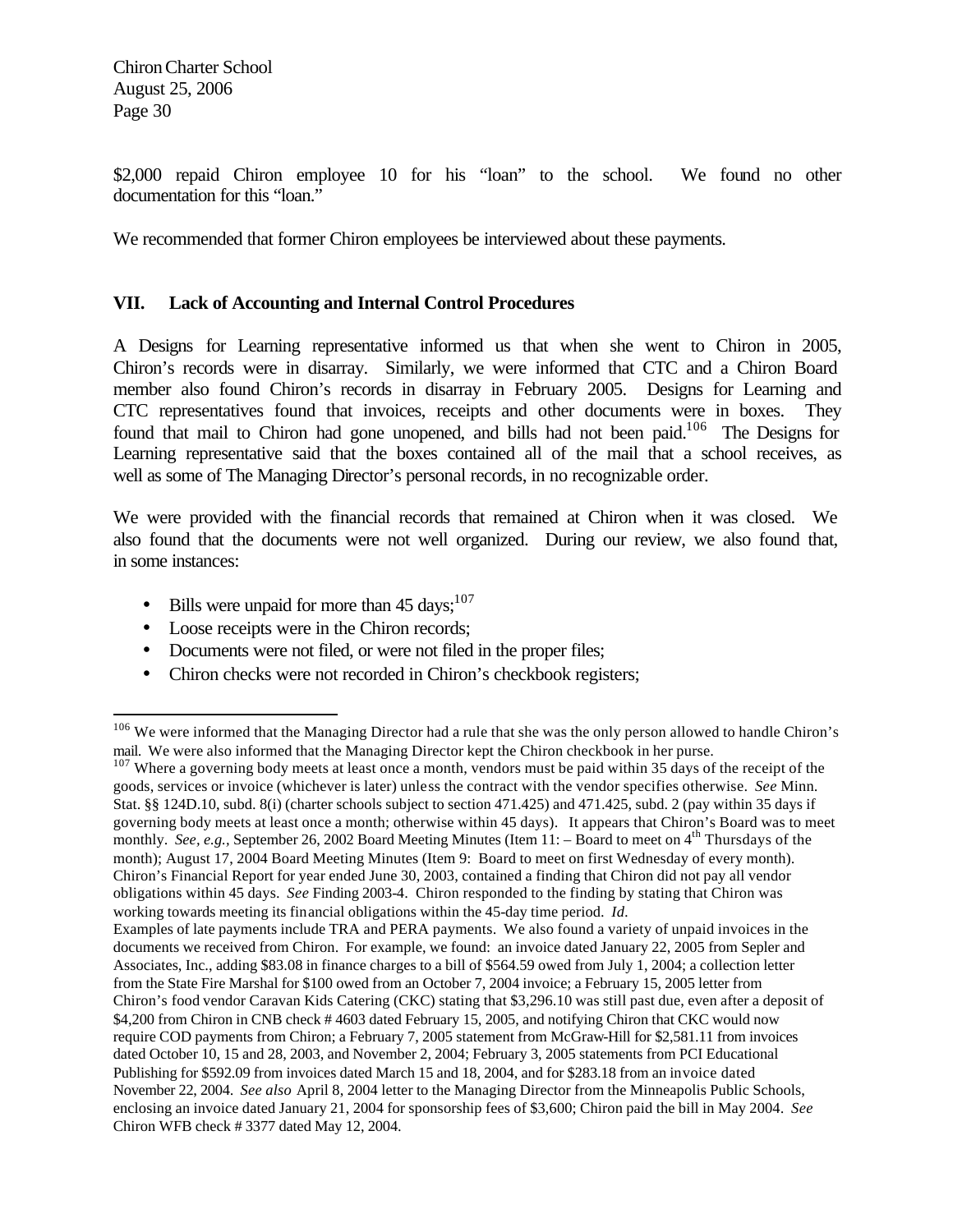$2,000 repaid Chiron employee 10 for his "loan" to the school. We found no other documentation for this "loan."

We recommended that former Chiron employees be interviewed about these payments.

## VII. Lack of Accounting and Internal Control Procedures

A Designs for Learning representative informed us that when she went to Chiron in 2005, Chiron's records were in disarray. Similarly, we were informed that CTC and a Chiron Board member also found Chiron's records in disarray in February 2005. Designs for Learning and CTC representatives found that invoices, receipts and other documents were in boxes. They found that mail to Chiron had gone unopened, and bills had not been paid.[106] The Designs for Learning representative said that the boxes contained all of the mail that a school receives, as well as some of The Managing Director's personal records, in no recognizable order.

We were provided with the financial records that remained at Chiron when it was closed. We also found that the documents were not well organized. During our review, we also found that, in some instances:

- Bills were unpaid for more than 45 days;[107]
- Loose receipts were in the Chiron records;
- Documents were not filed, or were not filed in the proper files;
- Chiron checks were not recorded in Chiron's checkbook registers;

---

[106] We were informed that the Managing Director had a rule that she was the only person allowed to handle Chiron's mail. We were also informed that the Managing Director kept the Chiron checkbook in her purse.

[107] Where a governing body meets at least once a month, vendors must be paid within 35 days of the receipt of the goods, services or invoice (whichever is later) unless the contract with the vendor specifies otherwise. *See* Minn. Stat. §§ 124D.10, subd. 8(i) (charter schools subject to section 471.425) and 471.425, subd. 2 (pay within 35 days if governing body meets at least once a month; otherwise within 45 days). It appears that Chiron's Board was to meet monthly. *See, e.g.,* September 26, 2002 Board Meeting Minutes (Item 11: – Board to meet on 4th Thursdays of the month); August 17, 2004 Board Meeting Minutes (Item 9: Board to meet on first Wednesday of every month). Chiron's Financial Report for year ended June 30, 2003, contained a finding that Chiron did not pay all vendor obligations within 45 days. *See* Finding 2003-4. Chiron responded to the finding by stating that Chiron was working towards meeting its financial obligations within the 45-day time period. *Id.*

Examples of late payments include TRA and PERA payments. We also found a variety of unpaid invoices in the documents we received from Chiron. For example, we found: an invoice dated January 22, 2005 from Sepler and Associates, Inc., adding $83.08 in finance charges to a bill of $564.59 owed from July 1, 2004; a collection letter from the State Fire Marshal for $100 owed from an October 7, 2004 invoice; a February 15, 2005 letter from Chiron's food vendor Caravan Kids Catering (CKC) stating that $3,296.10 was still past due, even after a deposit of $4,200 from Chiron in CNB check # 4603 dated February 15, 2005, and notifying Chiron that CKC would now require COD payments from Chiron; a February 7, 2005 statement from McGraw-Hill for $2,581.11 from invoices dated October 10, 15 and 28, 2003, and November 2, 2004; February 3, 2005 statements from PCI Educational Publishing for $592.09 from invoices dated March 15 and 18, 2004, and for $283.18 from an invoice dated November 22, 2004. *See also* April 8, 2004 letter to the Managing Director from the Minneapolis Public Schools, enclosing an invoice dated January 21, 2004 for sponsorship fees of $3,600; Chiron paid the bill in May 2004. *See* Chiron WFB check # 3377 dated May 12, 2004.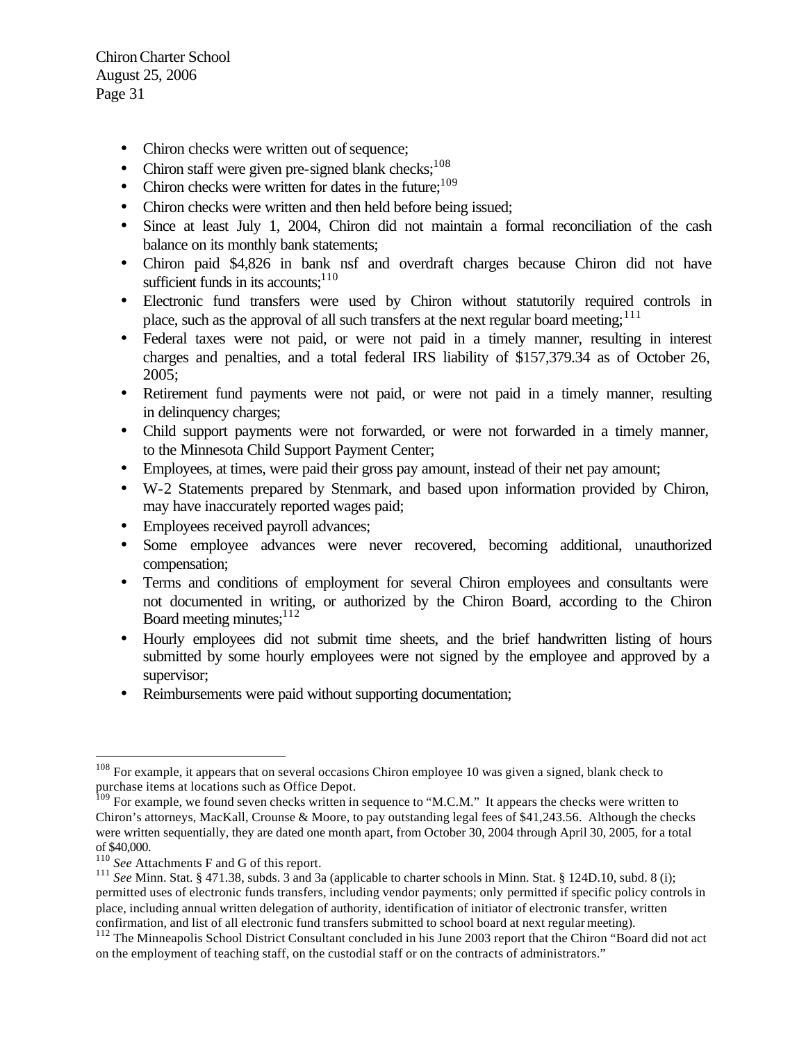- Chiron checks were written out of sequence;
- Chiron staff were given pre-signed blank checks;[108]
- Chiron checks were written for dates in the future;[109]
- Chiron checks were written and then held before being issued;
- Since at least July 1, 2004, Chiron did not maintain a formal reconciliation of the cash balance on its monthly bank statements;
- Chiron paid $4,826 in bank nsf and overdraft charges because Chiron did not have sufficient funds in its accounts;[110]
- Electronic fund transfers were used by Chiron without statutorily required controls in place, such as the approval of all such transfers at the next regular board meeting;[111]
- Federal taxes were not paid, or were not paid in a timely manner, resulting in interest charges and penalties, and a total federal IRS liability of $157,379.34 as of October 26, 2005;
- Retirement fund payments were not paid, or were not paid in a timely manner, resulting in delinquency charges;
- Child support payments were not forwarded, or were not forwarded in a timely manner, to the Minnesota Child Support Payment Center;
- Employees, at times, were paid their gross pay amount, instead of their net pay amount;
- W-2 Statements prepared by Stenmark, and based upon information provided by Chiron, may have inaccurately reported wages paid;
- Employees received payroll advances;
- Some employee advances were never recovered, becoming additional, unauthorized compensation;
- Terms and conditions of employment for several Chiron employees and consultants were not documented in writing, or authorized by the Chiron Board, according to the Chiron Board meeting minutes;[112]
- Hourly employees did not submit time sheets, and the brief handwritten listing of hours submitted by some hourly employees were not signed by the employee and approved by a supervisor;
- Reimbursements were paid without supporting documentation;

---

[108] For example, it appears that on several occasions Chiron employee 10 was given a signed, blank check to purchase items at locations such as Office Depot.

[109] For example, we found seven checks written in sequence to "M.C.M." It appears the checks were written to Chiron's attorneys, MacKall, Crounse & Moore, to pay outstanding legal fees of $41,243.56. Although the checks were written sequentially, they are dated one month apart, from October 30, 2004 through April 30, 2005, for a total of $40,000.

[110] *See* Attachments F and G of this report.

[111] *See* Minn. Stat. § 471.38, subds. 3 and 3a (applicable to charter schools in Minn. Stat. § 124D.10, subd. 8 (i); permitted uses of electronic funds transfers, including vendor payments; only permitted if specific policy controls in place, including annual written delegation of authority, identification of initiator of electronic transfer, written confirmation, and list of all electronic fund transfers submitted to school board at next regular meeting).

[112] The Minneapolis School District Consultant concluded in his June 2003 report that the Chiron "Board did not act on the employment of teaching staff, on the custodial staff or on the contracts of administrators."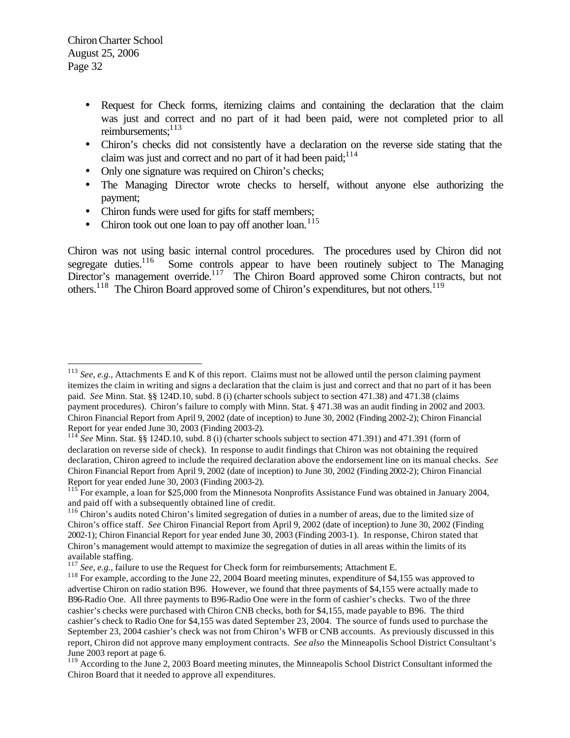- Request for Check forms, itemizing claims and containing the declaration that the claim was just and correct and no part of it had been paid, were not completed prior to all reimbursements;[113]
- Chiron's checks did not consistently have a declaration on the reverse side stating that the claim was just and correct and no part of it had been paid;[114]
- Only one signature was required on Chiron's checks;
- The Managing Director wrote checks to herself, without anyone else authorizing the payment;
- Chiron funds were used for gifts for staff members;
- Chiron took out one loan to pay off another loan.[115]

Chiron was not using basic internal control procedures. The procedures used by Chiron did not segregate duties.[116] Some controls appear to have been routinely subject to The Managing Director's management override.[117] The Chiron Board approved some Chiron contracts, but not others.[118] The Chiron Board approved some of Chiron's expenditures, but not others.[119]

---

[113] *See, e.g.,* Attachments E and K of this report. Claims must not be allowed until the person claiming payment itemizes the claim in writing and signs a declaration that the claim is just and correct and that no part of it has been paid. *See* Minn. Stat. §§ 124D.10, subd. 8 (i) (charter schools subject to section 471.38) and 471.38 (claims payment procedures). Chiron's failure to comply with Minn. Stat. § 471.38 was an audit finding in 2002 and 2003. Chiron Financial Report from April 9, 2002 (date of inception) to June 30, 2002 (Finding 2002-2); Chiron Financial Report for year ended June 30, 2003 (Finding 2003-2).

[114] *See* Minn. Stat. §§ 124D.10, subd. 8 (i) (charter schools subject to section 471.391) and 471.391 (form of declaration on reverse side of check). In response to audit findings that Chiron was not obtaining the required declaration, Chiron agreed to include the required declaration above the endorsement line on its manual checks. *See* Chiron Financial Report from April 9, 2002 (date of inception) to June 30, 2002 (Finding 2002-2); Chiron Financial Report for year ended June 30, 2003 (Finding 2003-2).

[115] For example, a loan for $25,000 from the Minnesota Nonprofits Assistance Fund was obtained in January 2004, and paid off with a subsequently obtained line of credit.

[116] Chiron's audits noted Chiron's limited segregation of duties in a number of areas, due to the limited size of Chiron's office staff. *See* Chiron Financial Report from April 9, 2002 (date of inception) to June 30, 2002 (Finding 2002-1); Chiron Financial Report for year ended June 30, 2003 (Finding 2003-1). In response, Chiron stated that Chiron's management would attempt to maximize the segregation of duties in all areas within the limits of its available staffing.

[117] *See, e.g.,* failure to use the Request for Check form for reimbursements; Attachment E.

[118] For example, according to the June 22, 2004 Board meeting minutes, expenditure of $4,155 was approved to advertise Chiron on radio station B96. However, we found that three payments of $4,155 were actually made to B96-Radio One. All three payments to B96-Radio One were in the form of cashier's checks. Two of the three cashier's checks were purchased with Chiron CNB checks, both for $4,155, made payable to B96. The third cashier's check to Radio One for $4,155 was dated September 23, 2004. The source of funds used to purchase the September 23, 2004 cashier's check was not from Chiron's WFB or CNB accounts. As previously discussed in this report, Chiron did not approve many employment contracts. *See also* the Minneapolis School District Consultant's June 2003 report at page 6.

[119] According to the June 2, 2003 Board meeting minutes, the Minneapolis School District Consultant informed the Chiron Board that it needed to approve all expenditures.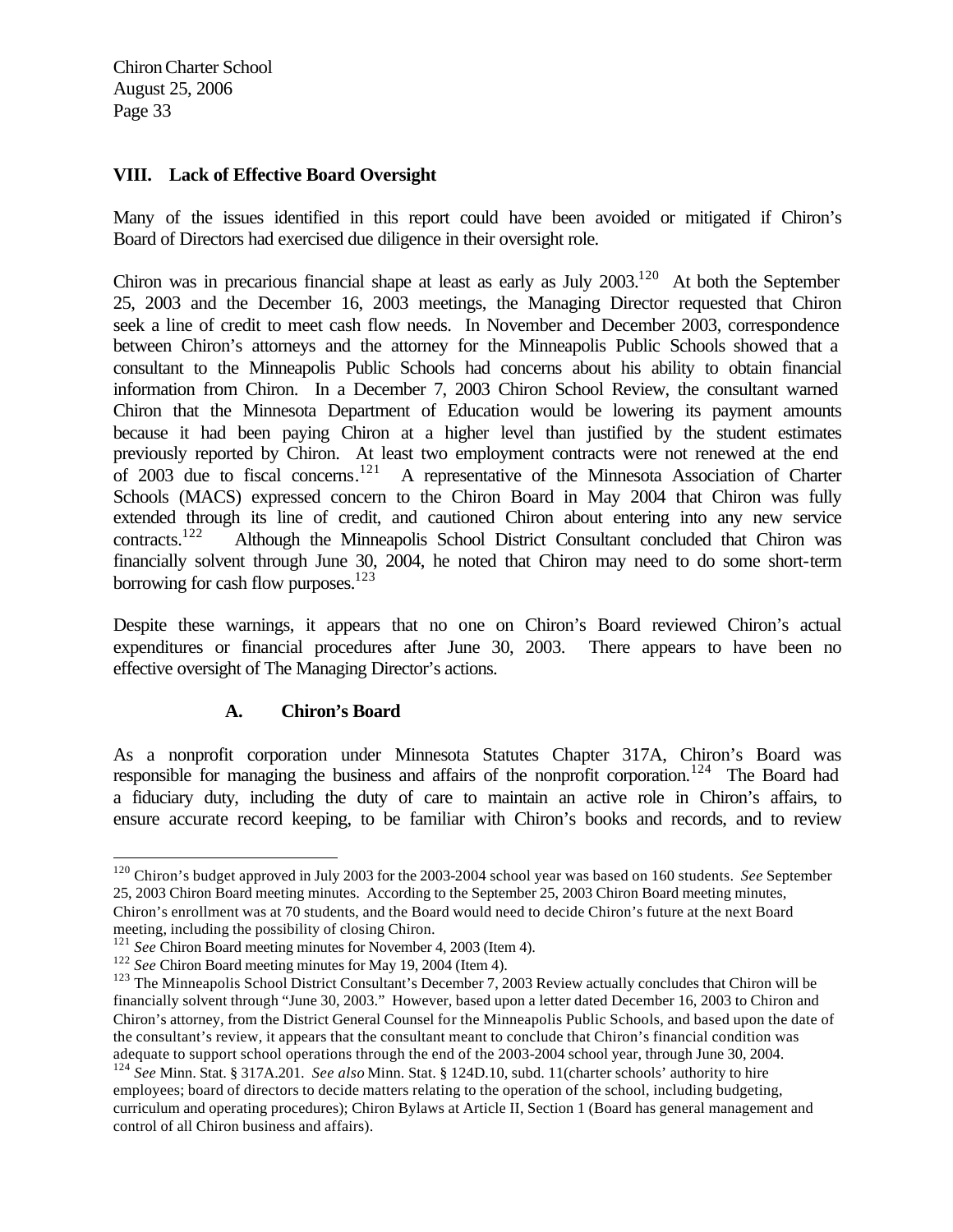## VIII. Lack of Effective Board Oversight

Many of the issues identified in this report could have been avoided or mitigated if Chiron's Board of Directors had exercised due diligence in their oversight role.

Chiron was in precarious financial shape at least as early as July 2003.[120] At both the September 25, 2003 and the December 16, 2003 meetings, the Managing Director requested that Chiron seek a line of credit to meet cash flow needs. In November and December 2003, correspondence between Chiron's attorneys and the attorney for the Minneapolis Public Schools showed that a consultant to the Minneapolis Public Schools had concerns about his ability to obtain financial information from Chiron. In a December 7, 2003 Chiron School Review, the consultant warned Chiron that the Minnesota Department of Education would be lowering its payment amounts because it had been paying Chiron at a higher level than justified by the student estimates previously reported by Chiron. At least two employment contracts were not renewed at the end of 2003 due to fiscal concerns.[121] A representative of the Minnesota Association of Charter Schools (MACS) expressed concern to the Chiron Board in May 2004 that Chiron was fully extended through its line of credit, and cautioned Chiron about entering into any new service contracts.[122] Although the Minneapolis School District Consultant concluded that Chiron was financially solvent through June 30, 2004, he noted that Chiron may need to do some short-term borrowing for cash flow purposes.[123]

Despite these warnings, it appears that no one on Chiron's Board reviewed Chiron's actual expenditures or financial procedures after June 30, 2003. There appears to have been no effective oversight of The Managing Director's actions.

### A. Chiron's Board

As a nonprofit corporation under Minnesota Statutes Chapter 317A, Chiron's Board was responsible for managing the business and affairs of the nonprofit corporation.[124] The Board had a fiduciary duty, including the duty of care to maintain an active role in Chiron's affairs, to ensure accurate record keeping, to be familiar with Chiron's books and records, and to review

---

[120] Chiron's budget approved in July 2003 for the 2003-2004 school year was based on 160 students. *See* September 25, 2003 Chiron Board meeting minutes. According to the September 25, 2003 Chiron Board meeting minutes, Chiron's enrollment was at 70 students, and the Board would need to decide Chiron's future at the next Board meeting, including the possibility of closing Chiron.

[121] *See* Chiron Board meeting minutes for November 4, 2003 (Item 4).

[122] *See* Chiron Board meeting minutes for May 19, 2004 (Item 4).

[123] The Minneapolis School District Consultant's December 7, 2003 Review actually concludes that Chiron will be financially solvent through "June 30, 2003." However, based upon a letter dated December 16, 2003 to Chiron and Chiron's attorney, from the District General Counsel for the Minneapolis Public Schools, and based upon the date of the consultant's review, it appears that the consultant meant to conclude that Chiron's financial condition was adequate to support school operations through the end of the 2003-2004 school year, through June 30, 2004.

[124] *See* Minn. Stat. § 317A.201. *See also* Minn. Stat. § 124D.10, subd. 11(charter schools' authority to hire employees; board of directors to decide matters relating to the operation of the school, including budgeting, curriculum and operating procedures); Chiron Bylaws at Article II, Section 1 (Board has general management and control of all Chiron business and affairs).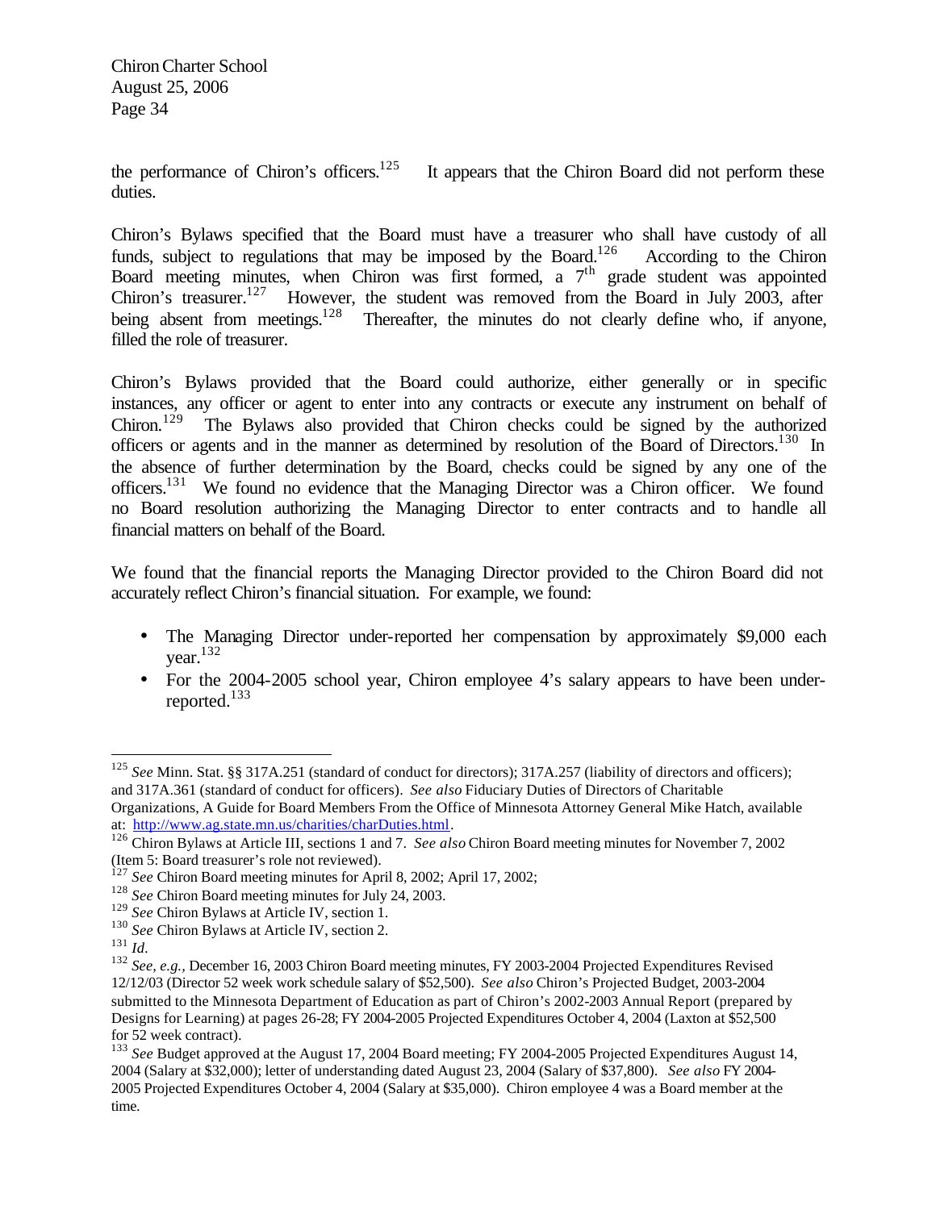the performance of Chiron's officers.[125] It appears that the Chiron Board did not perform these duties.

Chiron's Bylaws specified that the Board must have a treasurer who shall have custody of all funds, subject to regulations that may be imposed by the Board.[126] According to the Chiron Board meeting minutes, when Chiron was first formed, a 7th grade student was appointed Chiron's treasurer.[127] However, the student was removed from the Board in July 2003, after being absent from meetings.[128] Thereafter, the minutes do not clearly define who, if anyone, filled the role of treasurer.

Chiron's Bylaws provided that the Board could authorize, either generally or in specific instances, any officer or agent to enter into any contracts or execute any instrument on behalf of Chiron.[129] The Bylaws also provided that Chiron checks could be signed by the authorized officers or agents and in the manner as determined by resolution of the Board of Directors.[130] In the absence of further determination by the Board, checks could be signed by any one of the officers.[131] We found no evidence that the Managing Director was a Chiron officer. We found no Board resolution authorizing the Managing Director to enter contracts and to handle all financial matters on behalf of the Board.

We found that the financial reports the Managing Director provided to the Chiron Board did not accurately reflect Chiron's financial situation. For example, we found:

- The Managing Director under-reported her compensation by approximately $9,000 each year.[132]
- For the 2004-2005 school year, Chiron employee 4's salary appears to have been under-reported.[133]

---

[125] *See* Minn. Stat. §§ 317A.251 (standard of conduct for directors); 317A.257 (liability of directors and officers); and 317A.361 (standard of conduct for officers). *See also* Fiduciary Duties of Directors of Charitable Organizations, A Guide for Board Members From the Office of Minnesota Attorney General Mike Hatch, available at: http://www.ag.state.mn.us/charities/charDuties.html.

[126] Chiron Bylaws at Article III, sections 1 and 7. *See also* Chiron Board meeting minutes for November 7, 2002 (Item 5: Board treasurer's role not reviewed).

[127] *See* Chiron Board meeting minutes for April 8, 2002; April 17, 2002;

[128] *See* Chiron Board meeting minutes for July 24, 2003.

[129] *See* Chiron Bylaws at Article IV, section 1.

[130] *See* Chiron Bylaws at Article IV, section 2.

[131] *Id*.

[132] *See, e.g.,* December 16, 2003 Chiron Board meeting minutes, FY 2003-2004 Projected Expenditures Revised 12/12/03 (Director 52 week work schedule salary of $52,500). *See also* Chiron's Projected Budget, 2003-2004 submitted to the Minnesota Department of Education as part of Chiron's 2002-2003 Annual Report (prepared by Designs for Learning) at pages 26-28; FY 2004-2005 Projected Expenditures October 4, 2004 (Laxton at $52,500 for 52 week contract).

[133] *See* Budget approved at the August 17, 2004 Board meeting; FY 2004-2005 Projected Expenditures August 14, 2004 (Salary at $32,000); letter of understanding dated August 23, 2004 (Salary of $37,800). *See also* FY 2004-2005 Projected Expenditures October 4, 2004 (Salary at $35,000). Chiron employee 4 was a Board member at the time.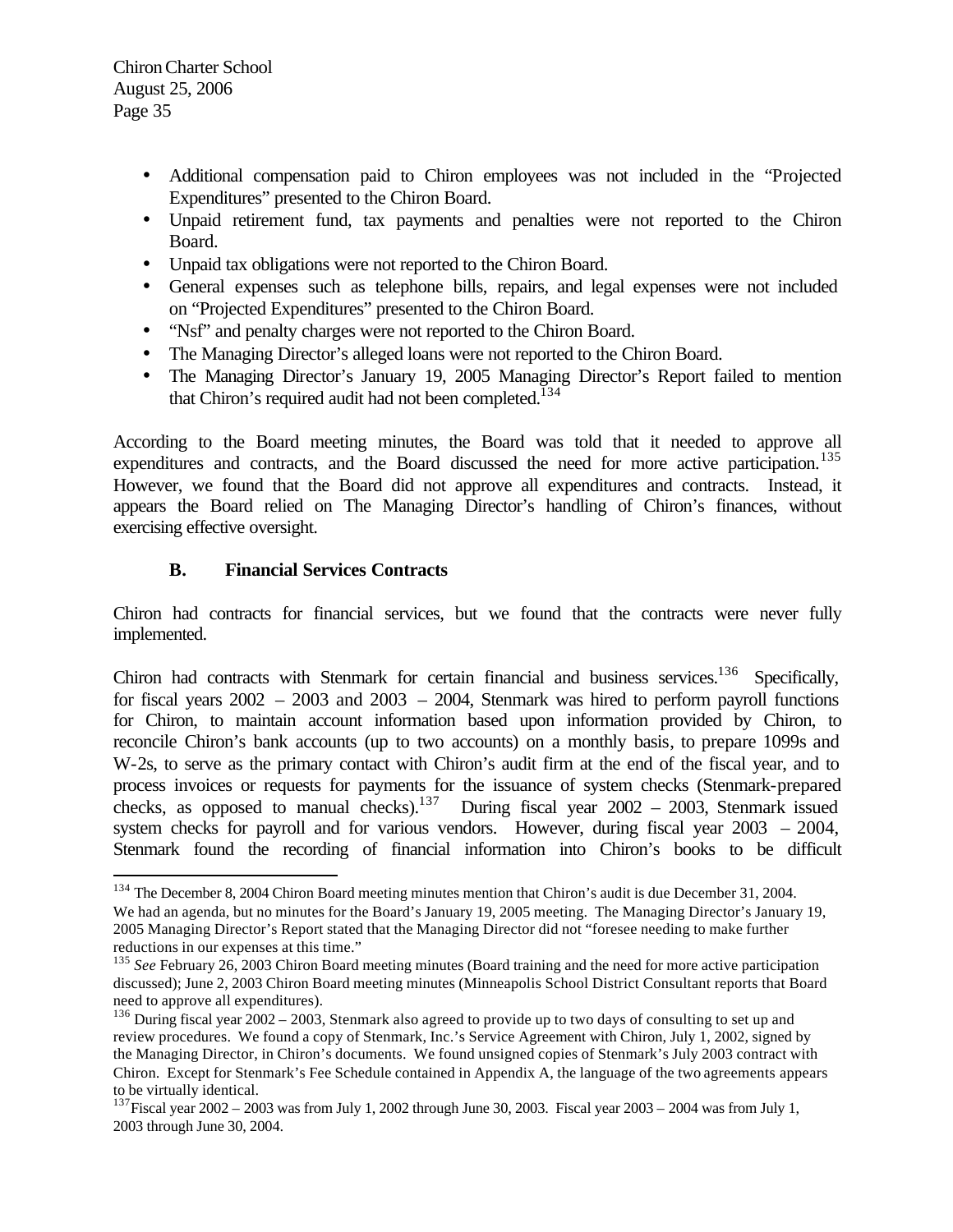- Additional compensation paid to Chiron employees was not included in the "Projected Expenditures" presented to the Chiron Board.
- Unpaid retirement fund, tax payments and penalties were not reported to the Chiron Board.
- Unpaid tax obligations were not reported to the Chiron Board.
- General expenses such as telephone bills, repairs, and legal expenses were not included on "Projected Expenditures" presented to the Chiron Board.
- "Nsf" and penalty charges were not reported to the Chiron Board.
- The Managing Director's alleged loans were not reported to the Chiron Board.
- The Managing Director's January 19, 2005 Managing Director's Report failed to mention that Chiron's required audit had not been completed.[134]

According to the Board meeting minutes, the Board was told that it needed to approve all expenditures and contracts, and the Board discussed the need for more active participation.[135] However, we found that the Board did not approve all expenditures and contracts. Instead, it appears the Board relied on The Managing Director's handling of Chiron's finances, without exercising effective oversight.

### B. Financial Services Contracts

Chiron had contracts for financial services, but we found that the contracts were never fully implemented.

Chiron had contracts with Stenmark for certain financial and business services.[136] Specifically, for fiscal years 2002 – 2003 and 2003 – 2004, Stenmark was hired to perform payroll functions for Chiron, to maintain account information based upon information provided by Chiron, to reconcile Chiron's bank accounts (up to two accounts) on a monthly basis, to prepare 1099s and W-2s, to serve as the primary contact with Chiron's audit firm at the end of the fiscal year, and to process invoices or requests for payments for the issuance of system checks (Stenmark-prepared checks, as opposed to manual checks).[137] During fiscal year 2002 – 2003, Stenmark issued system checks for payroll and for various vendors. However, during fiscal year 2003 – 2004, Stenmark found the recording of financial information into Chiron's books to be difficult

---

[134] The December 8, 2004 Chiron Board meeting minutes mention that Chiron's audit is due December 31, 2004. We had an agenda, but no minutes for the Board's January 19, 2005 meeting. The Managing Director's January 19, 2005 Managing Director's Report stated that the Managing Director did not "foresee needing to make further reductions in our expenses at this time."

[135] *See* February 26, 2003 Chiron Board meeting minutes (Board training and the need for more active participation discussed); June 2, 2003 Chiron Board meeting minutes (Minneapolis School District Consultant reports that Board need to approve all expenditures).

[136] During fiscal year 2002 – 2003, Stenmark also agreed to provide up to two days of consulting to set up and review procedures. We found a copy of Stenmark, Inc.'s Service Agreement with Chiron, July 1, 2002, signed by the Managing Director, in Chiron's documents. We found unsigned copies of Stenmark's July 2003 contract with Chiron. Except for Stenmark's Fee Schedule contained in Appendix A, the language of the two agreements appears to be virtually identical.

[137] Fiscal year 2002 – 2003 was from July 1, 2002 through June 30, 2003. Fiscal year 2003 – 2004 was from July 1, 2003 through June 30, 2004.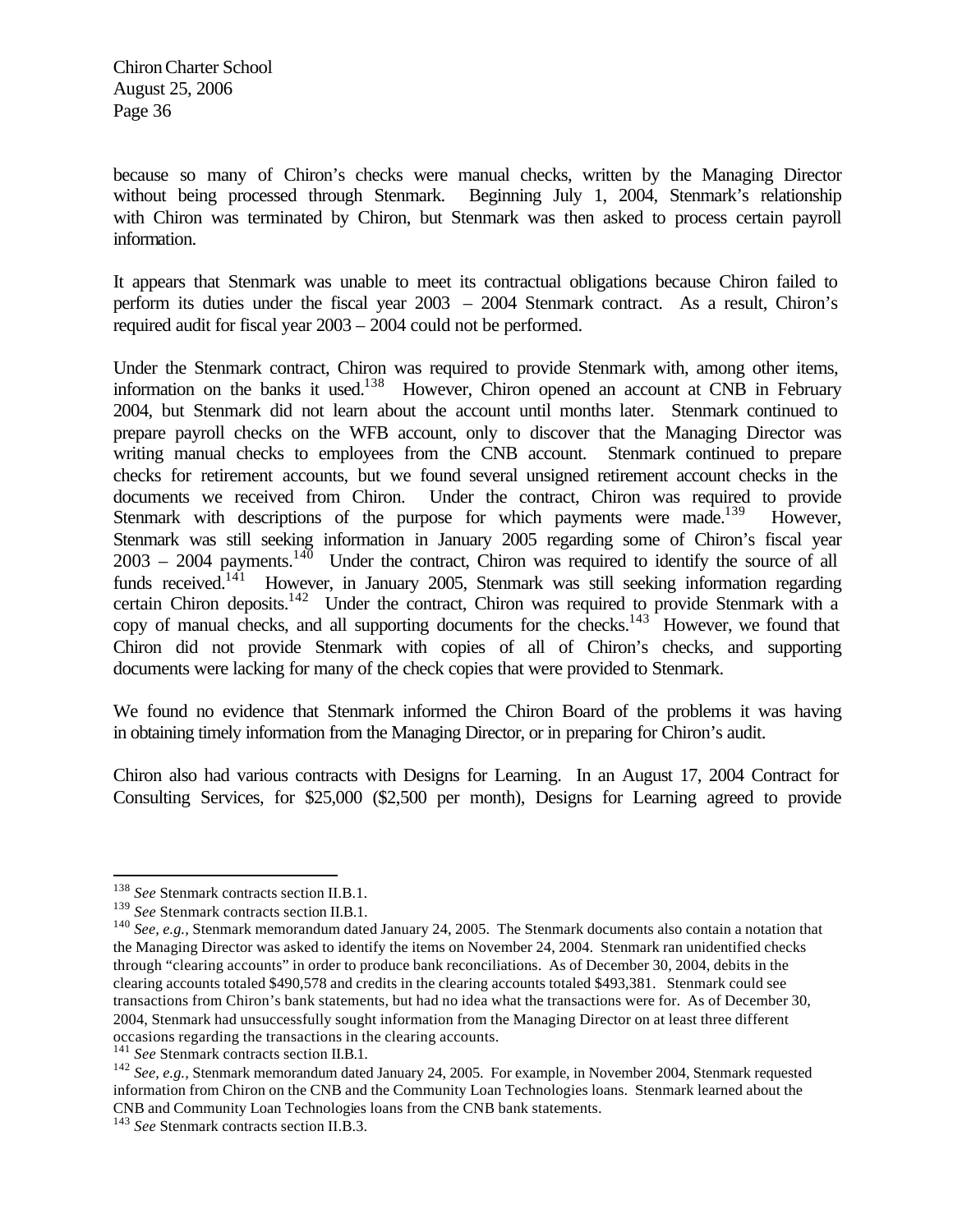because so many of Chiron's checks were manual checks, written by the Managing Director without being processed through Stenmark. Beginning July 1, 2004, Stenmark's relationship with Chiron was terminated by Chiron, but Stenmark was then asked to process certain payroll information.

It appears that Stenmark was unable to meet its contractual obligations because Chiron failed to perform its duties under the fiscal year 2003 – 2004 Stenmark contract. As a result, Chiron's required audit for fiscal year 2003 – 2004 could not be performed.

Under the Stenmark contract, Chiron was required to provide Stenmark with, among other items, information on the banks it used.[138] However, Chiron opened an account at CNB in February 2004, but Stenmark did not learn about the account until months later. Stenmark continued to prepare payroll checks on the WFB account, only to discover that the Managing Director was writing manual checks to employees from the CNB account. Stenmark continued to prepare checks for retirement accounts, but we found several unsigned retirement account checks in the documents we received from Chiron. Under the contract, Chiron was required to provide Stenmark with descriptions of the purpose for which payments were made.[139] However, Stenmark was still seeking information in January 2005 regarding some of Chiron's fiscal year 2003 – 2004 payments.[140] Under the contract, Chiron was required to identify the source of all funds received.[141] However, in January 2005, Stenmark was still seeking information regarding certain Chiron deposits.[142] Under the contract, Chiron was required to provide Stenmark with a copy of manual checks, and all supporting documents for the checks.[143] However, we found that Chiron did not provide Stenmark with copies of all of Chiron's checks, and supporting documents were lacking for many of the check copies that were provided to Stenmark.

We found no evidence that Stenmark informed the Chiron Board of the problems it was having in obtaining timely information from the Managing Director, or in preparing for Chiron's audit.

Chiron also had various contracts with Designs for Learning. In an August 17, 2004 Contract for Consulting Services, for $25,000 ($2,500 per month), Designs for Learning agreed to provide

---

[138] *See* Stenmark contracts section II.B.1.

[139] *See* Stenmark contracts section II.B.1.

[140] *See, e.g.,* Stenmark memorandum dated January 24, 2005. The Stenmark documents also contain a notation that the Managing Director was asked to identify the items on November 24, 2004. Stenmark ran unidentified checks through "clearing accounts" in order to produce bank reconciliations. As of December 30, 2004, debits in the clearing accounts totaled $490,578 and credits in the clearing accounts totaled $493,381. Stenmark could see transactions from Chiron's bank statements, but had no idea what the transactions were for. As of December 30, 2004, Stenmark had unsuccessfully sought information from the Managing Director on at least three different occasions regarding the transactions in the clearing accounts.

[141] *See* Stenmark contracts section II.B.1.

[142] *See, e.g.,* Stenmark memorandum dated January 24, 2005. For example, in November 2004, Stenmark requested information from Chiron on the CNB and the Community Loan Technologies loans. Stenmark learned about the CNB and Community Loan Technologies loans from the CNB bank statements.

[143] *See* Stenmark contracts section II.B.3.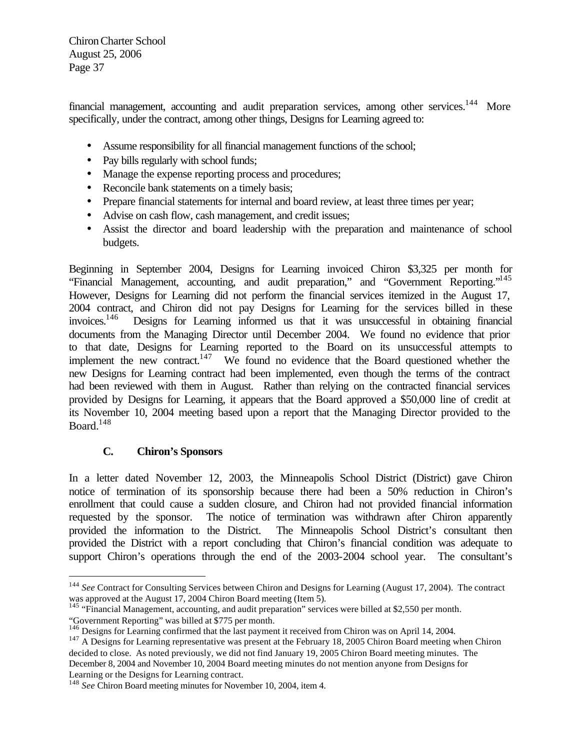financial management, accounting and audit preparation services, among other services.[144] More specifically, under the contract, among other things, Designs for Learning agreed to:

- Assume responsibility for all financial management functions of the school;
- Pay bills regularly with school funds;
- Manage the expense reporting process and procedures;
- Reconcile bank statements on a timely basis;
- Prepare financial statements for internal and board review, at least three times per year;
- Advise on cash flow, cash management, and credit issues;
- Assist the director and board leadership with the preparation and maintenance of school budgets.

Beginning in September 2004, Designs for Learning invoiced Chiron $3,325 per month for "Financial Management, accounting, and audit preparation," and "Government Reporting."[145] However, Designs for Learning did not perform the financial services itemized in the August 17, 2004 contract, and Chiron did not pay Designs for Learning for the services billed in these invoices.[146] Designs for Learning informed us that it was unsuccessful in obtaining financial documents from the Managing Director until December 2004. We found no evidence that prior to that date, Designs for Learning reported to the Board on its unsuccessful attempts to implement the new contract.[147] We found no evidence that the Board questioned whether the new Designs for Learning contract had been implemented, even though the terms of the contract had been reviewed with them in August. Rather than relying on the contracted financial services provided by Designs for Learning, it appears that the Board approved a $50,000 line of credit at its November 10, 2004 meeting based upon a report that the Managing Director provided to the Board.[148]

### C. Chiron's Sponsors

In a letter dated November 12, 2003, the Minneapolis School District (District) gave Chiron notice of termination of its sponsorship because there had been a 50% reduction in Chiron's enrollment that could cause a sudden closure, and Chiron had not provided financial information requested by the sponsor. The notice of termination was withdrawn after Chiron apparently provided the information to the District. The Minneapolis School District's consultant then provided the District with a report concluding that Chiron's financial condition was adequate to support Chiron's operations through the end of the 2003-2004 school year. The consultant's

---

[144] *See* Contract for Consulting Services between Chiron and Designs for Learning (August 17, 2004). The contract was approved at the August 17, 2004 Chiron Board meeting (Item 5).

[145] "Financial Management, accounting, and audit preparation" services were billed at $2,550 per month. "Government Reporting" was billed at $775 per month.

[146] Designs for Learning confirmed that the last payment it received from Chiron was on April 14, 2004.

[147] A Designs for Learning representative was present at the February 18, 2005 Chiron Board meeting when Chiron decided to close. As noted previously, we did not find January 19, 2005 Chiron Board meeting minutes. The December 8, 2004 and November 10, 2004 Board meeting minutes do not mention anyone from Designs for Learning or the Designs for Learning contract.

[148] *See* Chiron Board meeting minutes for November 10, 2004, item 4.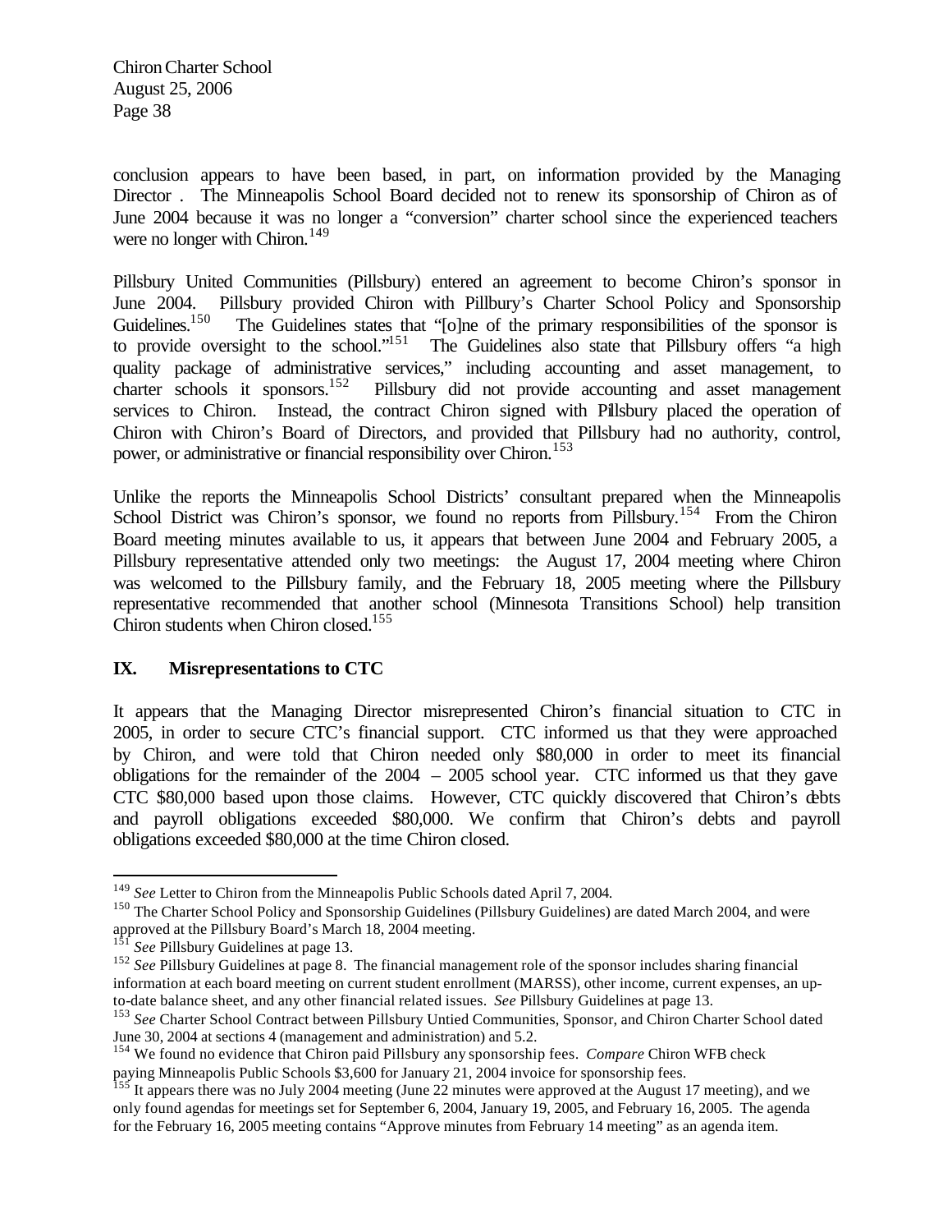conclusion appears to have been based, in part, on information provided by the Managing Director . The Minneapolis School Board decided not to renew its sponsorship of Chiron as of June 2004 because it was no longer a "conversion" charter school since the experienced teachers were no longer with Chiron.[149]

Pillsbury United Communities (Pillsbury) entered an agreement to become Chiron's sponsor in June 2004. Pillsbury provided Chiron with Pillbury's Charter School Policy and Sponsorship Guidelines.[150] The Guidelines states that "[o]ne of the primary responsibilities of the sponsor is to provide oversight to the school."[151] The Guidelines also state that Pillsbury offers "a high quality package of administrative services," including accounting and asset management, to charter schools it sponsors.[152] Pillsbury did not provide accounting and asset management services to Chiron. Instead, the contract Chiron signed with Pillsbury placed the operation of Chiron with Chiron's Board of Directors, and provided that Pillsbury had no authority, control, power, or administrative or financial responsibility over Chiron.[153]

Unlike the reports the Minneapolis School Districts' consultant prepared when the Minneapolis School District was Chiron's sponsor, we found no reports from Pillsbury.[154] From the Chiron Board meeting minutes available to us, it appears that between June 2004 and February 2005, a Pillsbury representative attended only two meetings: the August 17, 2004 meeting where Chiron was welcomed to the Pillsbury family, and the February 18, 2005 meeting where the Pillsbury representative recommended that another school (Minnesota Transitions School) help transition Chiron students when Chiron closed.[155]

## IX. Misrepresentations to CTC

It appears that the Managing Director misrepresented Chiron's financial situation to CTC in 2005, in order to secure CTC's financial support. CTC informed us that they were approached by Chiron, and were told that Chiron needed only $80,000 in order to meet its financial obligations for the remainder of the 2004 – 2005 school year. CTC informed us that they gave CTC $80,000 based upon those claims. However, CTC quickly discovered that Chiron's debts and payroll obligations exceeded $80,000. We confirm that Chiron's debts and payroll obligations exceeded $80,000 at the time Chiron closed.

---

[149] *See* Letter to Chiron from the Minneapolis Public Schools dated April 7, 2004.

[150] The Charter School Policy and Sponsorship Guidelines (Pillsbury Guidelines) are dated March 2004, and were approved at the Pillsbury Board's March 18, 2004 meeting.

[151] *See* Pillsbury Guidelines at page 13.

[152] *See* Pillsbury Guidelines at page 8. The financial management role of the sponsor includes sharing financial information at each board meeting on current student enrollment (MARSS), other income, current expenses, an up-to-date balance sheet, and any other financial related issues. *See* Pillsbury Guidelines at page 13.

[153] *See* Charter School Contract between Pillsbury Untied Communities, Sponsor, and Chiron Charter School dated June 30, 2004 at sections 4 (management and administration) and 5.2.

[154] We found no evidence that Chiron paid Pillsbury any sponsorship fees. *Compare* Chiron WFB check paying Minneapolis Public Schools $3,600 for January 21, 2004 invoice for sponsorship fees.

[155] It appears there was no July 2004 meeting (June 22 minutes were approved at the August 17 meeting), and we only found agendas for meetings set for September 6, 2004, January 19, 2005, and February 16, 2005. The agenda for the February 16, 2005 meeting contains "Approve minutes from February 14 meeting" as an agenda item.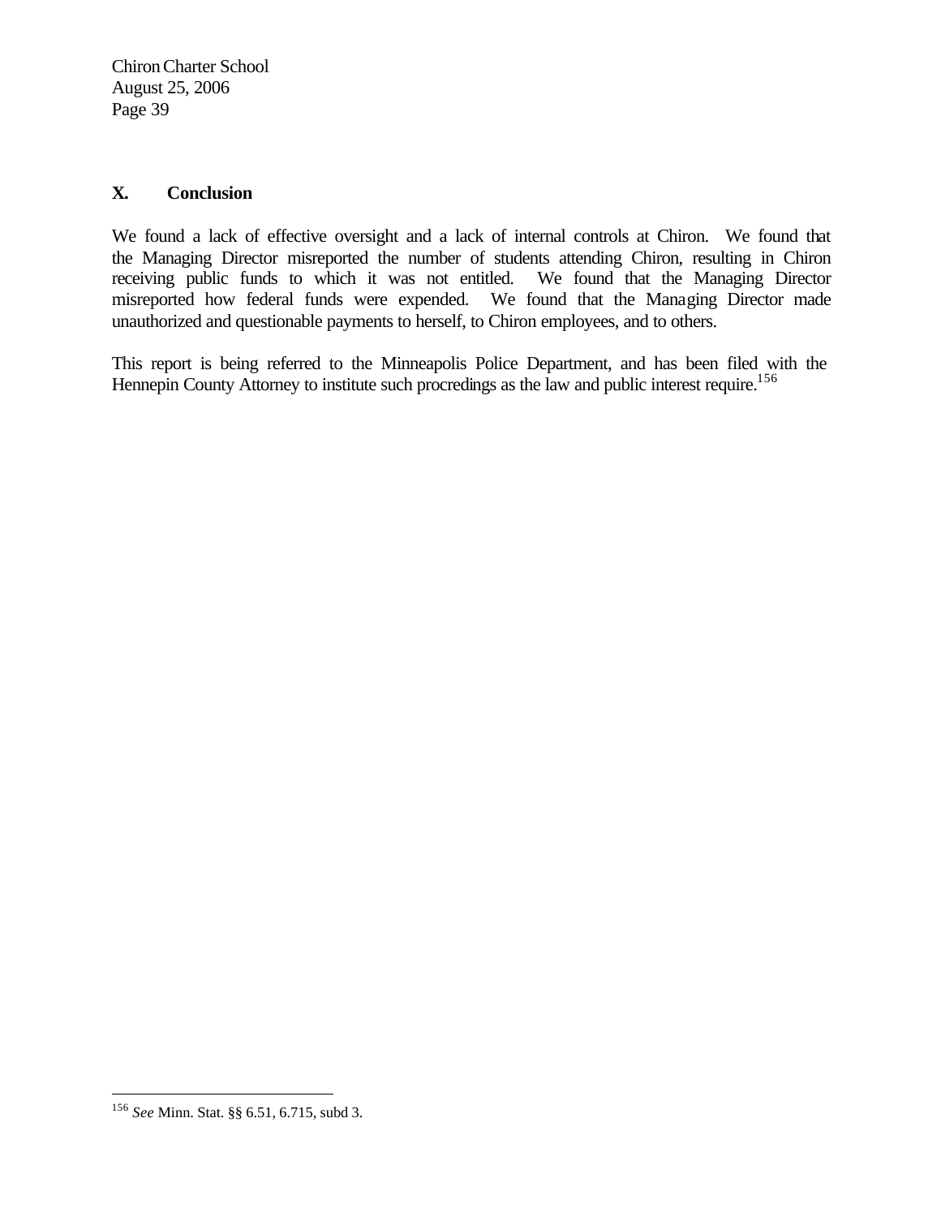## X. Conclusion

We found a lack of effective oversight and a lack of internal controls at Chiron. We found that the Managing Director misreported the number of students attending Chiron, resulting in Chiron receiving public funds to which it was not entitled. We found that the Managing Director misreported how federal funds were expended. We found that the Managing Director made unauthorized and questionable payments to herself, to Chiron employees, and to others.

This report is being referred to the Minneapolis Police Department, and has been filed with the Hennepin County Attorney to institute such procredings as the law and public interest require.[156]

---

[156] *See* Minn. Stat. §§ 6.51, 6.715, subd 3.